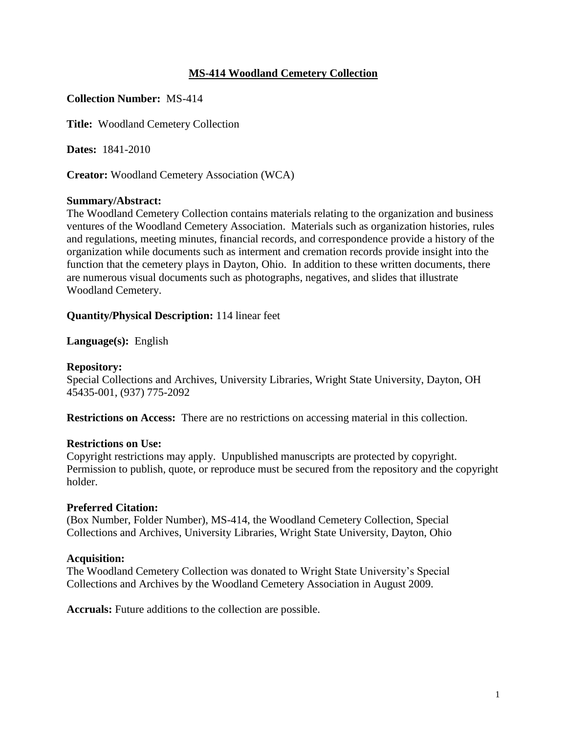# MS-414 Woodland Cemetery Collection

**Collection Number:** MS-414

**Title:** Woodland Cemetery Collection

**Dates:** 1841-2010

**Creator:** Woodland Cemetery Association (WCA)

**Summary/Abstract:**
The Woodland Cemetery Collection contains materials relating to the organization and business ventures of the Woodland Cemetery Association. Materials such as organization histories, rules and regulations, meeting minutes, financial records, and correspondence provide a history of the organization while documents such as interment and cremation records provide insight into the function that the cemetery plays in Dayton, Ohio. In addition to these written documents, there are numerous visual documents such as photographs, negatives, and slides that illustrate Woodland Cemetery.

**Quantity/Physical Description:** 114 linear feet

**Language(s):** English

**Repository:**
Special Collections and Archives, University Libraries, Wright State University, Dayton, OH 45435-001, (937) 775-2092

**Restrictions on Access:** There are no restrictions on accessing material in this collection.

**Restrictions on Use:**
Copyright restrictions may apply. Unpublished manuscripts are protected by copyright. Permission to publish, quote, or reproduce must be secured from the repository and the copyright holder.

**Preferred Citation:**
(Box Number, Folder Number), MS-414, the Woodland Cemetery Collection, Special Collections and Archives, University Libraries, Wright State University, Dayton, Ohio

**Acquisition:**
The Woodland Cemetery Collection was donated to Wright State University's Special Collections and Archives by the Woodland Cemetery Association in August 2009.

**Accruals:** Future additions to the collection are possible.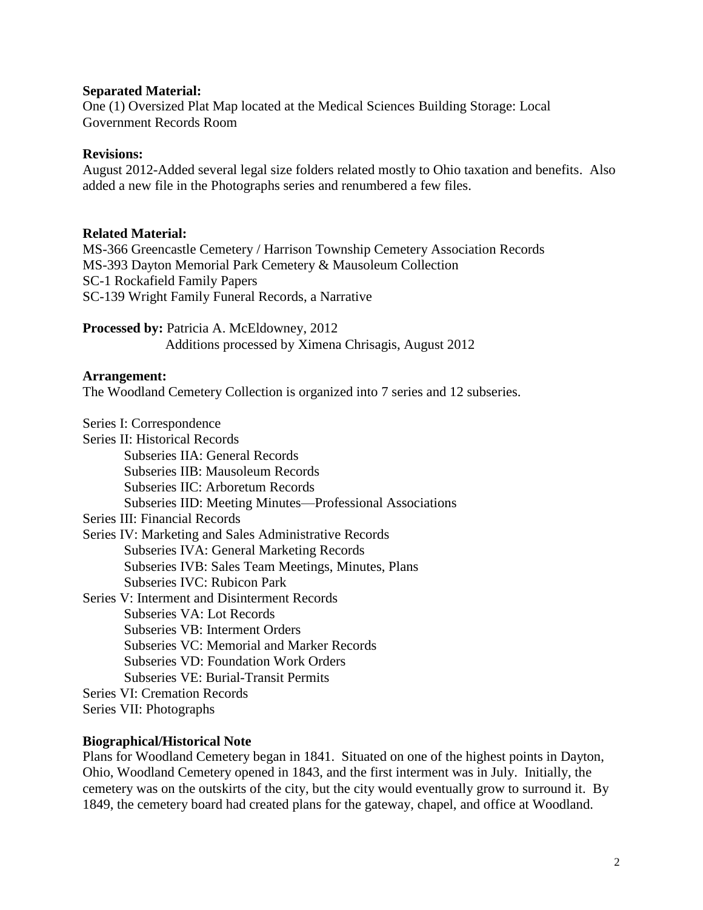**Separated Material:**
One (1) Oversized Plat Map located at the Medical Sciences Building Storage: Local Government Records Room

**Revisions:**
August 2012-Added several legal size folders related mostly to Ohio taxation and benefits. Also added a new file in the Photographs series and renumbered a few files.

**Related Material:**
MS-366 Greencastle Cemetery / Harrison Township Cemetery Association Records
MS-393 Dayton Memorial Park Cemetery & Mausoleum Collection
SC-1 Rockafield Family Papers
SC-139 Wright Family Funeral Records, a Narrative

**Processed by:** Patricia A. McEldowney, 2012
Additions processed by Ximena Chrisagis, August 2012

**Arrangement:**
The Woodland Cemetery Collection is organized into 7 series and 12 subseries.

- Series I: Correspondence
- Series II: Historical Records
  - Subseries IIA: General Records
  - Subseries IIB: Mausoleum Records
  - Subseries IIC: Arboretum Records
  - Subseries IID: Meeting Minutes—Professional Associations
- Series III: Financial Records
- Series IV: Marketing and Sales Administrative Records
  - Subseries IVA: General Marketing Records
  - Subseries IVB: Sales Team Meetings, Minutes, Plans
  - Subseries IVC: Rubicon Park
- Series V: Interment and Disinterment Records
  - Subseries VA: Lot Records
  - Subseries VB: Interment Orders
  - Subseries VC: Memorial and Marker Records
  - Subseries VD: Foundation Work Orders
  - Subseries VE: Burial-Transit Permits
- Series VI: Cremation Records
- Series VII: Photographs

**Biographical/Historical Note**
Plans for Woodland Cemetery began in 1841. Situated on one of the highest points in Dayton, Ohio, Woodland Cemetery opened in 1843, and the first interment was in July. Initially, the cemetery was on the outskirts of the city, but the city would eventually grow to surround it. By 1849, the cemetery board had created plans for the gateway, chapel, and office at Woodland.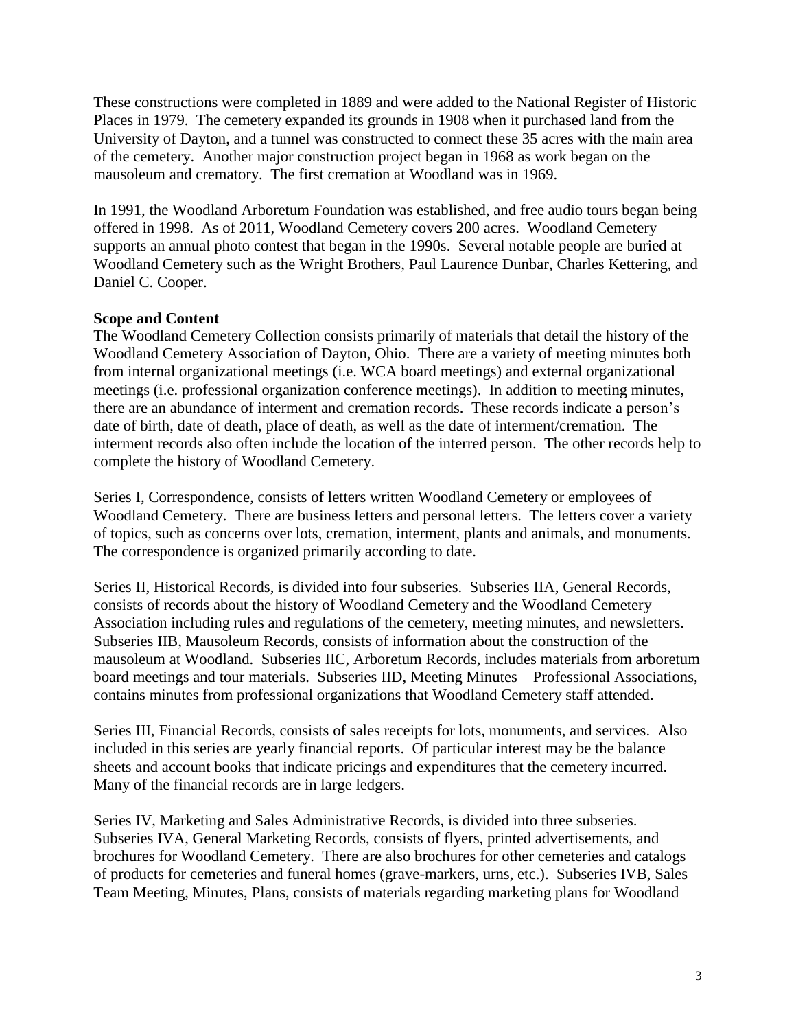These constructions were completed in 1889 and were added to the National Register of Historic Places in 1979. The cemetery expanded its grounds in 1908 when it purchased land from the University of Dayton, and a tunnel was constructed to connect these 35 acres with the main area of the cemetery. Another major construction project began in 1968 as work began on the mausoleum and crematory. The first cremation at Woodland was in 1969.

In 1991, the Woodland Arboretum Foundation was established, and free audio tours began being offered in 1998. As of 2011, Woodland Cemetery covers 200 acres. Woodland Cemetery supports an annual photo contest that began in the 1990s. Several notable people are buried at Woodland Cemetery such as the Wright Brothers, Paul Laurence Dunbar, Charles Kettering, and Daniel C. Cooper.

**Scope and Content**

The Woodland Cemetery Collection consists primarily of materials that detail the history of the Woodland Cemetery Association of Dayton, Ohio. There are a variety of meeting minutes both from internal organizational meetings (i.e. WCA board meetings) and external organizational meetings (i.e. professional organization conference meetings). In addition to meeting minutes, there are an abundance of interment and cremation records. These records indicate a person's date of birth, date of death, place of death, as well as the date of interment/cremation. The interment records also often include the location of the interred person. The other records help to complete the history of Woodland Cemetery.

Series I, Correspondence, consists of letters written Woodland Cemetery or employees of Woodland Cemetery. There are business letters and personal letters. The letters cover a variety of topics, such as concerns over lots, cremation, interment, plants and animals, and monuments. The correspondence is organized primarily according to date.

Series II, Historical Records, is divided into four subseries. Subseries IIA, General Records, consists of records about the history of Woodland Cemetery and the Woodland Cemetery Association including rules and regulations of the cemetery, meeting minutes, and newsletters. Subseries IIB, Mausoleum Records, consists of information about the construction of the mausoleum at Woodland. Subseries IIC, Arboretum Records, includes materials from arboretum board meetings and tour materials. Subseries IID, Meeting Minutes—Professional Associations, contains minutes from professional organizations that Woodland Cemetery staff attended.

Series III, Financial Records, consists of sales receipts for lots, monuments, and services. Also included in this series are yearly financial reports. Of particular interest may be the balance sheets and account books that indicate pricings and expenditures that the cemetery incurred. Many of the financial records are in large ledgers.

Series IV, Marketing and Sales Administrative Records, is divided into three subseries. Subseries IVA, General Marketing Records, consists of flyers, printed advertisements, and brochures for Woodland Cemetery. There are also brochures for other cemeteries and catalogs of products for cemeteries and funeral homes (grave-markers, urns, etc.). Subseries IVB, Sales Team Meeting, Minutes, Plans, consists of materials regarding marketing plans for Woodland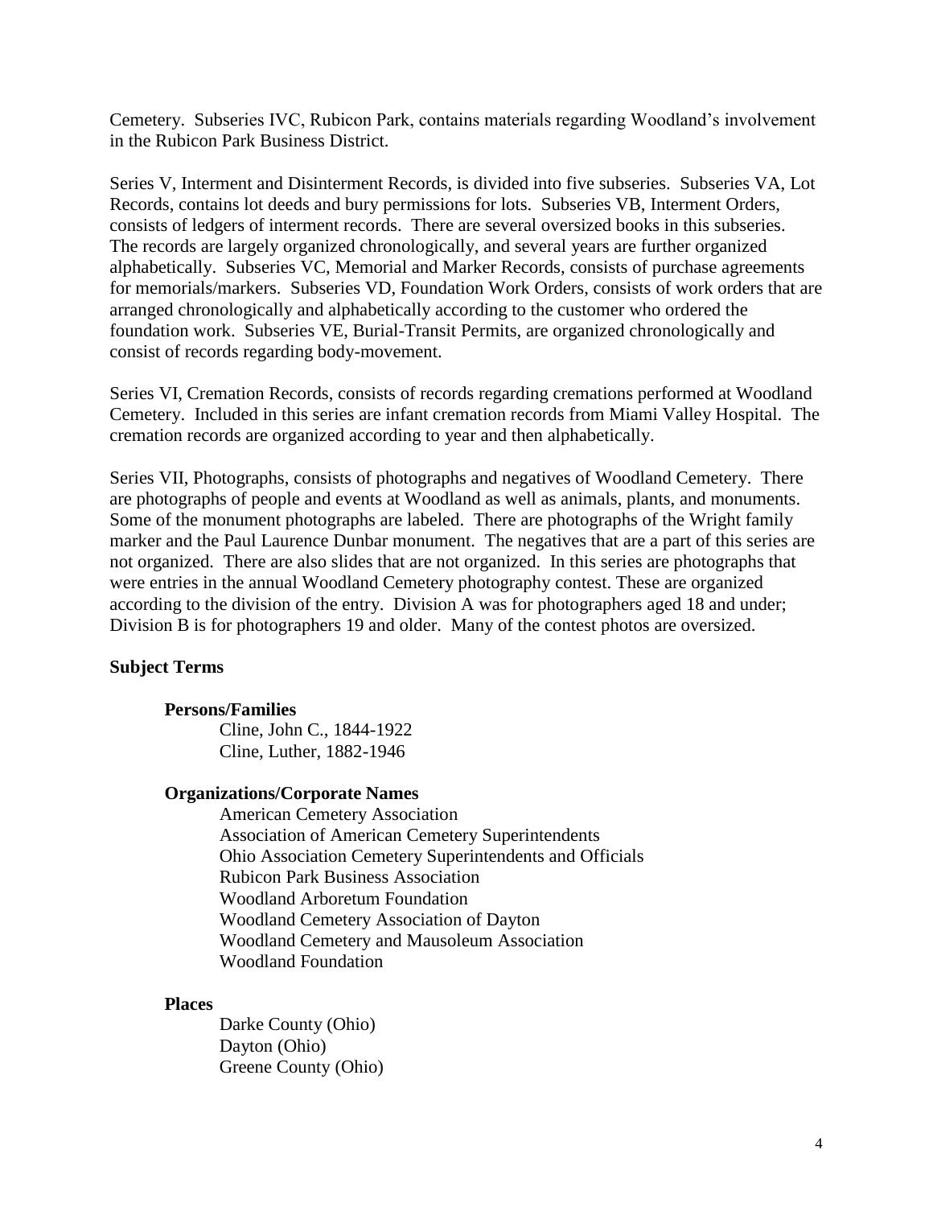Cemetery. Subseries IVC, Rubicon Park, contains materials regarding Woodland's involvement in the Rubicon Park Business District.

Series V, Interment and Disinterment Records, is divided into five subseries. Subseries VA, Lot Records, contains lot deeds and bury permissions for lots. Subseries VB, Interment Orders, consists of ledgers of interment records. There are several oversized books in this subseries. The records are largely organized chronologically, and several years are further organized alphabetically. Subseries VC, Memorial and Marker Records, consists of purchase agreements for memorials/markers. Subseries VD, Foundation Work Orders, consists of work orders that are arranged chronologically and alphabetically according to the customer who ordered the foundation work. Subseries VE, Burial-Transit Permits, are organized chronologically and consist of records regarding body-movement.

Series VI, Cremation Records, consists of records regarding cremations performed at Woodland Cemetery. Included in this series are infant cremation records from Miami Valley Hospital. The cremation records are organized according to year and then alphabetically.

Series VII, Photographs, consists of photographs and negatives of Woodland Cemetery. There are photographs of people and events at Woodland as well as animals, plants, and monuments. Some of the monument photographs are labeled. There are photographs of the Wright family marker and the Paul Laurence Dunbar monument. The negatives that are a part of this series are not organized. There are also slides that are not organized. In this series are photographs that were entries in the annual Woodland Cemetery photography contest. These are organized according to the division of the entry. Division A was for photographers aged 18 and under; Division B is for photographers 19 and older. Many of the contest photos are oversized.

## Subject Terms

### Persons/Families

Cline, John C., 1844-1922
Cline, Luther, 1882-1946

### Organizations/Corporate Names

American Cemetery Association
Association of American Cemetery Superintendents
Ohio Association Cemetery Superintendents and Officials
Rubicon Park Business Association
Woodland Arboretum Foundation
Woodland Cemetery Association of Dayton
Woodland Cemetery and Mausoleum Association
Woodland Foundation

### Places

Darke County (Ohio)
Dayton (Ohio)
Greene County (Ohio)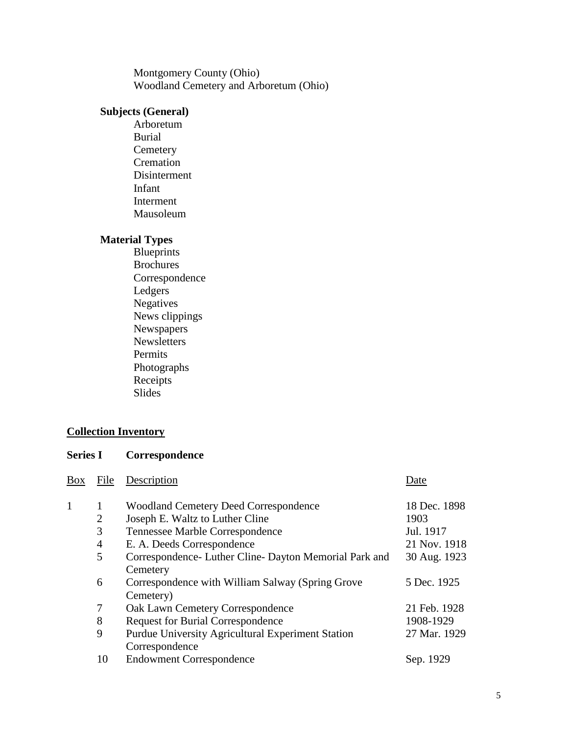Montgomery County (Ohio)
Woodland Cemetery and Arboretum (Ohio)

**Subjects (General)**

Arboretum
Burial
Cemetery
Cremation
Disinterment
Infant
Interment
Mausoleum

**Material Types**

Blueprints
Brochures
Correspondence
Ledgers
Negatives
News clippings
Newspapers
Newsletters
Permits
Photographs
Receipts
Slides

## Collection Inventory

### Series I Correspondence

| Box | File | Description | Date |
|---|---|---|---|
| 1 | 1 | Woodland Cemetery Deed Correspondence | 18 Dec. 1898 |
| | 2 | Joseph E. Waltz to Luther Cline | 1903 |
| | 3 | Tennessee Marble Correspondence | Jul. 1917 |
| | 4 | E. A. Deeds Correspondence | 21 Nov. 1918 |
| | 5 | Correspondence- Luther Cline- Dayton Memorial Park and Cemetery | 30 Aug. 1923 |
| | 6 | Correspondence with William Salway (Spring Grove Cemetery) | 5 Dec. 1925 |
| | 7 | Oak Lawn Cemetery Correspondence | 21 Feb. 1928 |
| | 8 | Request for Burial Correspondence | 1908-1929 |
| | 9 | Purdue University Agricultural Experiment Station Correspondence | 27 Mar. 1929 |
| | 10 | Endowment Correspondence | Sep. 1929 |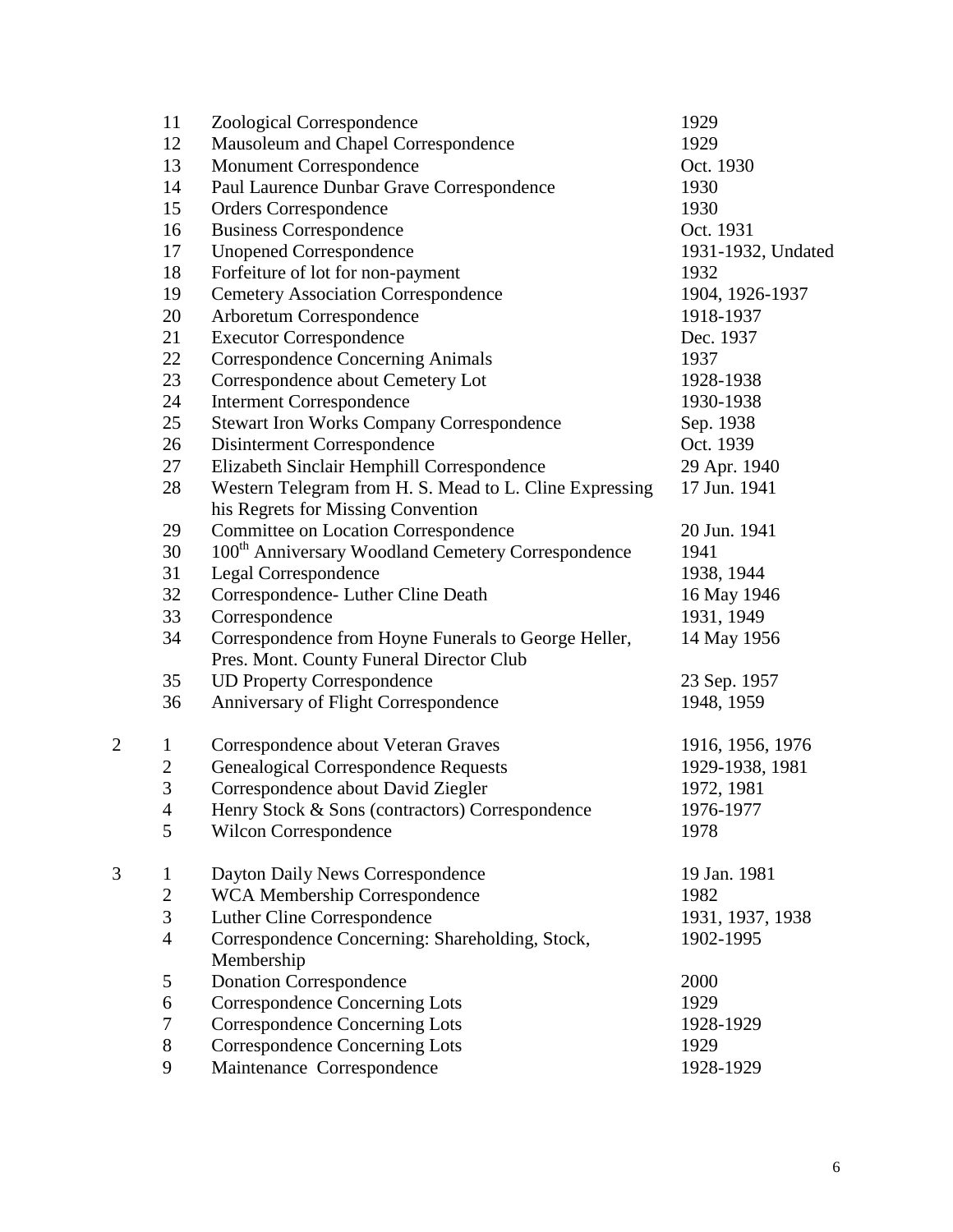| Box | Folder | Title | Date |
|---|---|---|---|
| | 11 | Zoological Correspondence | 1929 |
| | 12 | Mausoleum and Chapel Correspondence | 1929 |
| | 13 | Monument Correspondence | Oct. 1930 |
| | 14 | Paul Laurence Dunbar Grave Correspondence | 1930 |
| | 15 | Orders Correspondence | 1930 |
| | 16 | Business Correspondence | Oct. 1931 |
| | 17 | Unopened Correspondence | 1931-1932, Undated |
| | 18 | Forfeiture of lot for non-payment | 1932 |
| | 19 | Cemetery Association Correspondence | 1904, 1926-1937 |
| | 20 | Arboretum Correspondence | 1918-1937 |
| | 21 | Executor Correspondence | Dec. 1937 |
| | 22 | Correspondence Concerning Animals | 1937 |
| | 23 | Correspondence about Cemetery Lot | 1928-1938 |
| | 24 | Interment Correspondence | 1930-1938 |
| | 25 | Stewart Iron Works Company Correspondence | Sep. 1938 |
| | 26 | Disinterment Correspondence | Oct. 1939 |
| | 27 | Elizabeth Sinclair Hemphill Correspondence | 29 Apr. 1940 |
| | 28 | Western Telegram from H. S. Mead to L. Cline Expressing his Regrets for Missing Convention | 17 Jun. 1941 |
| | 29 | Committee on Location Correspondence | 20 Jun. 1941 |
| | 30 | 100th Anniversary Woodland Cemetery Correspondence | 1941 |
| | 31 | Legal Correspondence | 1938, 1944 |
| | 32 | Correspondence- Luther Cline Death | 16 May 1946 |
| | 33 | Correspondence | 1931, 1949 |
| | 34 | Correspondence from Hoyne Funerals to George Heller, Pres. Mont. County Funeral Director Club | 14 May 1956 |
| | 35 | UD Property Correspondence | 23 Sep. 1957 |
| | 36 | Anniversary of Flight Correspondence | 1948, 1959 |
| 2 | 1 | Correspondence about Veteran Graves | 1916, 1956, 1976 |
| | 2 | Genealogical Correspondence Requests | 1929-1938, 1981 |
| | 3 | Correspondence about David Ziegler | 1972, 1981 |
| | 4 | Henry Stock & Sons (contractors) Correspondence | 1976-1977 |
| | 5 | Wilcon Correspondence | 1978 |
| 3 | 1 | Dayton Daily News Correspondence | 19 Jan. 1981 |
| | 2 | WCA Membership Correspondence | 1982 |
| | 3 | Luther Cline Correspondence | 1931, 1937, 1938 |
| | 4 | Correspondence Concerning: Shareholding, Stock, Membership | 1902-1995 |
| | 5 | Donation Correspondence | 2000 |
| | 6 | Correspondence Concerning Lots | 1929 |
| | 7 | Correspondence Concerning Lots | 1928-1929 |
| | 8 | Correspondence Concerning Lots | 1929 |
| | 9 | Maintenance Correspondence | 1928-1929 |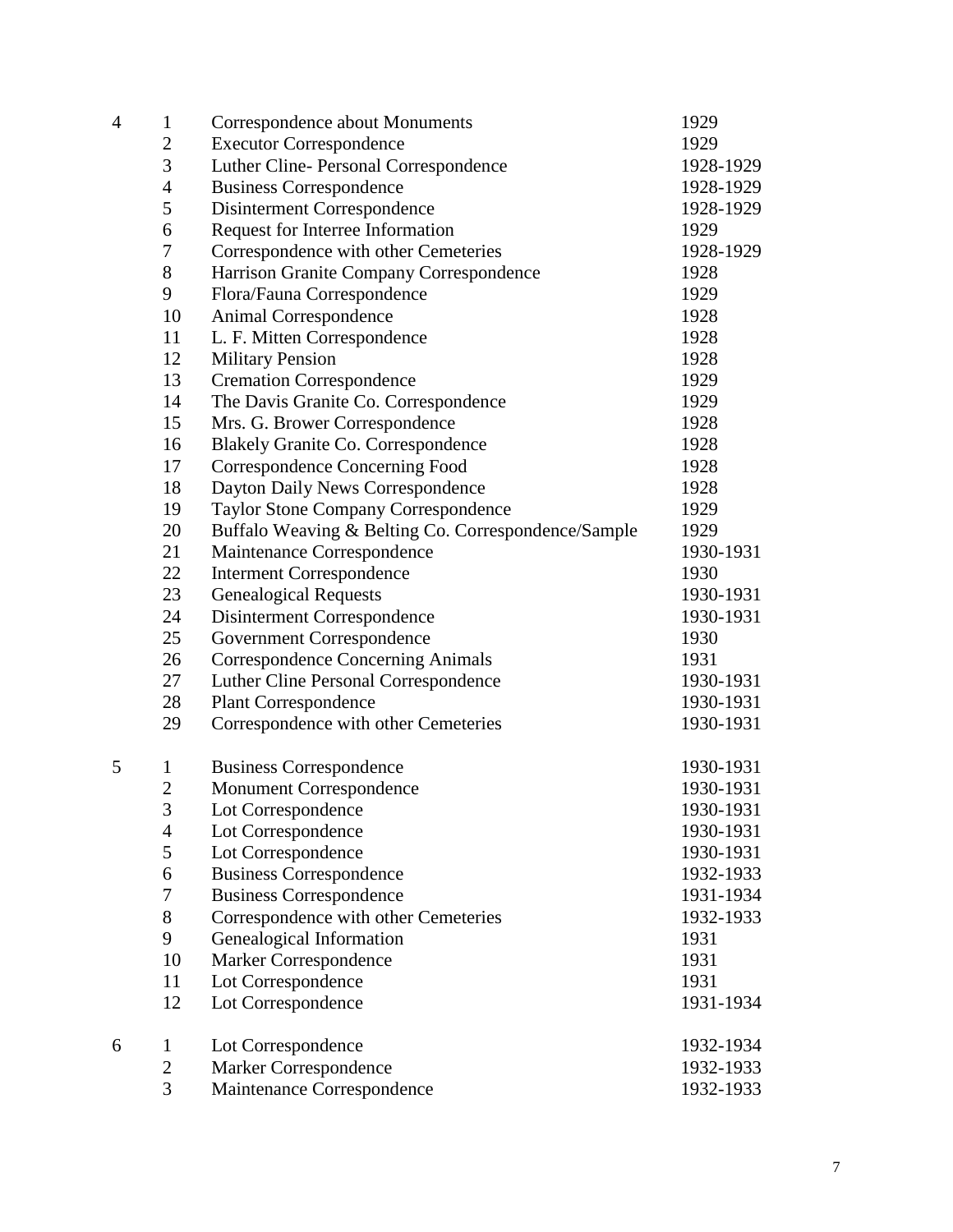| Box | Folder | Description | Date |
|---|---|---|---|
| 4 | 1 | Correspondence about Monuments | 1929 |
| | 2 | Executor Correspondence | 1929 |
| | 3 | Luther Cline- Personal Correspondence | 1928-1929 |
| | 4 | Business Correspondence | 1928-1929 |
| | 5 | Disinterment Correspondence | 1928-1929 |
| | 6 | Request for Interree Information | 1929 |
| | 7 | Correspondence with other Cemeteries | 1928-1929 |
| | 8 | Harrison Granite Company Correspondence | 1928 |
| | 9 | Flora/Fauna Correspondence | 1929 |
| | 10 | Animal Correspondence | 1928 |
| | 11 | L. F. Mitten Correspondence | 1928 |
| | 12 | Military Pension | 1928 |
| | 13 | Cremation Correspondence | 1929 |
| | 14 | The Davis Granite Co. Correspondence | 1929 |
| | 15 | Mrs. G. Brower Correspondence | 1928 |
| | 16 | Blakely Granite Co. Correspondence | 1928 |
| | 17 | Correspondence Concerning Food | 1928 |
| | 18 | Dayton Daily News Correspondence | 1928 |
| | 19 | Taylor Stone Company Correspondence | 1929 |
| | 20 | Buffalo Weaving & Belting Co. Correspondence/Sample | 1929 |
| | 21 | Maintenance Correspondence | 1930-1931 |
| | 22 | Interment Correspondence | 1930 |
| | 23 | Genealogical Requests | 1930-1931 |
| | 24 | Disinterment Correspondence | 1930-1931 |
| | 25 | Government Correspondence | 1930 |
| | 26 | Correspondence Concerning Animals | 1931 |
| | 27 | Luther Cline Personal Correspondence | 1930-1931 |
| | 28 | Plant Correspondence | 1930-1931 |
| | 29 | Correspondence with other Cemeteries | 1930-1931 |
| 5 | 1 | Business Correspondence | 1930-1931 |
| | 2 | Monument Correspondence | 1930-1931 |
| | 3 | Lot Correspondence | 1930-1931 |
| | 4 | Lot Correspondence | 1930-1931 |
| | 5 | Lot Correspondence | 1930-1931 |
| | 6 | Business Correspondence | 1932-1933 |
| | 7 | Business Correspondence | 1931-1934 |
| | 8 | Correspondence with other Cemeteries | 1932-1933 |
| | 9 | Genealogical Information | 1931 |
| | 10 | Marker Correspondence | 1931 |
| | 11 | Lot Correspondence | 1931 |
| | 12 | Lot Correspondence | 1931-1934 |
| 6 | 1 | Lot Correspondence | 1932-1934 |
| | 2 | Marker Correspondence | 1932-1933 |
| | 3 | Maintenance Correspondence | 1932-1933 |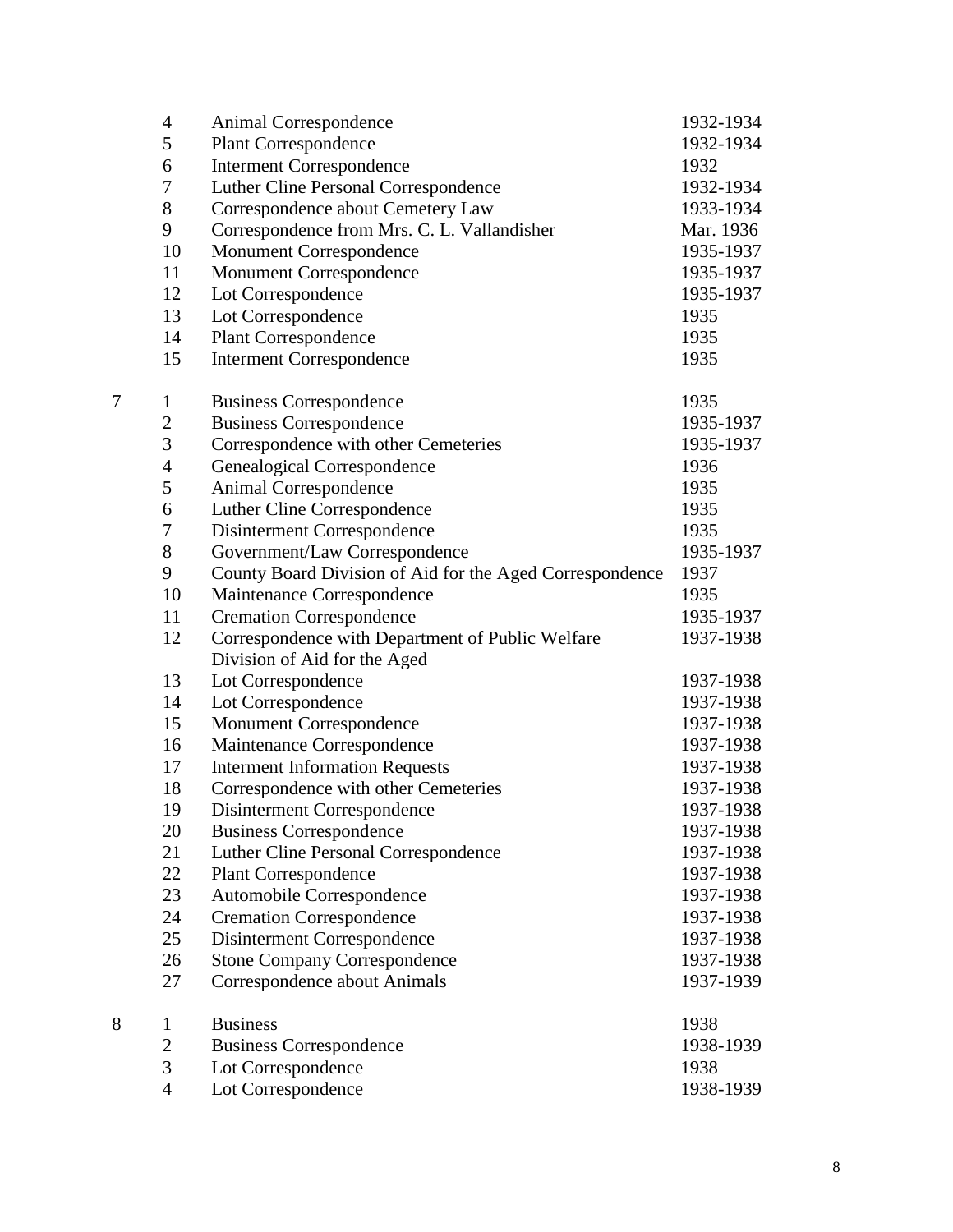| Box | Folder | Title | Date |
|---|---|---|---|
| | 4 | Animal Correspondence | 1932-1934 |
| | 5 | Plant Correspondence | 1932-1934 |
| | 6 | Interment Correspondence | 1932 |
| | 7 | Luther Cline Personal Correspondence | 1932-1934 |
| | 8 | Correspondence about Cemetery Law | 1933-1934 |
| | 9 | Correspondence from Mrs. C. L. Vallandisher | Mar. 1936 |
| | 10 | Monument Correspondence | 1935-1937 |
| | 11 | Monument Correspondence | 1935-1937 |
| | 12 | Lot Correspondence | 1935-1937 |
| | 13 | Lot Correspondence | 1935 |
| | 14 | Plant Correspondence | 1935 |
| | 15 | Interment Correspondence | 1935 |
| 7 | 1 | Business Correspondence | 1935 |
| | 2 | Business Correspondence | 1935-1937 |
| | 3 | Correspondence with other Cemeteries | 1935-1937 |
| | 4 | Genealogical Correspondence | 1936 |
| | 5 | Animal Correspondence | 1935 |
| | 6 | Luther Cline Correspondence | 1935 |
| | 7 | Disinterment Correspondence | 1935 |
| | 8 | Government/Law Correspondence | 1935-1937 |
| | 9 | County Board Division of Aid for the Aged Correspondence | 1937 |
| | 10 | Maintenance Correspondence | 1935 |
| | 11 | Cremation Correspondence | 1935-1937 |
| | 12 | Correspondence with Department of Public Welfare Division of Aid for the Aged | 1937-1938 |
| | 13 | Lot Correspondence | 1937-1938 |
| | 14 | Lot Correspondence | 1937-1938 |
| | 15 | Monument Correspondence | 1937-1938 |
| | 16 | Maintenance Correspondence | 1937-1938 |
| | 17 | Interment Information Requests | 1937-1938 |
| | 18 | Correspondence with other Cemeteries | 1937-1938 |
| | 19 | Disinterment Correspondence | 1937-1938 |
| | 20 | Business Correspondence | 1937-1938 |
| | 21 | Luther Cline Personal Correspondence | 1937-1938 |
| | 22 | Plant Correspondence | 1937-1938 |
| | 23 | Automobile Correspondence | 1937-1938 |
| | 24 | Cremation Correspondence | 1937-1938 |
| | 25 | Disinterment Correspondence | 1937-1938 |
| | 26 | Stone Company Correspondence | 1937-1938 |
| | 27 | Correspondence about Animals | 1937-1939 |
| 8 | 1 | Business | 1938 |
| | 2 | Business Correspondence | 1938-1939 |
| | 3 | Lot Correspondence | 1938 |
| | 4 | Lot Correspondence | 1938-1939 |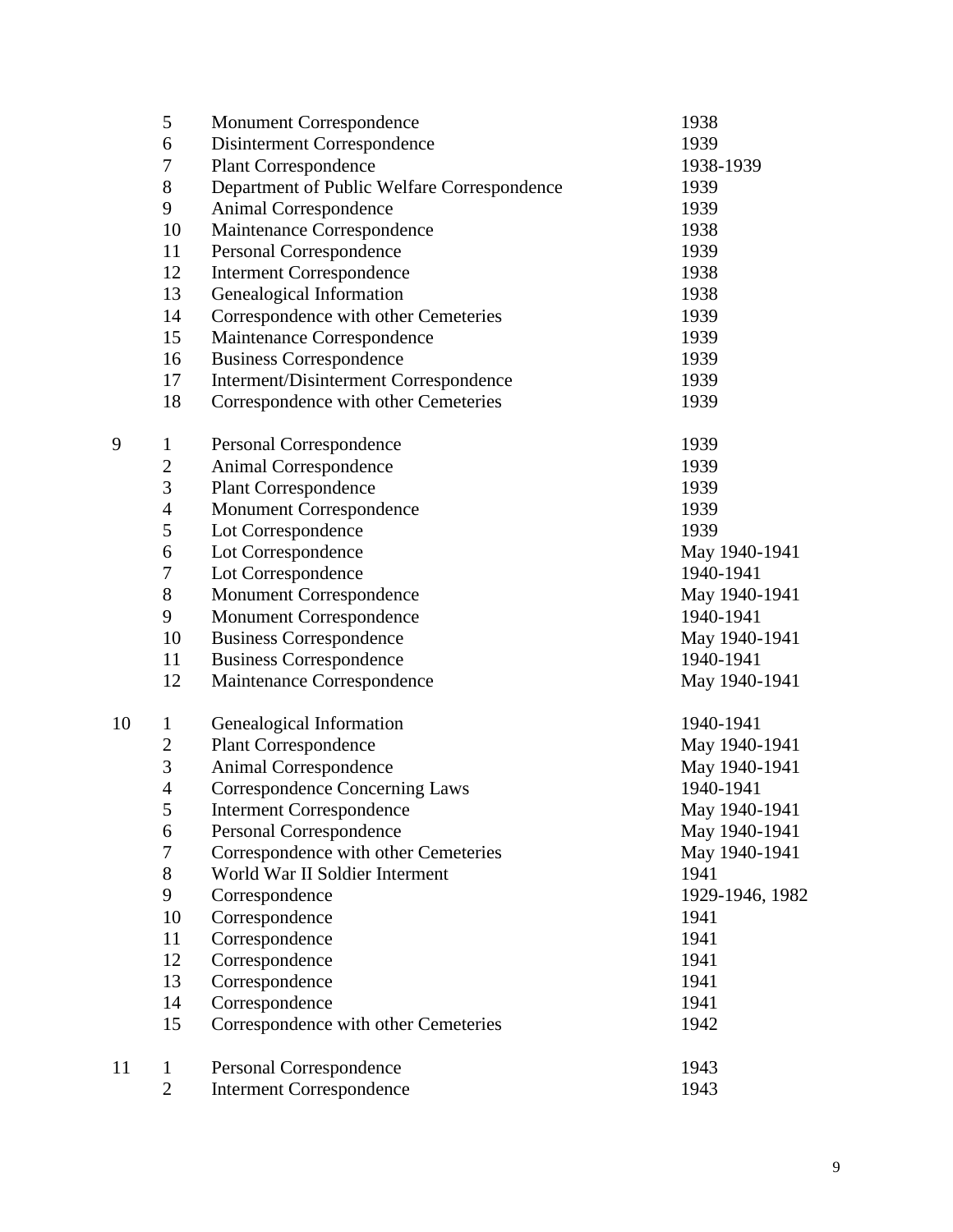| Box | Folder | Title | Date |
|---|---|---|---|
| | 5 | Monument Correspondence | 1938 |
| | 6 | Disinterment Correspondence | 1939 |
| | 7 | Plant Correspondence | 1938-1939 |
| | 8 | Department of Public Welfare Correspondence | 1939 |
| | 9 | Animal Correspondence | 1939 |
| | 10 | Maintenance Correspondence | 1938 |
| | 11 | Personal Correspondence | 1939 |
| | 12 | Interment Correspondence | 1938 |
| | 13 | Genealogical Information | 1938 |
| | 14 | Correspondence with other Cemeteries | 1939 |
| | 15 | Maintenance Correspondence | 1939 |
| | 16 | Business Correspondence | 1939 |
| | 17 | Interment/Disinterment Correspondence | 1939 |
| | 18 | Correspondence with other Cemeteries | 1939 |
| 9 | 1 | Personal Correspondence | 1939 |
| | 2 | Animal Correspondence | 1939 |
| | 3 | Plant Correspondence | 1939 |
| | 4 | Monument Correspondence | 1939 |
| | 5 | Lot Correspondence | 1939 |
| | 6 | Lot Correspondence | May 1940-1941 |
| | 7 | Lot Correspondence | 1940-1941 |
| | 8 | Monument Correspondence | May 1940-1941 |
| | 9 | Monument Correspondence | 1940-1941 |
| | 10 | Business Correspondence | May 1940-1941 |
| | 11 | Business Correspondence | 1940-1941 |
| | 12 | Maintenance Correspondence | May 1940-1941 |
| 10 | 1 | Genealogical Information | 1940-1941 |
| | 2 | Plant Correspondence | May 1940-1941 |
| | 3 | Animal Correspondence | May 1940-1941 |
| | 4 | Correspondence Concerning Laws | 1940-1941 |
| | 5 | Interment Correspondence | May 1940-1941 |
| | 6 | Personal Correspondence | May 1940-1941 |
| | 7 | Correspondence with other Cemeteries | May 1940-1941 |
| | 8 | World War II Soldier Interment | 1941 |
| | 9 | Correspondence | 1929-1946, 1982 |
| | 10 | Correspondence | 1941 |
| | 11 | Correspondence | 1941 |
| | 12 | Correspondence | 1941 |
| | 13 | Correspondence | 1941 |
| | 14 | Correspondence | 1941 |
| | 15 | Correspondence with other Cemeteries | 1942 |
| 11 | 1 | Personal Correspondence | 1943 |
| | 2 | Interment Correspondence | 1943 |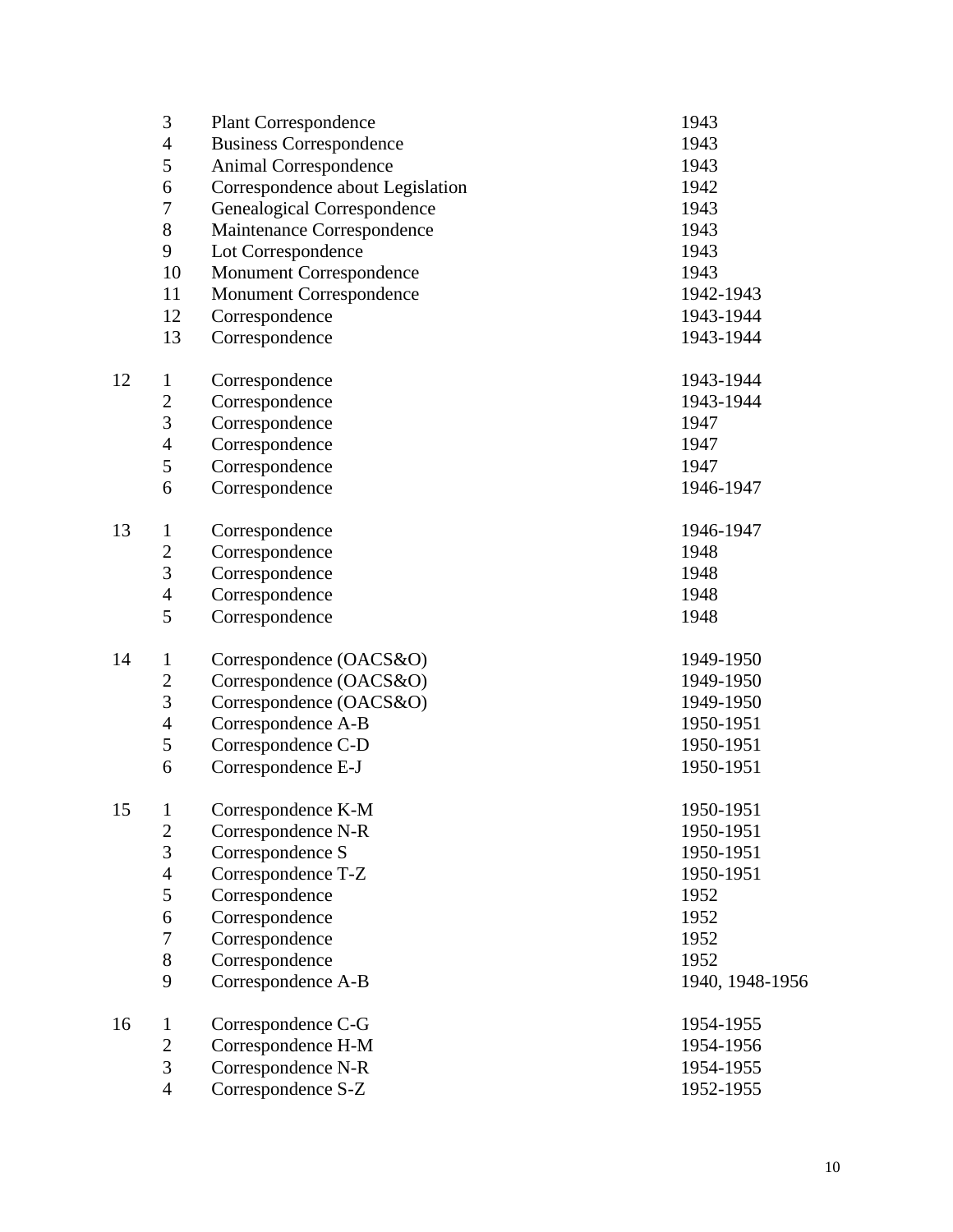| Box | Folder | Title | Date |
|---|---|---|---|
| | 3 | Plant Correspondence | 1943 |
| | 4 | Business Correspondence | 1943 |
| | 5 | Animal Correspondence | 1943 |
| | 6 | Correspondence about Legislation | 1942 |
| | 7 | Genealogical Correspondence | 1943 |
| | 8 | Maintenance Correspondence | 1943 |
| | 9 | Lot Correspondence | 1943 |
| | 10 | Monument Correspondence | 1943 |
| | 11 | Monument Correspondence | 1942-1943 |
| | 12 | Correspondence | 1943-1944 |
| | 13 | Correspondence | 1943-1944 |
| 12 | 1 | Correspondence | 1943-1944 |
| | 2 | Correspondence | 1943-1944 |
| | 3 | Correspondence | 1947 |
| | 4 | Correspondence | 1947 |
| | 5 | Correspondence | 1947 |
| | 6 | Correspondence | 1946-1947 |
| 13 | 1 | Correspondence | 1946-1947 |
| | 2 | Correspondence | 1948 |
| | 3 | Correspondence | 1948 |
| | 4 | Correspondence | 1948 |
| | 5 | Correspondence | 1948 |
| 14 | 1 | Correspondence (OACS&O) | 1949-1950 |
| | 2 | Correspondence (OACS&O) | 1949-1950 |
| | 3 | Correspondence (OACS&O) | 1949-1950 |
| | 4 | Correspondence A-B | 1950-1951 |
| | 5 | Correspondence C-D | 1950-1951 |
| | 6 | Correspondence E-J | 1950-1951 |
| 15 | 1 | Correspondence K-M | 1950-1951 |
| | 2 | Correspondence N-R | 1950-1951 |
| | 3 | Correspondence S | 1950-1951 |
| | 4 | Correspondence T-Z | 1950-1951 |
| | 5 | Correspondence | 1952 |
| | 6 | Correspondence | 1952 |
| | 7 | Correspondence | 1952 |
| | 8 | Correspondence | 1952 |
| | 9 | Correspondence A-B | 1940, 1948-1956 |
| 16 | 1 | Correspondence C-G | 1954-1955 |
| | 2 | Correspondence H-M | 1954-1956 |
| | 3 | Correspondence N-R | 1954-1955 |
| | 4 | Correspondence S-Z | 1952-1955 |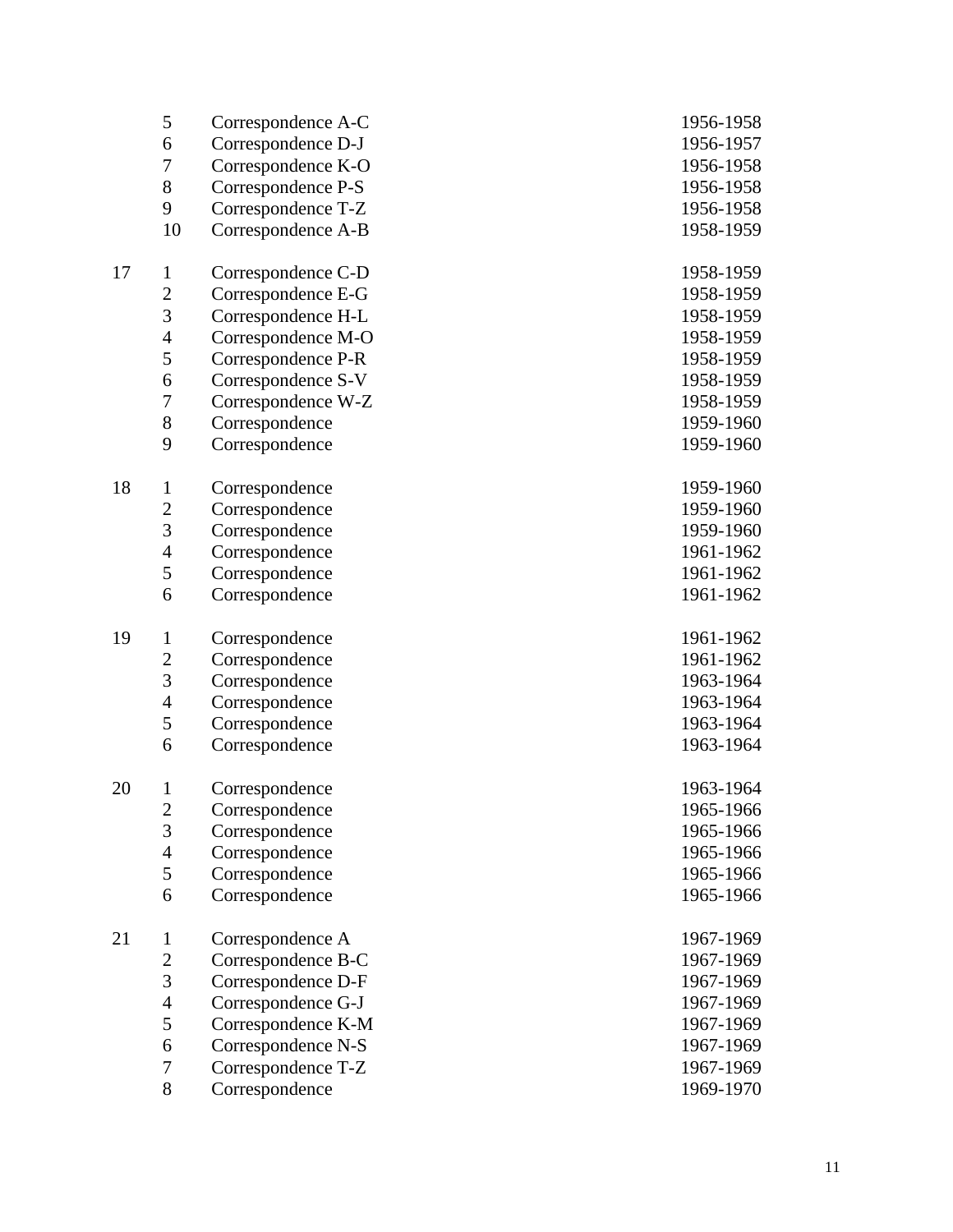| Box | Folder | Description | Date |
|---|---|---|---|
| | 5 | Correspondence A-C | 1956-1958 |
| | 6 | Correspondence D-J | 1956-1957 |
| | 7 | Correspondence K-O | 1956-1958 |
| | 8 | Correspondence P-S | 1956-1958 |
| | 9 | Correspondence T-Z | 1956-1958 |
| | 10 | Correspondence A-B | 1958-1959 |
| 17 | 1 | Correspondence C-D | 1958-1959 |
| | 2 | Correspondence E-G | 1958-1959 |
| | 3 | Correspondence H-L | 1958-1959 |
| | 4 | Correspondence M-O | 1958-1959 |
| | 5 | Correspondence P-R | 1958-1959 |
| | 6 | Correspondence S-V | 1958-1959 |
| | 7 | Correspondence W-Z | 1958-1959 |
| | 8 | Correspondence | 1959-1960 |
| | 9 | Correspondence | 1959-1960 |
| 18 | 1 | Correspondence | 1959-1960 |
| | 2 | Correspondence | 1959-1960 |
| | 3 | Correspondence | 1959-1960 |
| | 4 | Correspondence | 1961-1962 |
| | 5 | Correspondence | 1961-1962 |
| | 6 | Correspondence | 1961-1962 |
| 19 | 1 | Correspondence | 1961-1962 |
| | 2 | Correspondence | 1961-1962 |
| | 3 | Correspondence | 1963-1964 |
| | 4 | Correspondence | 1963-1964 |
| | 5 | Correspondence | 1963-1964 |
| | 6 | Correspondence | 1963-1964 |
| 20 | 1 | Correspondence | 1963-1964 |
| | 2 | Correspondence | 1965-1966 |
| | 3 | Correspondence | 1965-1966 |
| | 4 | Correspondence | 1965-1966 |
| | 5 | Correspondence | 1965-1966 |
| | 6 | Correspondence | 1965-1966 |
| 21 | 1 | Correspondence A | 1967-1969 |
| | 2 | Correspondence B-C | 1967-1969 |
| | 3 | Correspondence D-F | 1967-1969 |
| | 4 | Correspondence G-J | 1967-1969 |
| | 5 | Correspondence K-M | 1967-1969 |
| | 6 | Correspondence N-S | 1967-1969 |
| | 7 | Correspondence T-Z | 1967-1969 |
| | 8 | Correspondence | 1969-1970 |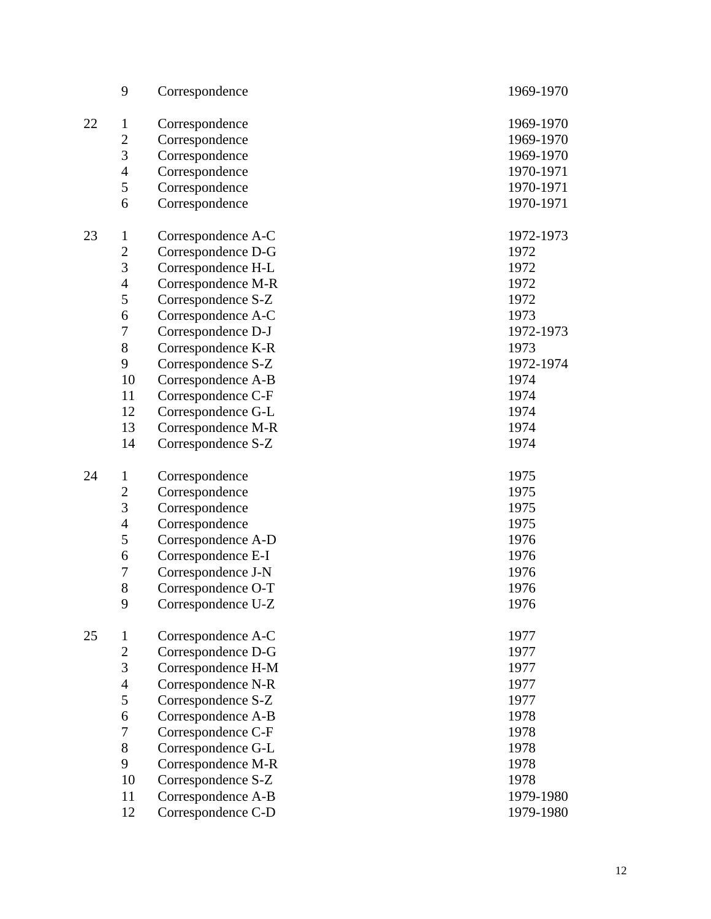| Box | Folder | Description | Date |
|---|---|---|---|
| | 9 | Correspondence | 1969-1970 |
| 22 | 1 | Correspondence | 1969-1970 |
| | 2 | Correspondence | 1969-1970 |
| | 3 | Correspondence | 1969-1970 |
| | 4 | Correspondence | 1970-1971 |
| | 5 | Correspondence | 1970-1971 |
| | 6 | Correspondence | 1970-1971 |
| 23 | 1 | Correspondence A-C | 1972-1973 |
| | 2 | Correspondence D-G | 1972 |
| | 3 | Correspondence H-L | 1972 |
| | 4 | Correspondence M-R | 1972 |
| | 5 | Correspondence S-Z | 1972 |
| | 6 | Correspondence A-C | 1973 |
| | 7 | Correspondence D-J | 1972-1973 |
| | 8 | Correspondence K-R | 1973 |
| | 9 | Correspondence S-Z | 1972-1974 |
| | 10 | Correspondence A-B | 1974 |
| | 11 | Correspondence C-F | 1974 |
| | 12 | Correspondence G-L | 1974 |
| | 13 | Correspondence M-R | 1974 |
| | 14 | Correspondence S-Z | 1974 |
| 24 | 1 | Correspondence | 1975 |
| | 2 | Correspondence | 1975 |
| | 3 | Correspondence | 1975 |
| | 4 | Correspondence | 1975 |
| | 5 | Correspondence A-D | 1976 |
| | 6 | Correspondence E-I | 1976 |
| | 7 | Correspondence J-N | 1976 |
| | 8 | Correspondence O-T | 1976 |
| | 9 | Correspondence U-Z | 1976 |
| 25 | 1 | Correspondence A-C | 1977 |
| | 2 | Correspondence D-G | 1977 |
| | 3 | Correspondence H-M | 1977 |
| | 4 | Correspondence N-R | 1977 |
| | 5 | Correspondence S-Z | 1977 |
| | 6 | Correspondence A-B | 1978 |
| | 7 | Correspondence C-F | 1978 |
| | 8 | Correspondence G-L | 1978 |
| | 9 | Correspondence M-R | 1978 |
| | 10 | Correspondence S-Z | 1978 |
| | 11 | Correspondence A-B | 1979-1980 |
| | 12 | Correspondence C-D | 1979-1980 |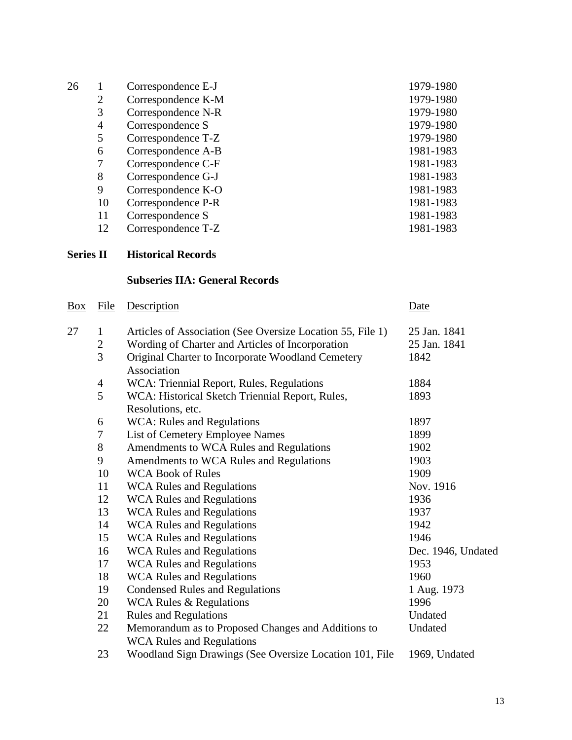| Box | File | Description | Date |
|---|---|---|---|
| 26 | 1 | Correspondence E-J | 1979-1980 |
| | 2 | Correspondence K-M | 1979-1980 |
| | 3 | Correspondence N-R | 1979-1980 |
| | 4 | Correspondence S | 1979-1980 |
| | 5 | Correspondence T-Z | 1979-1980 |
| | 6 | Correspondence A-B | 1981-1983 |
| | 7 | Correspondence C-F | 1981-1983 |
| | 8 | Correspondence G-J | 1981-1983 |
| | 9 | Correspondence K-O | 1981-1983 |
| | 10 | Correspondence P-R | 1981-1983 |
| | 11 | Correspondence S | 1981-1983 |
| | 12 | Correspondence T-Z | 1981-1983 |

## Series II Historical Records

### Subseries IIA: General Records

| Box | File | Description | Date |
|---|---|---|---|
| 27 | 1 | Articles of Association (See Oversize Location 55, File 1) | 25 Jan. 1841 |
| | 2 | Wording of Charter and Articles of Incorporation | 25 Jan. 1841 |
| | 3 | Original Charter to Incorporate Woodland Cemetery Association | 1842 |
| | 4 | WCA: Triennial Report, Rules, Regulations | 1884 |
| | 5 | WCA: Historical Sketch Triennial Report, Rules, Resolutions, etc. | 1893 |
| | 6 | WCA: Rules and Regulations | 1897 |
| | 7 | List of Cemetery Employee Names | 1899 |
| | 8 | Amendments to WCA Rules and Regulations | 1902 |
| | 9 | Amendments to WCA Rules and Regulations | 1903 |
| | 10 | WCA Book of Rules | 1909 |
| | 11 | WCA Rules and Regulations | Nov. 1916 |
| | 12 | WCA Rules and Regulations | 1936 |
| | 13 | WCA Rules and Regulations | 1937 |
| | 14 | WCA Rules and Regulations | 1942 |
| | 15 | WCA Rules and Regulations | 1946 |
| | 16 | WCA Rules and Regulations | Dec. 1946, Undated |
| | 17 | WCA Rules and Regulations | 1953 |
| | 18 | WCA Rules and Regulations | 1960 |
| | 19 | Condensed Rules and Regulations | 1 Aug. 1973 |
| | 20 | WCA Rules & Regulations | 1996 |
| | 21 | Rules and Regulations | Undated |
| | 22 | Memorandum as to Proposed Changes and Additions to WCA Rules and Regulations | Undated |
| | 23 | Woodland Sign Drawings (See Oversize Location 101, File | 1969, Undated |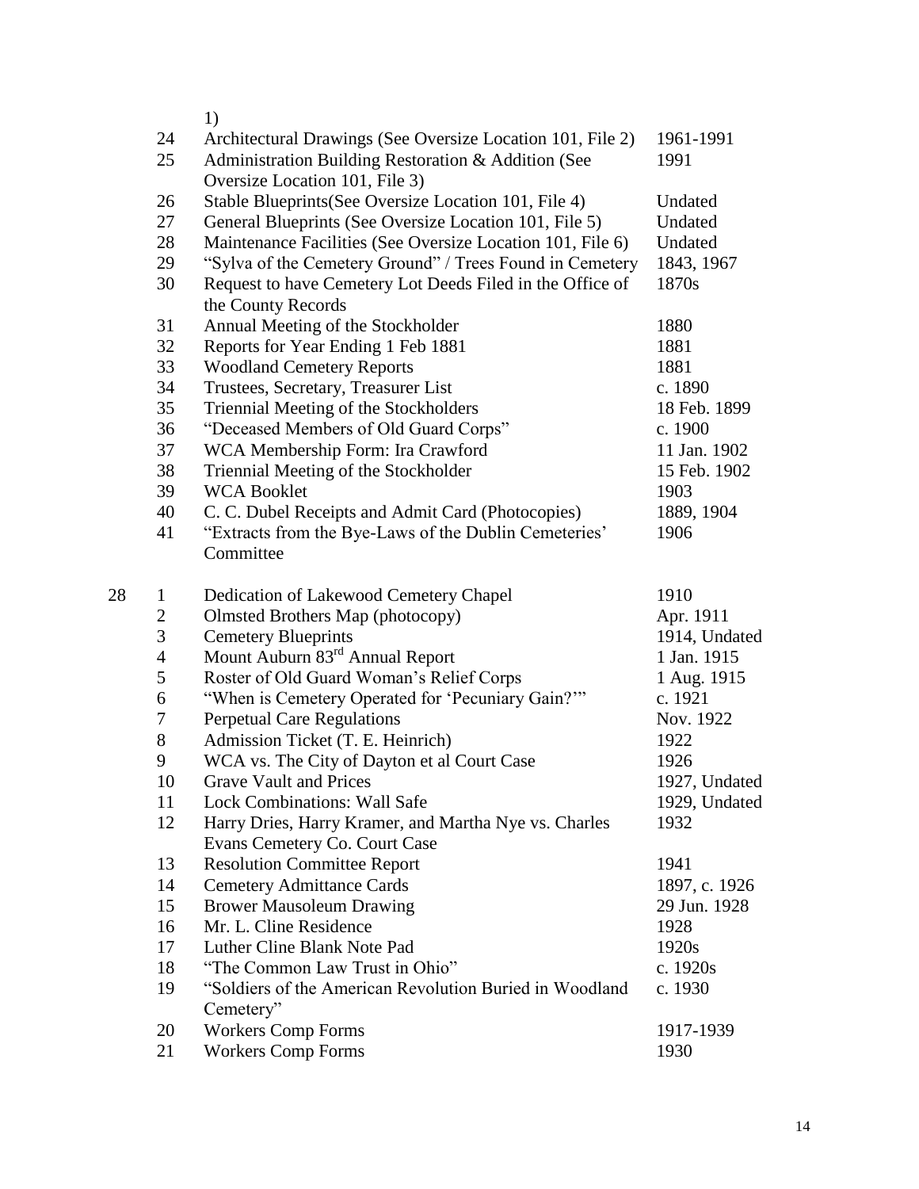| Box | Folder | Description | Date |
|---|---|---|---|
| | | 1) | |
| | 24 | Architectural Drawings (See Oversize Location 101, File 2) | 1961-1991 |
| | 25 | Administration Building Restoration & Addition (See Oversize Location 101, File 3) | 1991 |
| | 26 | Stable Blueprints(See Oversize Location 101, File 4) | Undated |
| | 27 | General Blueprints (See Oversize Location 101, File 5) | Undated |
| | 28 | Maintenance Facilities (See Oversize Location 101, File 6) | Undated |
| | 29 | "Sylva of the Cemetery Ground" / Trees Found in Cemetery | 1843, 1967 |
| | 30 | Request to have Cemetery Lot Deeds Filed in the Office of the County Records | 1870s |
| | 31 | Annual Meeting of the Stockholder | 1880 |
| | 32 | Reports for Year Ending 1 Feb 1881 | 1881 |
| | 33 | Woodland Cemetery Reports | 1881 |
| | 34 | Trustees, Secretary, Treasurer List | c. 1890 |
| | 35 | Triennial Meeting of the Stockholders | 18 Feb. 1899 |
| | 36 | "Deceased Members of Old Guard Corps" | c. 1900 |
| | 37 | WCA Membership Form: Ira Crawford | 11 Jan. 1902 |
| | 38 | Triennial Meeting of the Stockholder | 15 Feb. 1902 |
| | 39 | WCA Booklet | 1903 |
| | 40 | C. C. Dubel Receipts and Admit Card (Photocopies) | 1889, 1904 |
| | 41 | "Extracts from the Bye-Laws of the Dublin Cemeteries' Committee | 1906 |
| 28 | 1 | Dedication of Lakewood Cemetery Chapel | 1910 |
| | 2 | Olmsted Brothers Map (photocopy) | Apr. 1911 |
| | 3 | Cemetery Blueprints | 1914, Undated |
| | 4 | Mount Auburn 83rd Annual Report | 1 Jan. 1915 |
| | 5 | Roster of Old Guard Woman's Relief Corps | 1 Aug. 1915 |
| | 6 | "When is Cemetery Operated for 'Pecuniary Gain?'" | c. 1921 |
| | 7 | Perpetual Care Regulations | Nov. 1922 |
| | 8 | Admission Ticket (T. E. Heinrich) | 1922 |
| | 9 | WCA vs. The City of Dayton et al Court Case | 1926 |
| | 10 | Grave Vault and Prices | 1927, Undated |
| | 11 | Lock Combinations: Wall Safe | 1929, Undated |
| | 12 | Harry Dries, Harry Kramer, and Martha Nye vs. Charles Evans Cemetery Co. Court Case | 1932 |
| | 13 | Resolution Committee Report | 1941 |
| | 14 | Cemetery Admittance Cards | 1897, c. 1926 |
| | 15 | Brower Mausoleum Drawing | 29 Jun. 1928 |
| | 16 | Mr. L. Cline Residence | 1928 |
| | 17 | Luther Cline Blank Note Pad | 1920s |
| | 18 | "The Common Law Trust in Ohio" | c. 1920s |
| | 19 | "Soldiers of the American Revolution Buried in Woodland Cemetery" | c. 1930 |
| | 20 | Workers Comp Forms | 1917-1939 |
| | 21 | Workers Comp Forms | 1930 |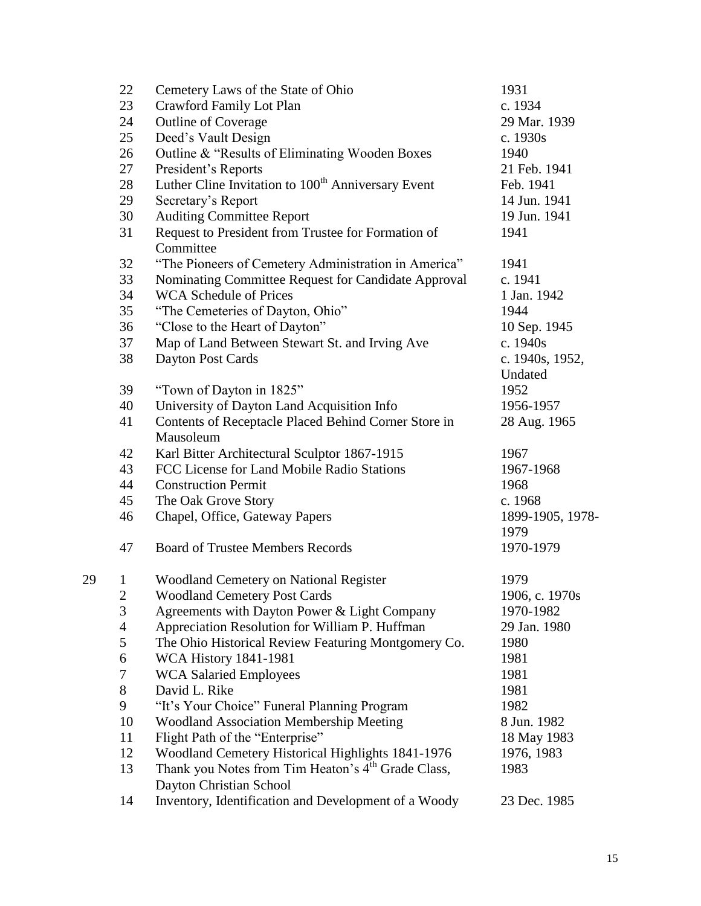| Box | Folder | Title | Date |
|---|---|---|---|
| | 22 | Cemetery Laws of the State of Ohio | 1931 |
| | 23 | Crawford Family Lot Plan | c. 1934 |
| | 24 | Outline of Coverage | 29 Mar. 1939 |
| | 25 | Deed's Vault Design | c. 1930s |
| | 26 | Outline & "Results of Eliminating Wooden Boxes | 1940 |
| | 27 | President's Reports | 21 Feb. 1941 |
| | 28 | Luther Cline Invitation to 100th Anniversary Event | Feb. 1941 |
| | 29 | Secretary's Report | 14 Jun. 1941 |
| | 30 | Auditing Committee Report | 19 Jun. 1941 |
| | 31 | Request to President from Trustee for Formation of Committee | 1941 |
| | 32 | "The Pioneers of Cemetery Administration in America" | 1941 |
| | 33 | Nominating Committee Request for Candidate Approval | c. 1941 |
| | 34 | WCA Schedule of Prices | 1 Jan. 1942 |
| | 35 | "The Cemeteries of Dayton, Ohio" | 1944 |
| | 36 | "Close to the Heart of Dayton" | 10 Sep. 1945 |
| | 37 | Map of Land Between Stewart St. and Irving Ave | c. 1940s |
| | 38 | Dayton Post Cards | c. 1940s, 1952, Undated |
| | 39 | "Town of Dayton in 1825" | 1952 |
| | 40 | University of Dayton Land Acquisition Info | 1956-1957 |
| | 41 | Contents of Receptacle Placed Behind Corner Store in Mausoleum | 28 Aug. 1965 |
| | 42 | Karl Bitter Architectural Sculptor 1867-1915 | 1967 |
| | 43 | FCC License for Land Mobile Radio Stations | 1967-1968 |
| | 44 | Construction Permit | 1968 |
| | 45 | The Oak Grove Story | c. 1968 |
| | 46 | Chapel, Office, Gateway Papers | 1899-1905, 1978-1979 |
| | 47 | Board of Trustee Members Records | 1970-1979 |
| 29 | 1 | Woodland Cemetery on National Register | 1979 |
| | 2 | Woodland Cemetery Post Cards | 1906, c. 1970s |
| | 3 | Agreements with Dayton Power & Light Company | 1970-1982 |
| | 4 | Appreciation Resolution for William P. Huffman | 29 Jan. 1980 |
| | 5 | The Ohio Historical Review Featuring Montgomery Co. | 1980 |
| | 6 | WCA History 1841-1981 | 1981 |
| | 7 | WCA Salaried Employees | 1981 |
| | 8 | David L. Rike | 1981 |
| | 9 | "It's Your Choice" Funeral Planning Program | 1982 |
| | 10 | Woodland Association Membership Meeting | 8 Jun. 1982 |
| | 11 | Flight Path of the "Enterprise" | 18 May 1983 |
| | 12 | Woodland Cemetery Historical Highlights 1841-1976 | 1976, 1983 |
| | 13 | Thank you Notes from Tim Heaton's 4th Grade Class, Dayton Christian School | 1983 |
| | 14 | Inventory, Identification and Development of a Woody | 23 Dec. 1985 |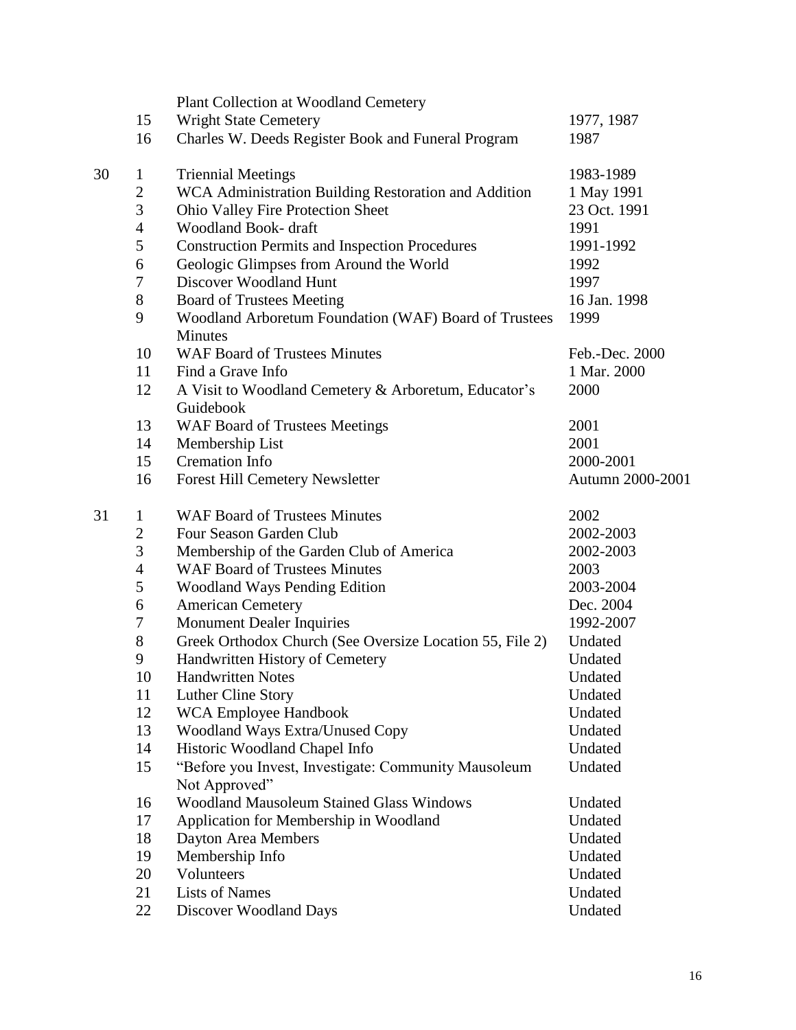| Box | Folder | Title | Date |
|---|---|---|---|
| | | Plant Collection at Woodland Cemetery | |
| | 15 | Wright State Cemetery | 1977, 1987 |
| | 16 | Charles W. Deeds Register Book and Funeral Program | 1987 |
| 30 | 1 | Triennial Meetings | 1983-1989 |
| | 2 | WCA Administration Building Restoration and Addition | 1 May 1991 |
| | 3 | Ohio Valley Fire Protection Sheet | 23 Oct. 1991 |
| | 4 | Woodland Book- draft | 1991 |
| | 5 | Construction Permits and Inspection Procedures | 1991-1992 |
| | 6 | Geologic Glimpses from Around the World | 1992 |
| | 7 | Discover Woodland Hunt | 1997 |
| | 8 | Board of Trustees Meeting | 16 Jan. 1998 |
| | 9 | Woodland Arboretum Foundation (WAF) Board of Trustees Minutes | 1999 |
| | 10 | WAF Board of Trustees Minutes | Feb.-Dec. 2000 |
| | 11 | Find a Grave Info | 1 Mar. 2000 |
| | 12 | A Visit to Woodland Cemetery & Arboretum, Educator's Guidebook | 2000 |
| | 13 | WAF Board of Trustees Meetings | 2001 |
| | 14 | Membership List | 2001 |
| | 15 | Cremation Info | 2000-2001 |
| | 16 | Forest Hill Cemetery Newsletter | Autumn 2000-2001 |
| 31 | 1 | WAF Board of Trustees Minutes | 2002 |
| | 2 | Four Season Garden Club | 2002-2003 |
| | 3 | Membership of the Garden Club of America | 2002-2003 |
| | 4 | WAF Board of Trustees Minutes | 2003 |
| | 5 | Woodland Ways Pending Edition | 2003-2004 |
| | 6 | American Cemetery | Dec. 2004 |
| | 7 | Monument Dealer Inquiries | 1992-2007 |
| | 8 | Greek Orthodox Church (See Oversize Location 55, File 2) | Undated |
| | 9 | Handwritten History of Cemetery | Undated |
| | 10 | Handwritten Notes | Undated |
| | 11 | Luther Cline Story | Undated |
| | 12 | WCA Employee Handbook | Undated |
| | 13 | Woodland Ways Extra/Unused Copy | Undated |
| | 14 | Historic Woodland Chapel Info | Undated |
| | 15 | "Before you Invest, Investigate: Community Mausoleum Not Approved" | Undated |
| | 16 | Woodland Mausoleum Stained Glass Windows | Undated |
| | 17 | Application for Membership in Woodland | Undated |
| | 18 | Dayton Area Members | Undated |
| | 19 | Membership Info | Undated |
| | 20 | Volunteers | Undated |
| | 21 | Lists of Names | Undated |
| | 22 | Discover Woodland Days | Undated |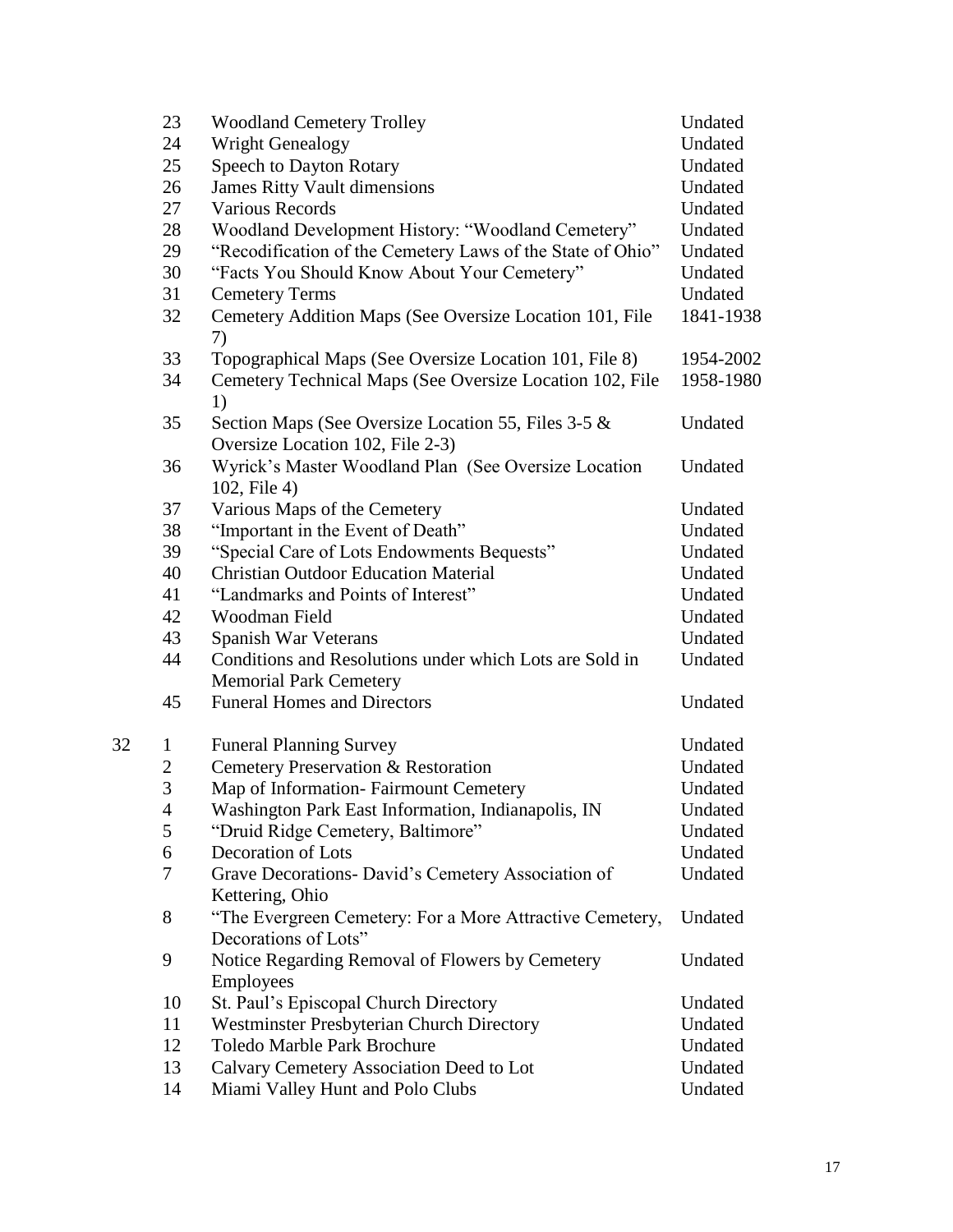| Box | Folder | Title | Date |
|---|---|---|---|
| | 23 | Woodland Cemetery Trolley | Undated |
| | 24 | Wright Genealogy | Undated |
| | 25 | Speech to Dayton Rotary | Undated |
| | 26 | James Ritty Vault dimensions | Undated |
| | 27 | Various Records | Undated |
| | 28 | Woodland Development History: "Woodland Cemetery" | Undated |
| | 29 | "Recodification of the Cemetery Laws of the State of Ohio" | Undated |
| | 30 | "Facts You Should Know About Your Cemetery" | Undated |
| | 31 | Cemetery Terms | Undated |
| | 32 | Cemetery Addition Maps (See Oversize Location 101, File 7) | 1841-1938 |
| | 33 | Topographical Maps (See Oversize Location 101, File 8) | 1954-2002 |
| | 34 | Cemetery Technical Maps (See Oversize Location 102, File 1) | 1958-1980 |
| | 35 | Section Maps (See Oversize Location 55, Files 3-5 & Oversize Location 102, File 2-3) | Undated |
| | 36 | Wyrick's Master Woodland Plan (See Oversize Location 102, File 4) | Undated |
| | 37 | Various Maps of the Cemetery | Undated |
| | 38 | "Important in the Event of Death" | Undated |
| | 39 | "Special Care of Lots Endowments Bequests" | Undated |
| | 40 | Christian Outdoor Education Material | Undated |
| | 41 | "Landmarks and Points of Interest" | Undated |
| | 42 | Woodman Field | Undated |
| | 43 | Spanish War Veterans | Undated |
| | 44 | Conditions and Resolutions under which Lots are Sold in Memorial Park Cemetery | Undated |
| | 45 | Funeral Homes and Directors | Undated |
| 32 | 1 | Funeral Planning Survey | Undated |
| | 2 | Cemetery Preservation & Restoration | Undated |
| | 3 | Map of Information- Fairmount Cemetery | Undated |
| | 4 | Washington Park East Information, Indianapolis, IN | Undated |
| | 5 | "Druid Ridge Cemetery, Baltimore" | Undated |
| | 6 | Decoration of Lots | Undated |
| | 7 | Grave Decorations- David's Cemetery Association of Kettering, Ohio | Undated |
| | 8 | "The Evergreen Cemetery: For a More Attractive Cemetery, Decorations of Lots" | Undated |
| | 9 | Notice Regarding Removal of Flowers by Cemetery Employees | Undated |
| | 10 | St. Paul's Episcopal Church Directory | Undated |
| | 11 | Westminster Presbyterian Church Directory | Undated |
| | 12 | Toledo Marble Park Brochure | Undated |
| | 13 | Calvary Cemetery Association Deed to Lot | Undated |
| | 14 | Miami Valley Hunt and Polo Clubs | Undated |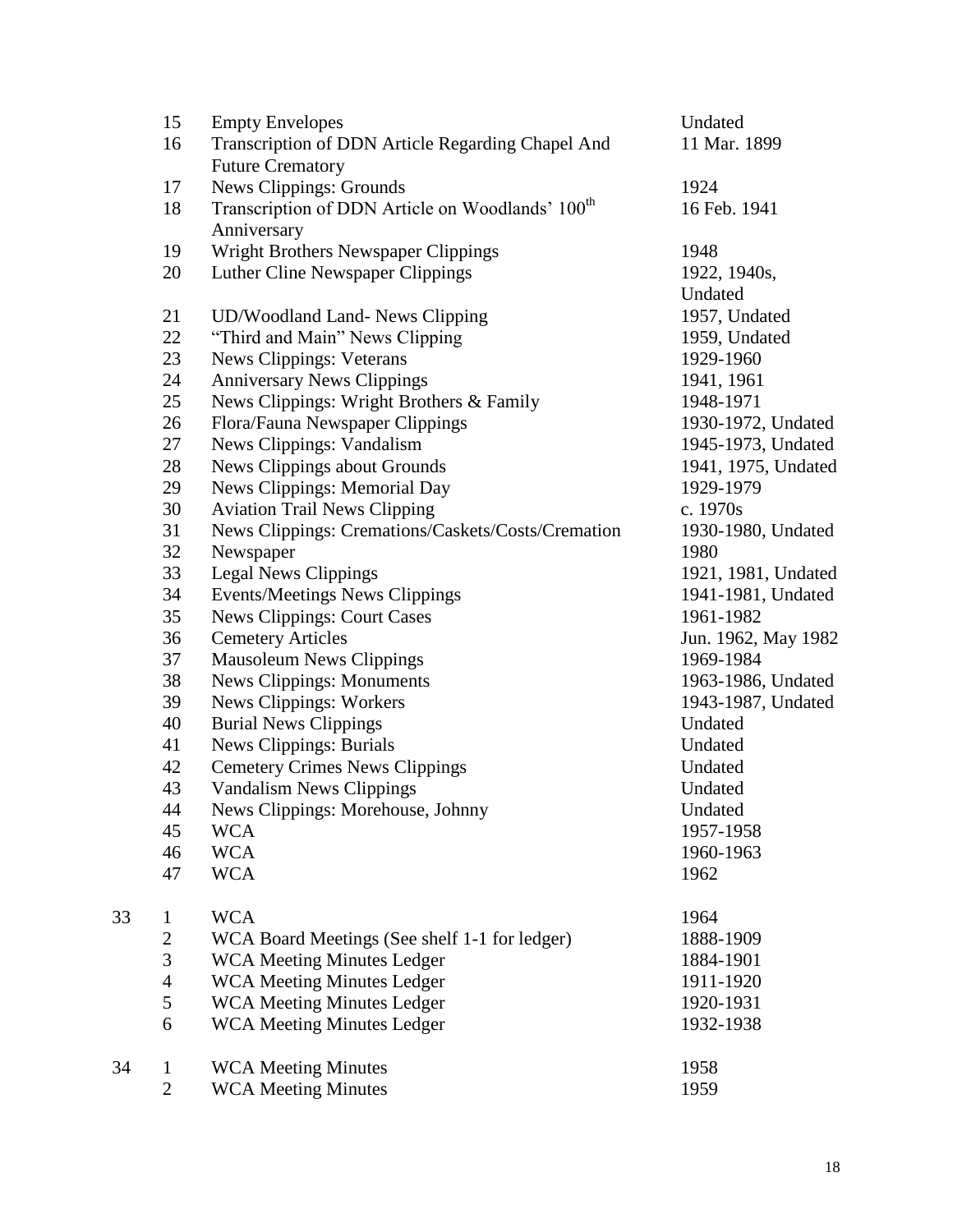| Box | Folder | Title | Date |
| --- | --- | --- | --- |
| | 15 | Empty Envelopes | Undated |
| | 16 | Transcription of DDN Article Regarding Chapel And Future Crematory | 11 Mar. 1899 |
| | 17 | News Clippings: Grounds | 1924 |
| | 18 | Transcription of DDN Article on Woodlands' 100th Anniversary | 16 Feb. 1941 |
| | 19 | Wright Brothers Newspaper Clippings | 1948 |
| | 20 | Luther Cline Newspaper Clippings | 1922, 1940s, Undated |
| | 21 | UD/Woodland Land- News Clipping | 1957, Undated |
| | 22 | "Third and Main" News Clipping | 1959, Undated |
| | 23 | News Clippings: Veterans | 1929-1960 |
| | 24 | Anniversary News Clippings | 1941, 1961 |
| | 25 | News Clippings: Wright Brothers & Family | 1948-1971 |
| | 26 | Flora/Fauna Newspaper Clippings | 1930-1972, Undated |
| | 27 | News Clippings: Vandalism | 1945-1973, Undated |
| | 28 | News Clippings about Grounds | 1941, 1975, Undated |
| | 29 | News Clippings: Memorial Day | 1929-1979 |
| | 30 | Aviation Trail News Clipping | c. 1970s |
| | 31 | News Clippings: Cremations/Caskets/Costs/Cremation | 1930-1980, Undated |
| | 32 | Newspaper | 1980 |
| | 33 | Legal News Clippings | 1921, 1981, Undated |
| | 34 | Events/Meetings News Clippings | 1941-1981, Undated |
| | 35 | News Clippings: Court Cases | 1961-1982 |
| | 36 | Cemetery Articles | Jun. 1962, May 1982 |
| | 37 | Mausoleum News Clippings | 1969-1984 |
| | 38 | News Clippings: Monuments | 1963-1986, Undated |
| | 39 | News Clippings: Workers | 1943-1987, Undated |
| | 40 | Burial News Clippings | Undated |
| | 41 | News Clippings: Burials | Undated |
| | 42 | Cemetery Crimes News Clippings | Undated |
| | 43 | Vandalism News Clippings | Undated |
| | 44 | News Clippings: Morehouse, Johnny | Undated |
| | 45 | WCA | 1957-1958 |
| | 46 | WCA | 1960-1963 |
| | 47 | WCA | 1962 |
| 33 | 1 | WCA | 1964 |
| | 2 | WCA Board Meetings (See shelf 1-1 for ledger) | 1888-1909 |
| | 3 | WCA Meeting Minutes Ledger | 1884-1901 |
| | 4 | WCA Meeting Minutes Ledger | 1911-1920 |
| | 5 | WCA Meeting Minutes Ledger | 1920-1931 |
| | 6 | WCA Meeting Minutes Ledger | 1932-1938 |
| 34 | 1 | WCA Meeting Minutes | 1958 |
| | 2 | WCA Meeting Minutes | 1959 |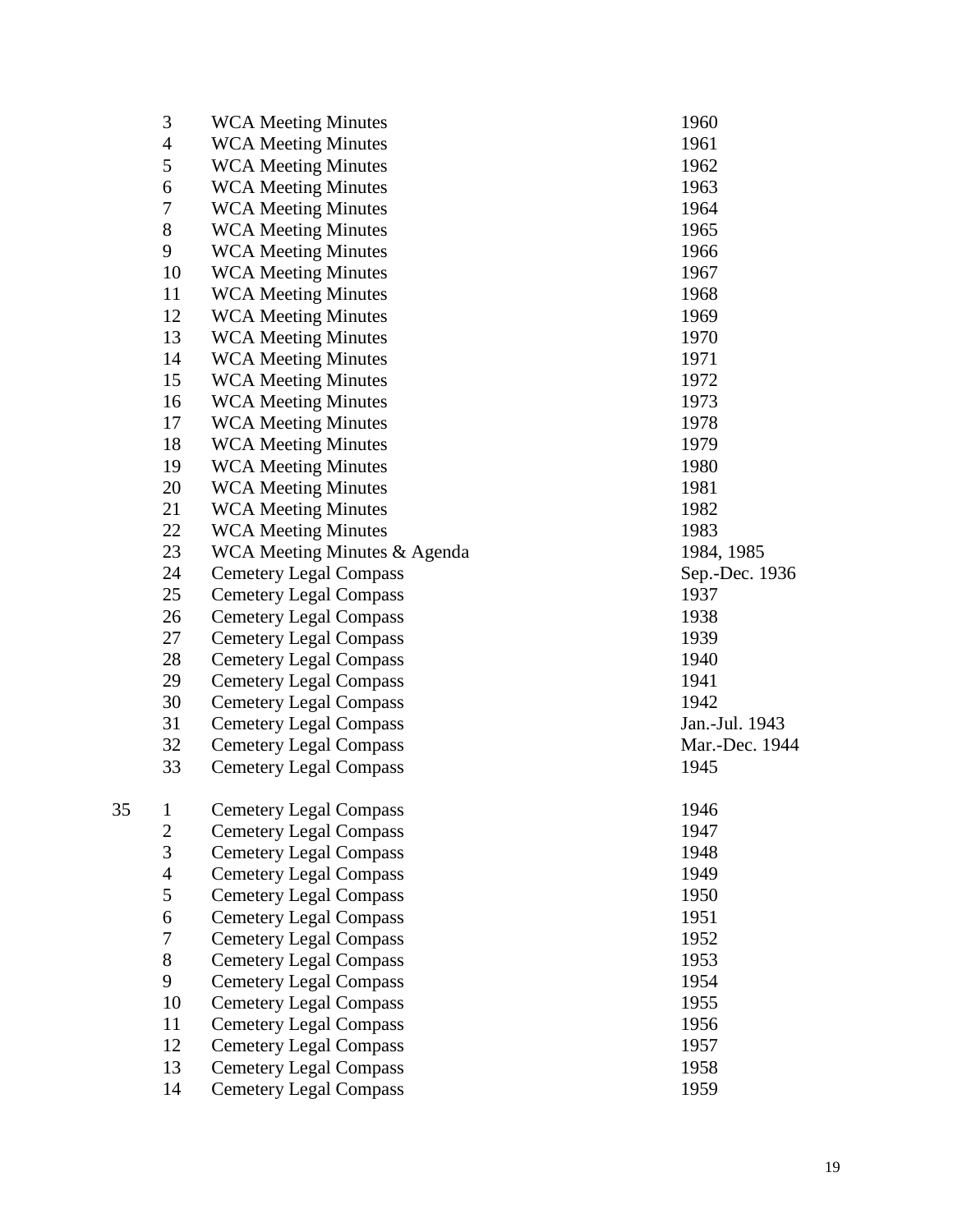| Box | Folder | Title | Date |
|---|---|---|---|
| | 3 | WCA Meeting Minutes | 1960 |
| | 4 | WCA Meeting Minutes | 1961 |
| | 5 | WCA Meeting Minutes | 1962 |
| | 6 | WCA Meeting Minutes | 1963 |
| | 7 | WCA Meeting Minutes | 1964 |
| | 8 | WCA Meeting Minutes | 1965 |
| | 9 | WCA Meeting Minutes | 1966 |
| | 10 | WCA Meeting Minutes | 1967 |
| | 11 | WCA Meeting Minutes | 1968 |
| | 12 | WCA Meeting Minutes | 1969 |
| | 13 | WCA Meeting Minutes | 1970 |
| | 14 | WCA Meeting Minutes | 1971 |
| | 15 | WCA Meeting Minutes | 1972 |
| | 16 | WCA Meeting Minutes | 1973 |
| | 17 | WCA Meeting Minutes | 1978 |
| | 18 | WCA Meeting Minutes | 1979 |
| | 19 | WCA Meeting Minutes | 1980 |
| | 20 | WCA Meeting Minutes | 1981 |
| | 21 | WCA Meeting Minutes | 1982 |
| | 22 | WCA Meeting Minutes | 1983 |
| | 23 | WCA Meeting Minutes & Agenda | 1984, 1985 |
| | 24 | Cemetery Legal Compass | Sep.-Dec. 1936 |
| | 25 | Cemetery Legal Compass | 1937 |
| | 26 | Cemetery Legal Compass | 1938 |
| | 27 | Cemetery Legal Compass | 1939 |
| | 28 | Cemetery Legal Compass | 1940 |
| | 29 | Cemetery Legal Compass | 1941 |
| | 30 | Cemetery Legal Compass | 1942 |
| | 31 | Cemetery Legal Compass | Jan.-Jul. 1943 |
| | 32 | Cemetery Legal Compass | Mar.-Dec. 1944 |
| | 33 | Cemetery Legal Compass | 1945 |
| 35 | 1 | Cemetery Legal Compass | 1946 |
| | 2 | Cemetery Legal Compass | 1947 |
| | 3 | Cemetery Legal Compass | 1948 |
| | 4 | Cemetery Legal Compass | 1949 |
| | 5 | Cemetery Legal Compass | 1950 |
| | 6 | Cemetery Legal Compass | 1951 |
| | 7 | Cemetery Legal Compass | 1952 |
| | 8 | Cemetery Legal Compass | 1953 |
| | 9 | Cemetery Legal Compass | 1954 |
| | 10 | Cemetery Legal Compass | 1955 |
| | 11 | Cemetery Legal Compass | 1956 |
| | 12 | Cemetery Legal Compass | 1957 |
| | 13 | Cemetery Legal Compass | 1958 |
| | 14 | Cemetery Legal Compass | 1959 |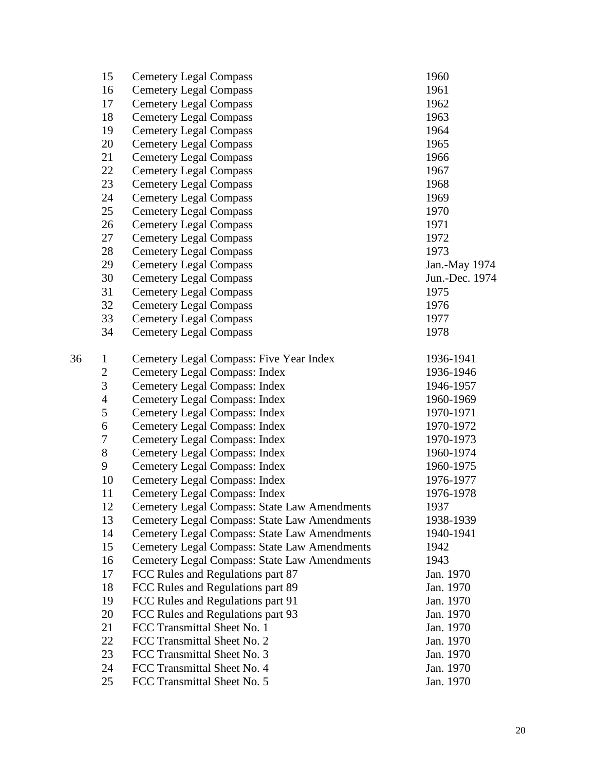| Box | Folder | Title | Date |
|---|---|---|---|
| | 15 | Cemetery Legal Compass | 1960 |
| | 16 | Cemetery Legal Compass | 1961 |
| | 17 | Cemetery Legal Compass | 1962 |
| | 18 | Cemetery Legal Compass | 1963 |
| | 19 | Cemetery Legal Compass | 1964 |
| | 20 | Cemetery Legal Compass | 1965 |
| | 21 | Cemetery Legal Compass | 1966 |
| | 22 | Cemetery Legal Compass | 1967 |
| | 23 | Cemetery Legal Compass | 1968 |
| | 24 | Cemetery Legal Compass | 1969 |
| | 25 | Cemetery Legal Compass | 1970 |
| | 26 | Cemetery Legal Compass | 1971 |
| | 27 | Cemetery Legal Compass | 1972 |
| | 28 | Cemetery Legal Compass | 1973 |
| | 29 | Cemetery Legal Compass | Jan.-May 1974 |
| | 30 | Cemetery Legal Compass | Jun.-Dec. 1974 |
| | 31 | Cemetery Legal Compass | 1975 |
| | 32 | Cemetery Legal Compass | 1976 |
| | 33 | Cemetery Legal Compass | 1977 |
| | 34 | Cemetery Legal Compass | 1978 |
| 36 | 1 | Cemetery Legal Compass: Five Year Index | 1936-1941 |
| | 2 | Cemetery Legal Compass: Index | 1936-1946 |
| | 3 | Cemetery Legal Compass: Index | 1946-1957 |
| | 4 | Cemetery Legal Compass: Index | 1960-1969 |
| | 5 | Cemetery Legal Compass: Index | 1970-1971 |
| | 6 | Cemetery Legal Compass: Index | 1970-1972 |
| | 7 | Cemetery Legal Compass: Index | 1970-1973 |
| | 8 | Cemetery Legal Compass: Index | 1960-1974 |
| | 9 | Cemetery Legal Compass: Index | 1960-1975 |
| | 10 | Cemetery Legal Compass: Index | 1976-1977 |
| | 11 | Cemetery Legal Compass: Index | 1976-1978 |
| | 12 | Cemetery Legal Compass: State Law Amendments | 1937 |
| | 13 | Cemetery Legal Compass: State Law Amendments | 1938-1939 |
| | 14 | Cemetery Legal Compass: State Law Amendments | 1940-1941 |
| | 15 | Cemetery Legal Compass: State Law Amendments | 1942 |
| | 16 | Cemetery Legal Compass: State Law Amendments | 1943 |
| | 17 | FCC Rules and Regulations part 87 | Jan. 1970 |
| | 18 | FCC Rules and Regulations part 89 | Jan. 1970 |
| | 19 | FCC Rules and Regulations part 91 | Jan. 1970 |
| | 20 | FCC Rules and Regulations part 93 | Jan. 1970 |
| | 21 | FCC Transmittal Sheet No. 1 | Jan. 1970 |
| | 22 | FCC Transmittal Sheet No. 2 | Jan. 1970 |
| | 23 | FCC Transmittal Sheet No. 3 | Jan. 1970 |
| | 24 | FCC Transmittal Sheet No. 4 | Jan. 1970 |
| | 25 | FCC Transmittal Sheet No. 5 | Jan. 1970 |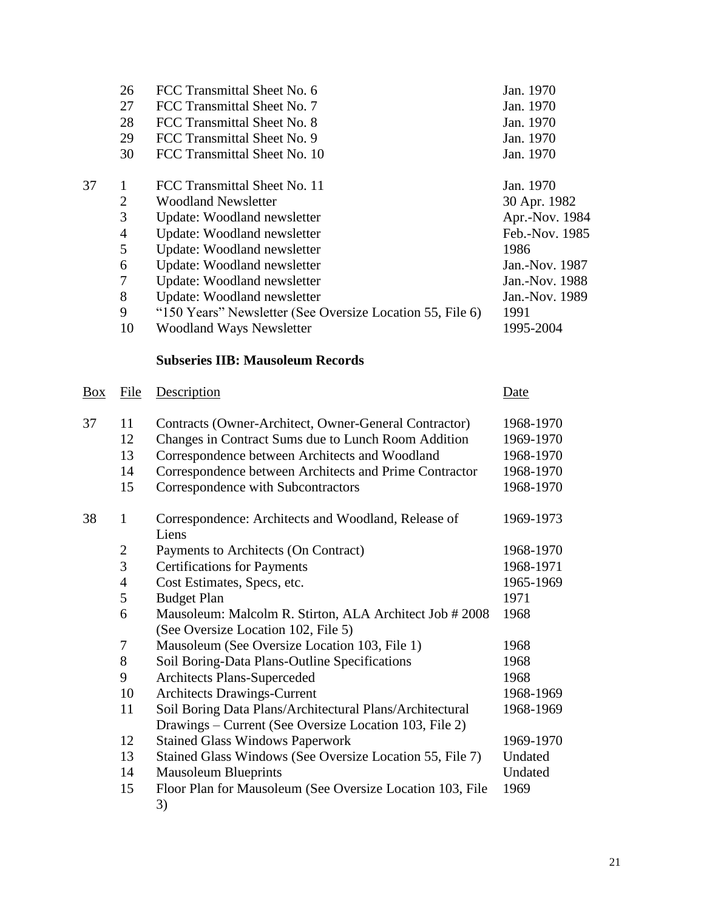| Box | File | Description | Date |
|---|---|---|---|
| | 26 | FCC Transmittal Sheet No. 6 | Jan. 1970 |
| | 27 | FCC Transmittal Sheet No. 7 | Jan. 1970 |
| | 28 | FCC Transmittal Sheet No. 8 | Jan. 1970 |
| | 29 | FCC Transmittal Sheet No. 9 | Jan. 1970 |
| | 30 | FCC Transmittal Sheet No. 10 | Jan. 1970 |
| 37 | 1 | FCC Transmittal Sheet No. 11 | Jan. 1970 |
| | 2 | Woodland Newsletter | 30 Apr. 1982 |
| | 3 | Update: Woodland newsletter | Apr.-Nov. 1984 |
| | 4 | Update: Woodland newsletter | Feb.-Nov. 1985 |
| | 5 | Update: Woodland newsletter | 1986 |
| | 6 | Update: Woodland newsletter | Jan.-Nov. 1987 |
| | 7 | Update: Woodland newsletter | Jan.-Nov. 1988 |
| | 8 | Update: Woodland newsletter | Jan.-Nov. 1989 |
| | 9 | "150 Years" Newsletter (See Oversize Location 55, File 6) | 1991 |
| | 10 | Woodland Ways Newsletter | 1995-2004 |

### Subseries IIB: Mausoleum Records

| Box | File | Description | Date |
|---|---|---|---|
| 37 | 11 | Contracts (Owner-Architect, Owner-General Contractor) | 1968-1970 |
| | 12 | Changes in Contract Sums due to Lunch Room Addition | 1969-1970 |
| | 13 | Correspondence between Architects and Woodland | 1968-1970 |
| | 14 | Correspondence between Architects and Prime Contractor | 1968-1970 |
| | 15 | Correspondence with Subcontractors | 1968-1970 |
| 38 | 1 | Correspondence: Architects and Woodland, Release of Liens | 1969-1973 |
| | 2 | Payments to Architects (On Contract) | 1968-1970 |
| | 3 | Certifications for Payments | 1968-1971 |
| | 4 | Cost Estimates, Specs, etc. | 1965-1969 |
| | 5 | Budget Plan | 1971 |
| | 6 | Mausoleum: Malcolm R. Stirton, ALA Architect Job # 2008 (See Oversize Location 102, File 5) | 1968 |
| | 7 | Mausoleum (See Oversize Location 103, File 1) | 1968 |
| | 8 | Soil Boring-Data Plans-Outline Specifications | 1968 |
| | 9 | Architects Plans-Superceded | 1968 |
| | 10 | Architects Drawings-Current | 1968-1969 |
| | 11 | Soil Boring Data Plans/Architectural Plans/Architectural Drawings – Current (See Oversize Location 103, File 2) | 1968-1969 |
| | 12 | Stained Glass Windows Paperwork | 1969-1970 |
| | 13 | Stained Glass Windows (See Oversize Location 55, File 7) | Undated |
| | 14 | Mausoleum Blueprints | Undated |
| | 15 | Floor Plan for Mausoleum (See Oversize Location 103, File 3) | 1969 |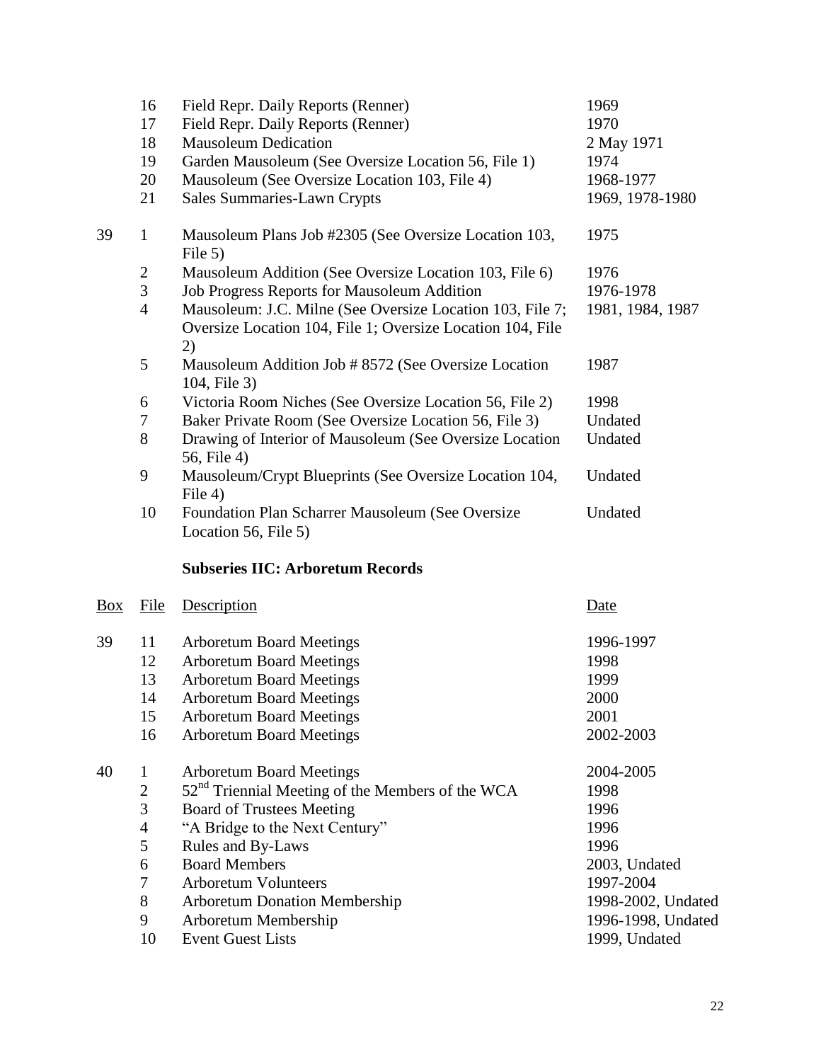| Box | File | Description | Date |
|---|---|---|---|
| | 16 | Field Repr. Daily Reports (Renner) | 1969 |
| | 17 | Field Repr. Daily Reports (Renner) | 1970 |
| | 18 | Mausoleum Dedication | 2 May 1971 |
| | 19 | Garden Mausoleum (See Oversize Location 56, File 1) | 1974 |
| | 20 | Mausoleum (See Oversize Location 103, File 4) | 1968-1977 |
| | 21 | Sales Summaries-Lawn Crypts | 1969, 1978-1980 |
| 39 | 1 | Mausoleum Plans Job #2305 (See Oversize Location 103, File 5) | 1975 |
| | 2 | Mausoleum Addition (See Oversize Location 103, File 6) | 1976 |
| | 3 | Job Progress Reports for Mausoleum Addition | 1976-1978 |
| | 4 | Mausoleum: J.C. Milne (See Oversize Location 103, File 7; Oversize Location 104, File 1; Oversize Location 104, File 2) | 1981, 1984, 1987 |
| | 5 | Mausoleum Addition Job # 8572 (See Oversize Location 104, File 3) | 1987 |
| | 6 | Victoria Room Niches (See Oversize Location 56, File 2) | 1998 |
| | 7 | Baker Private Room (See Oversize Location 56, File 3) | Undated |
| | 8 | Drawing of Interior of Mausoleum (See Oversize Location 56, File 4) | Undated |
| | 9 | Mausoleum/Crypt Blueprints (See Oversize Location 104, File 4) | Undated |
| | 10 | Foundation Plan Scharrer Mausoleum (See Oversize Location 56, File 5) | Undated |

**Subseries IIC: Arboretum Records**

| Box | File | Description | Date |
|---|---|---|---|
| 39 | 11 | Arboretum Board Meetings | 1996-1997 |
| | 12 | Arboretum Board Meetings | 1998 |
| | 13 | Arboretum Board Meetings | 1999 |
| | 14 | Arboretum Board Meetings | 2000 |
| | 15 | Arboretum Board Meetings | 2001 |
| | 16 | Arboretum Board Meetings | 2002-2003 |
| 40 | 1 | Arboretum Board Meetings | 2004-2005 |
| | 2 | 52nd Triennial Meeting of the Members of the WCA | 1998 |
| | 3 | Board of Trustees Meeting | 1996 |
| | 4 | "A Bridge to the Next Century" | 1996 |
| | 5 | Rules and By-Laws | 1996 |
| | 6 | Board Members | 2003, Undated |
| | 7 | Arboretum Volunteers | 1997-2004 |
| | 8 | Arboretum Donation Membership | 1998-2002, Undated |
| | 9 | Arboretum Membership | 1996-1998, Undated |
| | 10 | Event Guest Lists | 1999, Undated |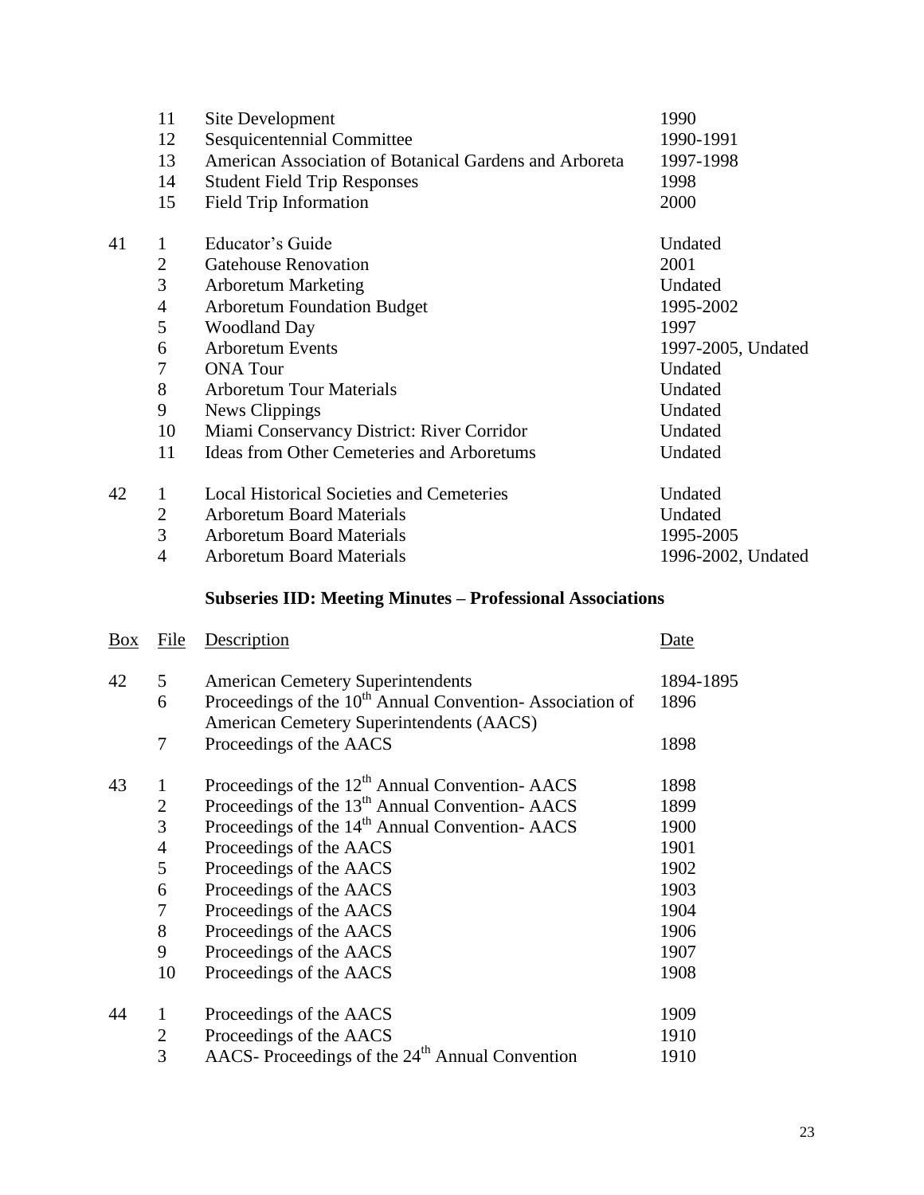| Box | File | Description | Date |
|---|---|---|---|
| | 11 | Site Development | 1990 |
| | 12 | Sesquicentennial Committee | 1990-1991 |
| | 13 | American Association of Botanical Gardens and Arboreta | 1997-1998 |
| | 14 | Student Field Trip Responses | 1998 |
| | 15 | Field Trip Information | 2000 |
| 41 | 1 | Educator's Guide | Undated |
| | 2 | Gatehouse Renovation | 2001 |
| | 3 | Arboretum Marketing | Undated |
| | 4 | Arboretum Foundation Budget | 1995-2002 |
| | 5 | Woodland Day | 1997 |
| | 6 | Arboretum Events | 1997-2005, Undated |
| | 7 | ONA Tour | Undated |
| | 8 | Arboretum Tour Materials | Undated |
| | 9 | News Clippings | Undated |
| | 10 | Miami Conservancy District: River Corridor | Undated |
| | 11 | Ideas from Other Cemeteries and Arboretums | Undated |
| 42 | 1 | Local Historical Societies and Cemeteries | Undated |
| | 2 | Arboretum Board Materials | Undated |
| | 3 | Arboretum Board Materials | 1995-2005 |
| | 4 | Arboretum Board Materials | 1996-2002, Undated |

### Subseries IID: Meeting Minutes – Professional Associations

| Box | File | Description | Date |
|---|---|---|---|
| 42 | 5 | American Cemetery Superintendents | 1894-1895 |
| | 6 | Proceedings of the 10th Annual Convention- Association of American Cemetery Superintendents (AACS) | 1896 |
| | 7 | Proceedings of the AACS | 1898 |
| 43 | 1 | Proceedings of the 12th Annual Convention- AACS | 1898 |
| | 2 | Proceedings of the 13th Annual Convention- AACS | 1899 |
| | 3 | Proceedings of the 14th Annual Convention- AACS | 1900 |
| | 4 | Proceedings of the AACS | 1901 |
| | 5 | Proceedings of the AACS | 1902 |
| | 6 | Proceedings of the AACS | 1903 |
| | 7 | Proceedings of the AACS | 1904 |
| | 8 | Proceedings of the AACS | 1906 |
| | 9 | Proceedings of the AACS | 1907 |
| | 10 | Proceedings of the AACS | 1908 |
| 44 | 1 | Proceedings of the AACS | 1909 |
| | 2 | Proceedings of the AACS | 1910 |
| | 3 | AACS- Proceedings of the 24th Annual Convention | 1910 |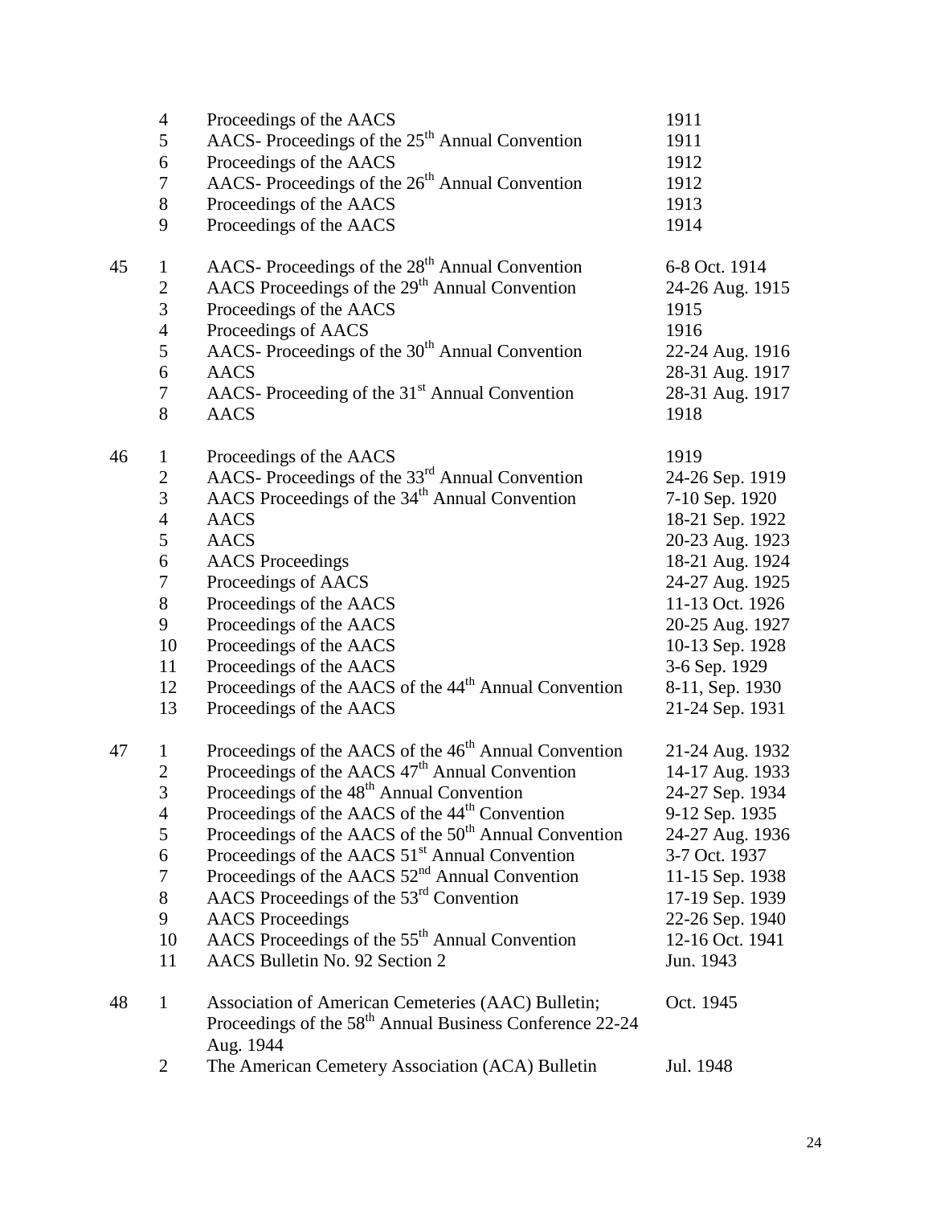| Box | Folder | Title | Date |
|---|---|---|---|
| | 4 | Proceedings of the AACS | 1911 |
| | 5 | AACS- Proceedings of the 25th Annual Convention | 1911 |
| | 6 | Proceedings of the AACS | 1912 |
| | 7 | AACS- Proceedings of the 26th Annual Convention | 1912 |
| | 8 | Proceedings of the AACS | 1913 |
| | 9 | Proceedings of the AACS | 1914 |
| 45 | 1 | AACS- Proceedings of the 28th Annual Convention | 6-8 Oct. 1914 |
| | 2 | AACS Proceedings of the 29th Annual Convention | 24-26 Aug. 1915 |
| | 3 | Proceedings of the AACS | 1915 |
| | 4 | Proceedings of AACS | 1916 |
| | 5 | AACS- Proceedings of the 30th Annual Convention | 22-24 Aug. 1916 |
| | 6 | AACS | 28-31 Aug. 1917 |
| | 7 | AACS- Proceeding of the 31st Annual Convention | 28-31 Aug. 1917 |
| | 8 | AACS | 1918 |
| 46 | 1 | Proceedings of the AACS | 1919 |
| | 2 | AACS- Proceedings of the 33rd Annual Convention | 24-26 Sep. 1919 |
| | 3 | AACS Proceedings of the 34th Annual Convention | 7-10 Sep. 1920 |
| | 4 | AACS | 18-21 Sep. 1922 |
| | 5 | AACS | 20-23 Aug. 1923 |
| | 6 | AACS Proceedings | 18-21 Aug. 1924 |
| | 7 | Proceedings of AACS | 24-27 Aug. 1925 |
| | 8 | Proceedings of the AACS | 11-13 Oct. 1926 |
| | 9 | Proceedings of the AACS | 20-25 Aug. 1927 |
| | 10 | Proceedings of the AACS | 10-13 Sep. 1928 |
| | 11 | Proceedings of the AACS | 3-6 Sep. 1929 |
| | 12 | Proceedings of the AACS of the 44th Annual Convention | 8-11, Sep. 1930 |
| | 13 | Proceedings of the AACS | 21-24 Sep. 1931 |
| 47 | 1 | Proceedings of the AACS of the 46th Annual Convention | 21-24 Aug. 1932 |
| | 2 | Proceedings of the AACS 47th Annual Convention | 14-17 Aug. 1933 |
| | 3 | Proceedings of the 48th Annual Convention | 24-27 Sep. 1934 |
| | 4 | Proceedings of the AACS of the 44th Convention | 9-12 Sep. 1935 |
| | 5 | Proceedings of the AACS of the 50th Annual Convention | 24-27 Aug. 1936 |
| | 6 | Proceedings of the AACS 51st Annual Convention | 3-7 Oct. 1937 |
| | 7 | Proceedings of the AACS 52nd Annual Convention | 11-15 Sep. 1938 |
| | 8 | AACS Proceedings of the 53rd Convention | 17-19 Sep. 1939 |
| | 9 | AACS Proceedings | 22-26 Sep. 1940 |
| | 10 | AACS Proceedings of the 55th Annual Convention | 12-16 Oct. 1941 |
| | 11 | AACS Bulletin No. 92 Section 2 | Jun. 1943 |
| 48 | 1 | Association of American Cemeteries (AAC) Bulletin; Proceedings of the 58th Annual Business Conference 22-24 Aug. 1944 | Oct. 1945 |
| | 2 | The American Cemetery Association (ACA) Bulletin | Jul. 1948 |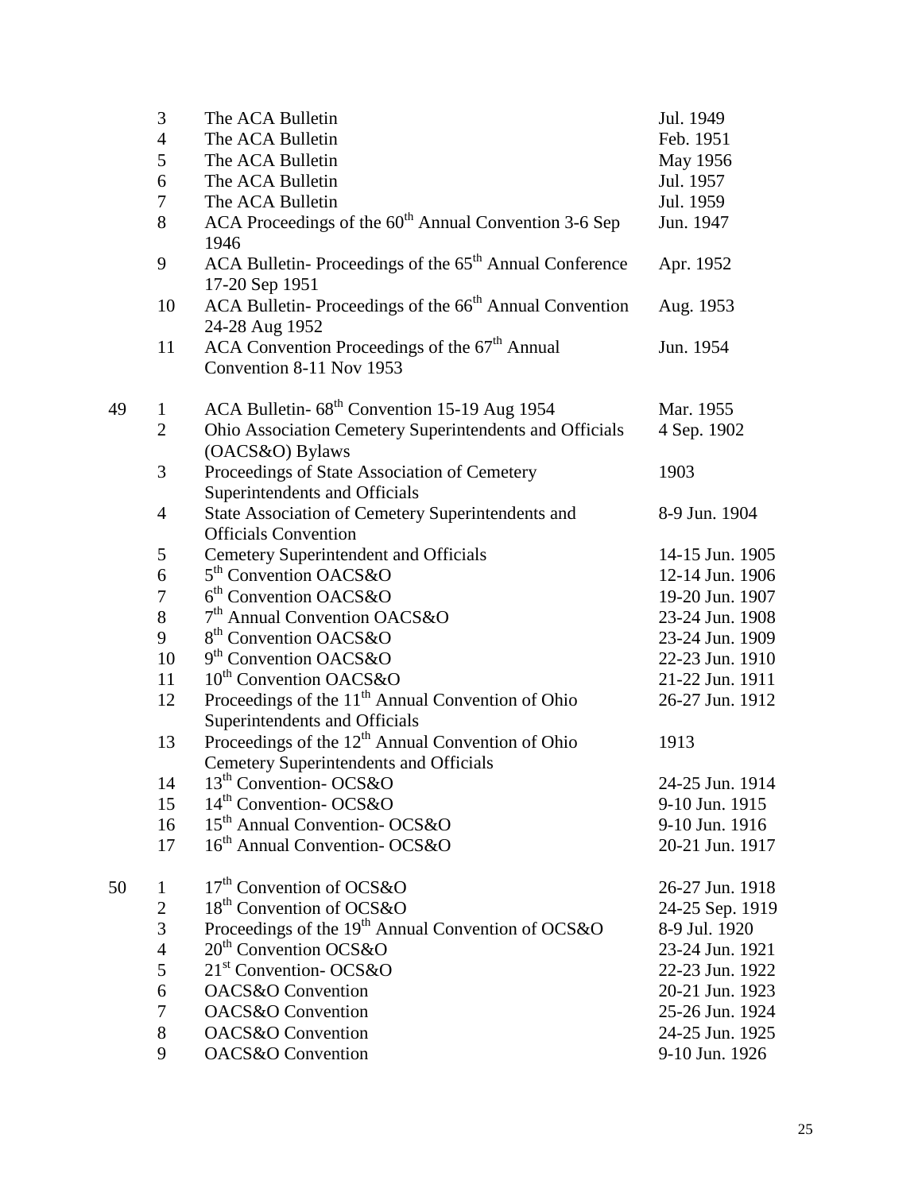| Box | Folder | Title | Date |
|---|---|---|---|
| | 3 | The ACA Bulletin | Jul. 1949 |
| | 4 | The ACA Bulletin | Feb. 1951 |
| | 5 | The ACA Bulletin | May 1956 |
| | 6 | The ACA Bulletin | Jul. 1957 |
| | 7 | The ACA Bulletin | Jul. 1959 |
| | 8 | ACA Proceedings of the 60th Annual Convention 3-6 Sep 1946 | Jun. 1947 |
| | 9 | ACA Bulletin- Proceedings of the 65th Annual Conference 17-20 Sep 1951 | Apr. 1952 |
| | 10 | ACA Bulletin- Proceedings of the 66th Annual Convention 24-28 Aug 1952 | Aug. 1953 |
| | 11 | ACA Convention Proceedings of the 67th Annual Convention 8-11 Nov 1953 | Jun. 1954 |
| 49 | 1 | ACA Bulletin- 68th Convention 15-19 Aug 1954 | Mar. 1955 |
| | 2 | Ohio Association Cemetery Superintendents and Officials (OACS&O) Bylaws | 4 Sep. 1902 |
| | 3 | Proceedings of State Association of Cemetery Superintendents and Officials | 1903 |
| | 4 | State Association of Cemetery Superintendents and Officials Convention | 8-9 Jun. 1904 |
| | 5 | Cemetery Superintendent and Officials | 14-15 Jun. 1905 |
| | 6 | 5th Convention OACS&O | 12-14 Jun. 1906 |
| | 7 | 6th Convention OACS&O | 19-20 Jun. 1907 |
| | 8 | 7th Annual Convention OACS&O | 23-24 Jun. 1908 |
| | 9 | 8th Convention OACS&O | 23-24 Jun. 1909 |
| | 10 | 9th Convention OACS&O | 22-23 Jun. 1910 |
| | 11 | 10th Convention OACS&O | 21-22 Jun. 1911 |
| | 12 | Proceedings of the 11th Annual Convention of Ohio Superintendents and Officials | 26-27 Jun. 1912 |
| | 13 | Proceedings of the 12th Annual Convention of Ohio Cemetery Superintendents and Officials | 1913 |
| | 14 | 13th Convention- OCS&O | 24-25 Jun. 1914 |
| | 15 | 14th Convention- OCS&O | 9-10 Jun. 1915 |
| | 16 | 15th Annual Convention- OCS&O | 9-10 Jun. 1916 |
| | 17 | 16th Annual Convention- OCS&O | 20-21 Jun. 1917 |
| 50 | 1 | 17th Convention of OCS&O | 26-27 Jun. 1918 |
| | 2 | 18th Convention of OCS&O | 24-25 Sep. 1919 |
| | 3 | Proceedings of the 19th Annual Convention of OCS&O | 8-9 Jul. 1920 |
| | 4 | 20th Convention OCS&O | 23-24 Jun. 1921 |
| | 5 | 21st Convention- OCS&O | 22-23 Jun. 1922 |
| | 6 | OACS&O Convention | 20-21 Jun. 1923 |
| | 7 | OACS&O Convention | 25-26 Jun. 1924 |
| | 8 | OACS&O Convention | 24-25 Jun. 1925 |
| | 9 | OACS&O Convention | 9-10 Jun. 1926 |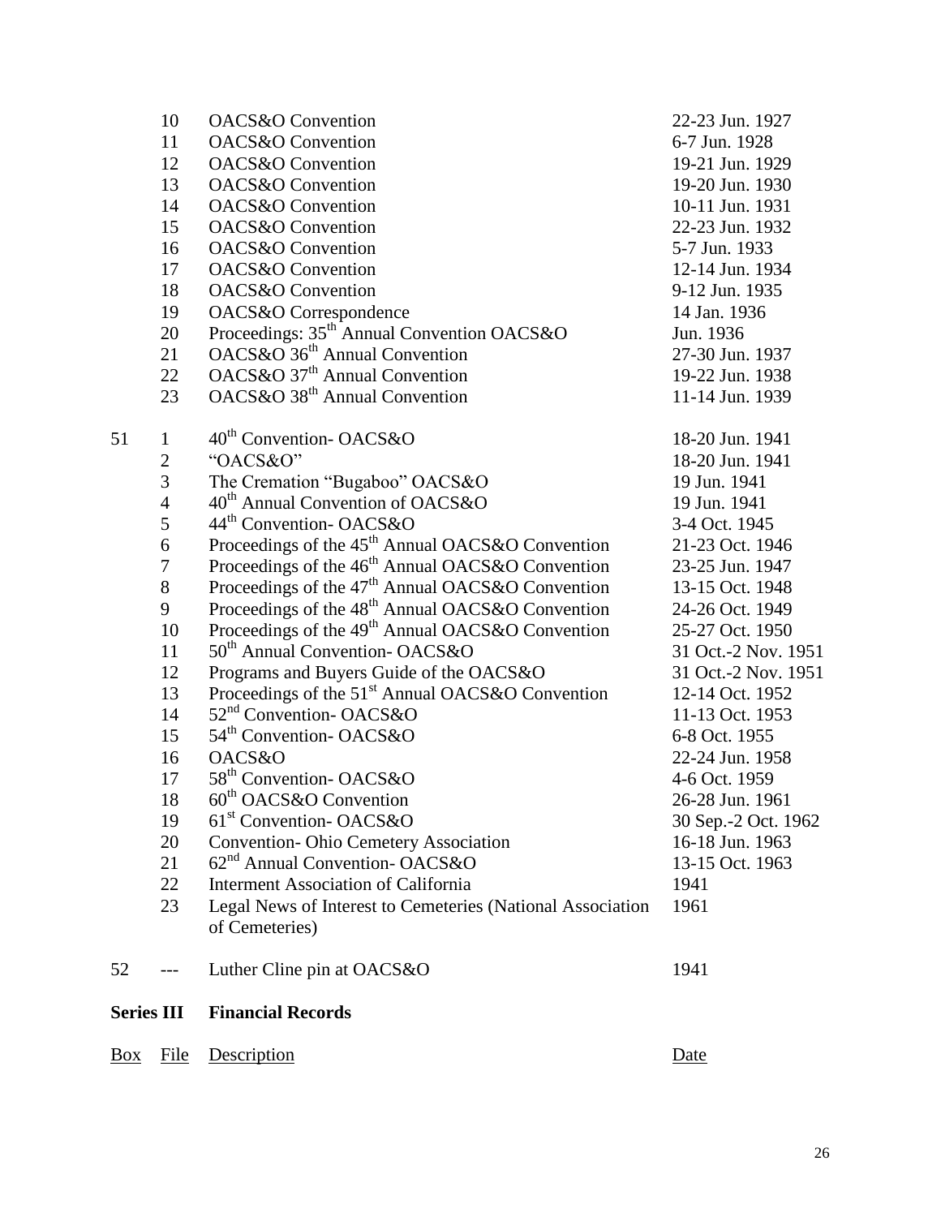| Box | File | Description | Date |
|---|---|---|---|
| | 10 | OACS&O Convention | 22-23 Jun. 1927 |
| | 11 | OACS&O Convention | 6-7 Jun. 1928 |
| | 12 | OACS&O Convention | 19-21 Jun. 1929 |
| | 13 | OACS&O Convention | 19-20 Jun. 1930 |
| | 14 | OACS&O Convention | 10-11 Jun. 1931 |
| | 15 | OACS&O Convention | 22-23 Jun. 1932 |
| | 16 | OACS&O Convention | 5-7 Jun. 1933 |
| | 17 | OACS&O Convention | 12-14 Jun. 1934 |
| | 18 | OACS&O Convention | 9-12 Jun. 1935 |
| | 19 | OACS&O Correspondence | 14 Jan. 1936 |
| | 20 | Proceedings: 35th Annual Convention OACS&O | Jun. 1936 |
| | 21 | OACS&O 36th Annual Convention | 27-30 Jun. 1937 |
| | 22 | OACS&O 37th Annual Convention | 19-22 Jun. 1938 |
| | 23 | OACS&O 38th Annual Convention | 11-14 Jun. 1939 |
| 51 | 1 | 40th Convention- OACS&O | 18-20 Jun. 1941 |
| | 2 | "OACS&O" | 18-20 Jun. 1941 |
| | 3 | The Cremation "Bugaboo" OACS&O | 19 Jun. 1941 |
| | 4 | 40th Annual Convention of OACS&O | 19 Jun. 1941 |
| | 5 | 44th Convention- OACS&O | 3-4 Oct. 1945 |
| | 6 | Proceedings of the 45th Annual OACS&O Convention | 21-23 Oct. 1946 |
| | 7 | Proceedings of the 46th Annual OACS&O Convention | 23-25 Jun. 1947 |
| | 8 | Proceedings of the 47th Annual OACS&O Convention | 13-15 Oct. 1948 |
| | 9 | Proceedings of the 48th Annual OACS&O Convention | 24-26 Oct. 1949 |
| | 10 | Proceedings of the 49th Annual OACS&O Convention | 25-27 Oct. 1950 |
| | 11 | 50th Annual Convention- OACS&O | 31 Oct.-2 Nov. 1951 |
| | 12 | Programs and Buyers Guide of the OACS&O | 31 Oct.-2 Nov. 1951 |
| | 13 | Proceedings of the 51st Annual OACS&O Convention | 12-14 Oct. 1952 |
| | 14 | 52nd Convention- OACS&O | 11-13 Oct. 1953 |
| | 15 | 54th Convention- OACS&O | 6-8 Oct. 1955 |
| | 16 | OACS&O | 22-24 Jun. 1958 |
| | 17 | 58th Convention- OACS&O | 4-6 Oct. 1959 |
| | 18 | 60th OACS&O Convention | 26-28 Jun. 1961 |
| | 19 | 61st Convention- OACS&O | 30 Sep.-2 Oct. 1962 |
| | 20 | Convention- Ohio Cemetery Association | 16-18 Jun. 1963 |
| | 21 | 62nd Annual Convention- OACS&O | 13-15 Oct. 1963 |
| | 22 | Interment Association of California | 1941 |
| | 23 | Legal News of Interest to Cemeteries (National Association of Cemeteries) | 1961 |
| 52 | --- | Luther Cline pin at OACS&O | 1941 |

## Series III Financial Records

| Box | File | Description | Date |
|---|---|---|---|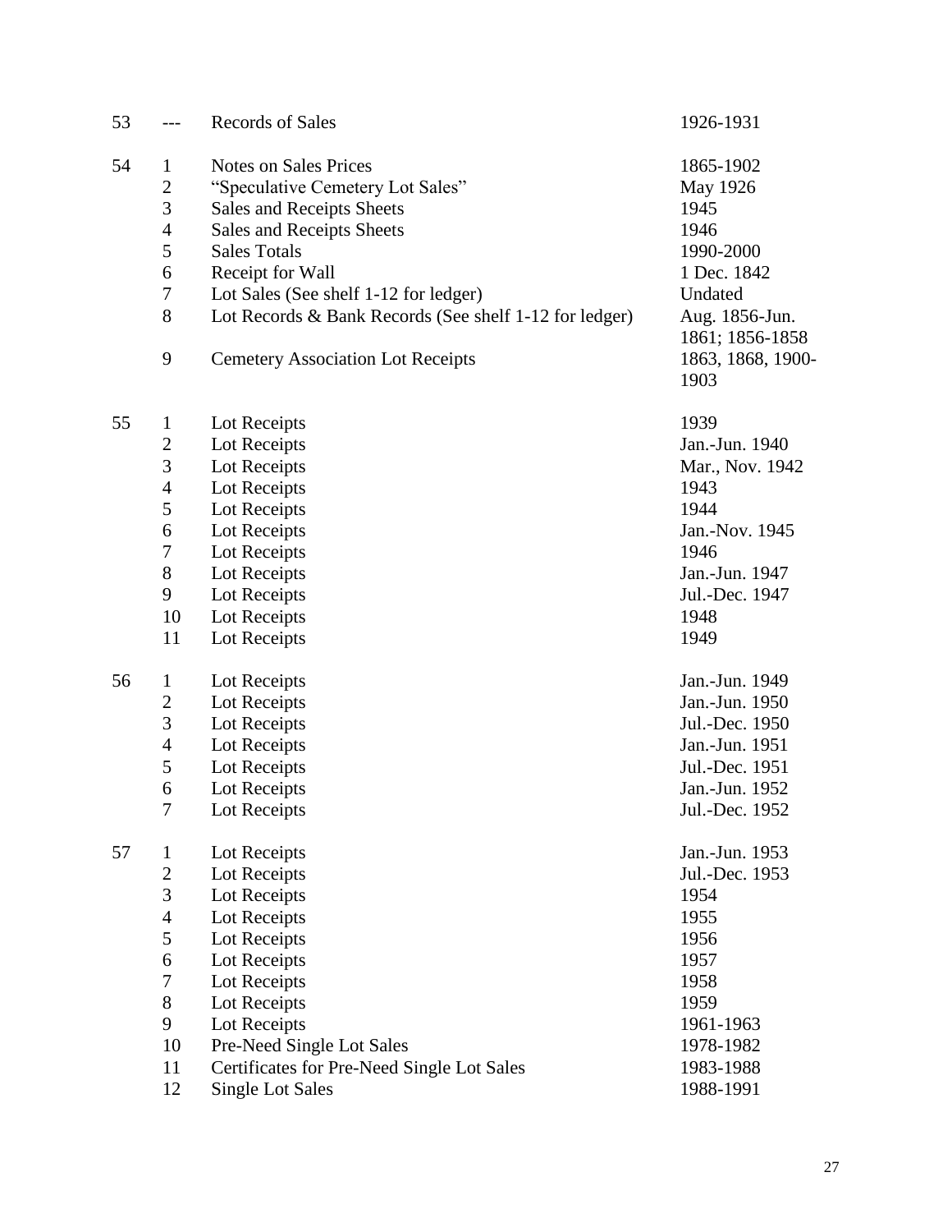| Box | Folder | Title | Date |
|---|---|---|---|
| 53 | --- | Records of Sales | 1926-1931 |
| 54 | 1 | Notes on Sales Prices | 1865-1902 |
| | 2 | "Speculative Cemetery Lot Sales" | May 1926 |
| | 3 | Sales and Receipts Sheets | 1945 |
| | 4 | Sales and Receipts Sheets | 1946 |
| | 5 | Sales Totals | 1990-2000 |
| | 6 | Receipt for Wall | 1 Dec. 1842 |
| | 7 | Lot Sales (See shelf 1-12 for ledger) | Undated |
| | 8 | Lot Records & Bank Records (See shelf 1-12 for ledger) | Aug. 1856-Jun. 1861; 1856-1858 |
| | 9 | Cemetery Association Lot Receipts | 1863, 1868, 1900-1903 |
| 55 | 1 | Lot Receipts | 1939 |
| | 2 | Lot Receipts | Jan.-Jun. 1940 |
| | 3 | Lot Receipts | Mar., Nov. 1942 |
| | 4 | Lot Receipts | 1943 |
| | 5 | Lot Receipts | 1944 |
| | 6 | Lot Receipts | Jan.-Nov. 1945 |
| | 7 | Lot Receipts | 1946 |
| | 8 | Lot Receipts | Jan.-Jun. 1947 |
| | 9 | Lot Receipts | Jul.-Dec. 1947 |
| | 10 | Lot Receipts | 1948 |
| | 11 | Lot Receipts | 1949 |
| 56 | 1 | Lot Receipts | Jan.-Jun. 1949 |
| | 2 | Lot Receipts | Jan.-Jun. 1950 |
| | 3 | Lot Receipts | Jul.-Dec. 1950 |
| | 4 | Lot Receipts | Jan.-Jun. 1951 |
| | 5 | Lot Receipts | Jul.-Dec. 1951 |
| | 6 | Lot Receipts | Jan.-Jun. 1952 |
| | 7 | Lot Receipts | Jul.-Dec. 1952 |
| 57 | 1 | Lot Receipts | Jan.-Jun. 1953 |
| | 2 | Lot Receipts | Jul.-Dec. 1953 |
| | 3 | Lot Receipts | 1954 |
| | 4 | Lot Receipts | 1955 |
| | 5 | Lot Receipts | 1956 |
| | 6 | Lot Receipts | 1957 |
| | 7 | Lot Receipts | 1958 |
| | 8 | Lot Receipts | 1959 |
| | 9 | Lot Receipts | 1961-1963 |
| | 10 | Pre-Need Single Lot Sales | 1978-1982 |
| | 11 | Certificates for Pre-Need Single Lot Sales | 1983-1988 |
| | 12 | Single Lot Sales | 1988-1991 |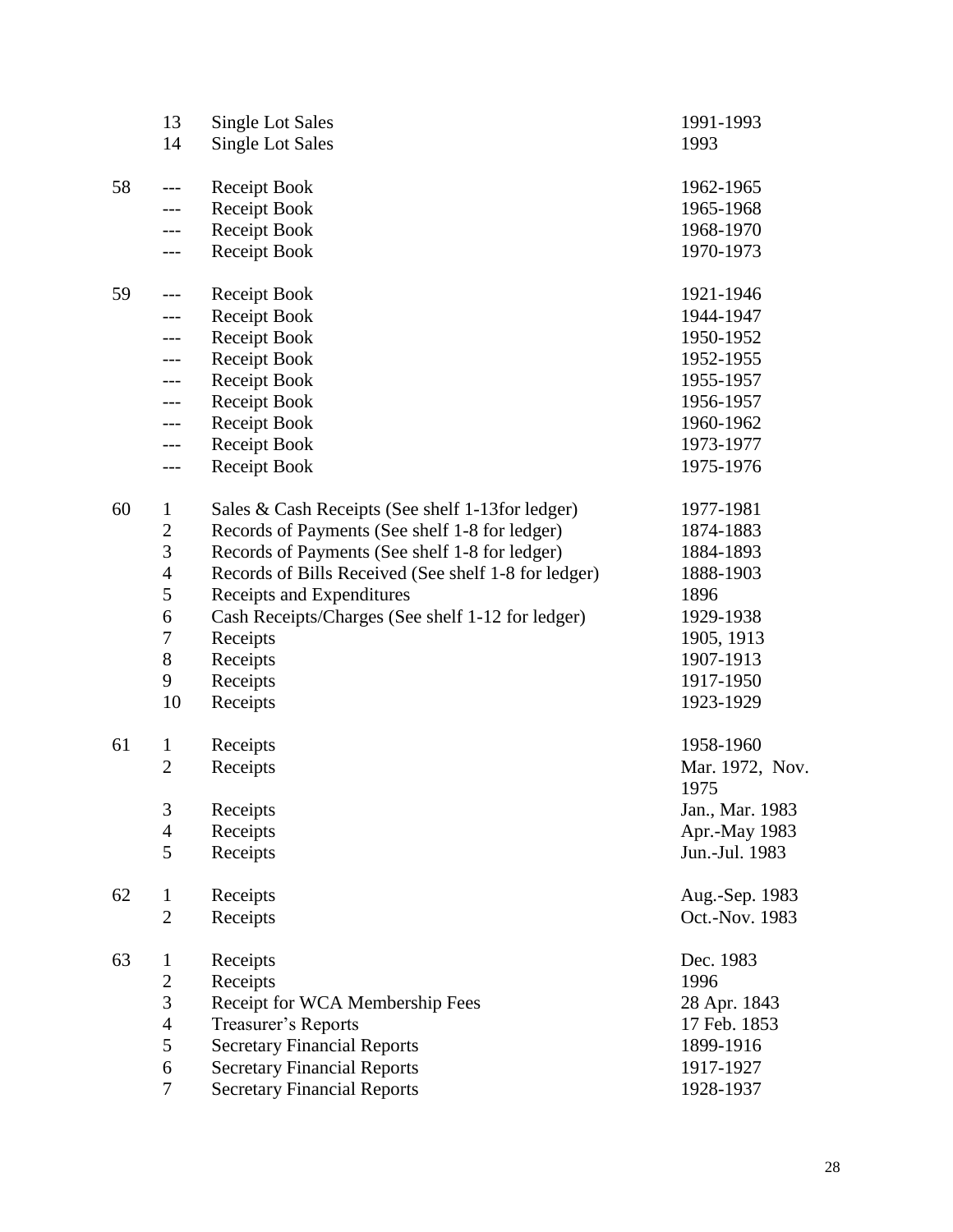| Box | Folder | Description | Date |
|---|---|---|---|
| | 13 | Single Lot Sales | 1991-1993 |
| | 14 | Single Lot Sales | 1993 |
| 58 | --- | Receipt Book | 1962-1965 |
| | --- | Receipt Book | 1965-1968 |
| | --- | Receipt Book | 1968-1970 |
| | --- | Receipt Book | 1970-1973 |
| 59 | --- | Receipt Book | 1921-1946 |
| | --- | Receipt Book | 1944-1947 |
| | --- | Receipt Book | 1950-1952 |
| | --- | Receipt Book | 1952-1955 |
| | --- | Receipt Book | 1955-1957 |
| | --- | Receipt Book | 1956-1957 |
| | --- | Receipt Book | 1960-1962 |
| | --- | Receipt Book | 1973-1977 |
| | --- | Receipt Book | 1975-1976 |
| 60 | 1 | Sales & Cash Receipts (See shelf 1-13for ledger) | 1977-1981 |
| | 2 | Records of Payments (See shelf 1-8 for ledger) | 1874-1883 |
| | 3 | Records of Payments (See shelf 1-8 for ledger) | 1884-1893 |
| | 4 | Records of Bills Received (See shelf 1-8 for ledger) | 1888-1903 |
| | 5 | Receipts and Expenditures | 1896 |
| | 6 | Cash Receipts/Charges (See shelf 1-12 for ledger) | 1929-1938 |
| | 7 | Receipts | 1905, 1913 |
| | 8 | Receipts | 1907-1913 |
| | 9 | Receipts | 1917-1950 |
| | 10 | Receipts | 1923-1929 |
| 61 | 1 | Receipts | 1958-1960 |
| | 2 | Receipts | Mar. 1972, Nov. 1975 |
| | 3 | Receipts | Jan., Mar. 1983 |
| | 4 | Receipts | Apr.-May 1983 |
| | 5 | Receipts | Jun.-Jul. 1983 |
| 62 | 1 | Receipts | Aug.-Sep. 1983 |
| | 2 | Receipts | Oct.-Nov. 1983 |
| 63 | 1 | Receipts | Dec. 1983 |
| | 2 | Receipts | 1996 |
| | 3 | Receipt for WCA Membership Fees | 28 Apr. 1843 |
| | 4 | Treasurer's Reports | 17 Feb. 1853 |
| | 5 | Secretary Financial Reports | 1899-1916 |
| | 6 | Secretary Financial Reports | 1917-1927 |
| | 7 | Secretary Financial Reports | 1928-1937 |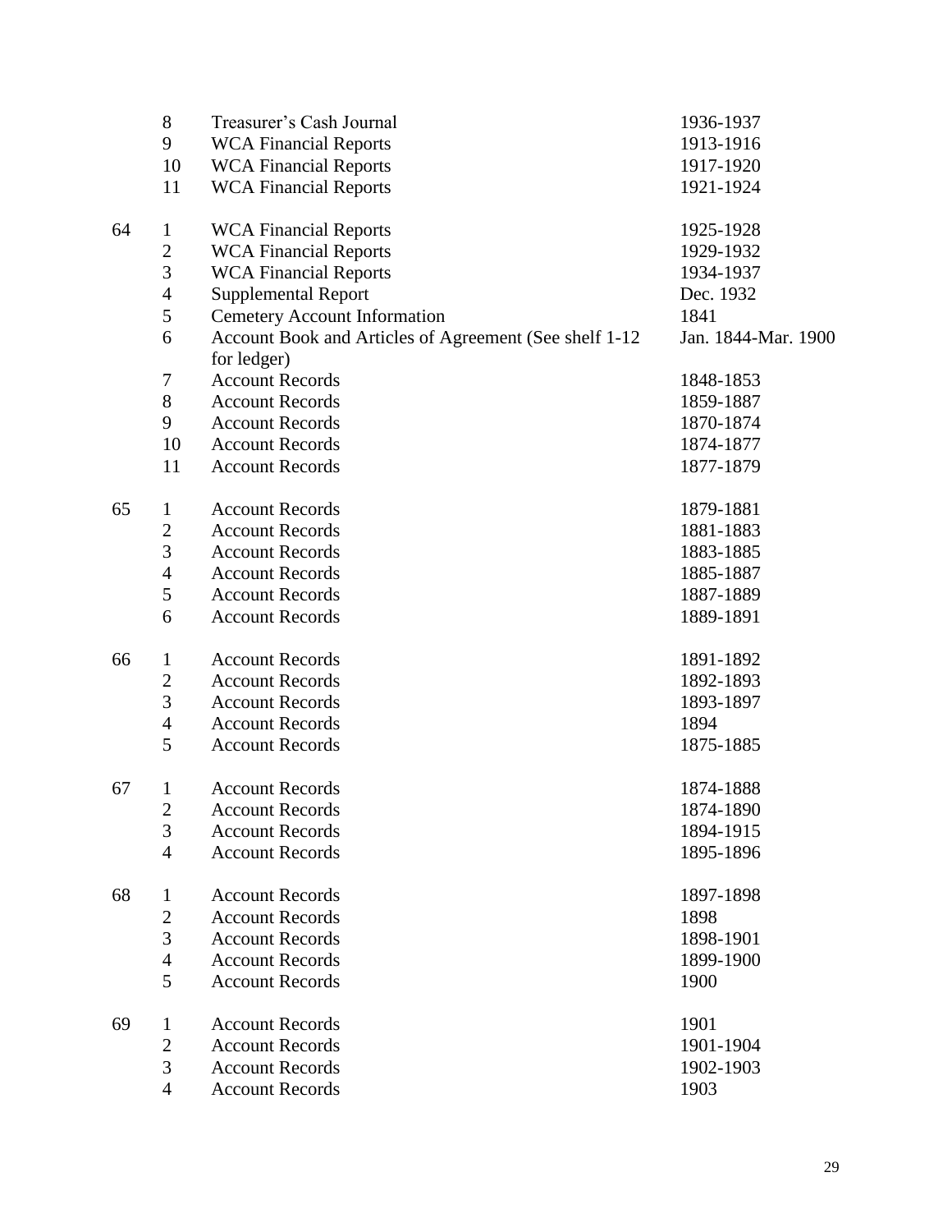| Box | Folder | Description | Date |
| --- | --- | --- | --- |
| | 8 | Treasurer's Cash Journal | 1936-1937 |
| | 9 | WCA Financial Reports | 1913-1916 |
| | 10 | WCA Financial Reports | 1917-1920 |
| | 11 | WCA Financial Reports | 1921-1924 |
| 64 | 1 | WCA Financial Reports | 1925-1928 |
| | 2 | WCA Financial Reports | 1929-1932 |
| | 3 | WCA Financial Reports | 1934-1937 |
| | 4 | Supplemental Report | Dec. 1932 |
| | 5 | Cemetery Account Information | 1841 |
| | 6 | Account Book and Articles of Agreement (See shelf 1-12 for ledger) | Jan. 1844-Mar. 1900 |
| | 7 | Account Records | 1848-1853 |
| | 8 | Account Records | 1859-1887 |
| | 9 | Account Records | 1870-1874 |
| | 10 | Account Records | 1874-1877 |
| | 11 | Account Records | 1877-1879 |
| 65 | 1 | Account Records | 1879-1881 |
| | 2 | Account Records | 1881-1883 |
| | 3 | Account Records | 1883-1885 |
| | 4 | Account Records | 1885-1887 |
| | 5 | Account Records | 1887-1889 |
| | 6 | Account Records | 1889-1891 |
| 66 | 1 | Account Records | 1891-1892 |
| | 2 | Account Records | 1892-1893 |
| | 3 | Account Records | 1893-1897 |
| | 4 | Account Records | 1894 |
| | 5 | Account Records | 1875-1885 |
| 67 | 1 | Account Records | 1874-1888 |
| | 2 | Account Records | 1874-1890 |
| | 3 | Account Records | 1894-1915 |
| | 4 | Account Records | 1895-1896 |
| 68 | 1 | Account Records | 1897-1898 |
| | 2 | Account Records | 1898 |
| | 3 | Account Records | 1898-1901 |
| | 4 | Account Records | 1899-1900 |
| | 5 | Account Records | 1900 |
| 69 | 1 | Account Records | 1901 |
| | 2 | Account Records | 1901-1904 |
| | 3 | Account Records | 1902-1903 |
| | 4 | Account Records | 1903 |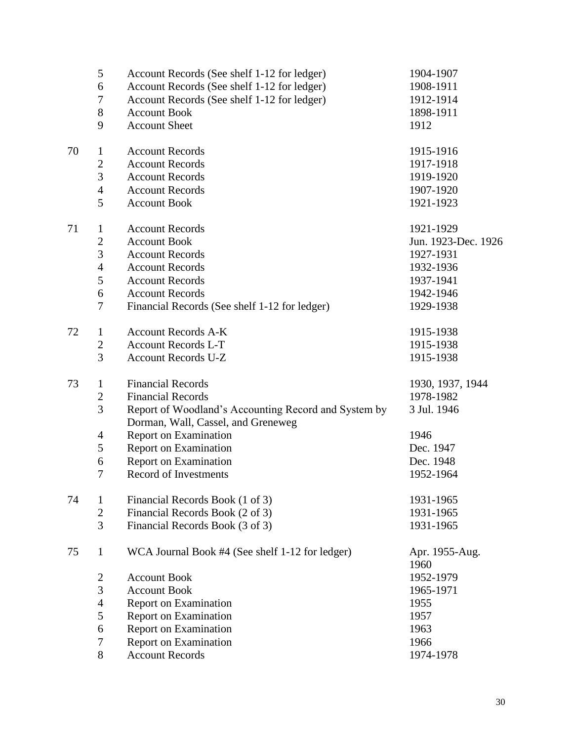| Box | Folder | Title | Date |
|---|---|---|---|
| | 5 | Account Records (See shelf 1-12 for ledger) | 1904-1907 |
| | 6 | Account Records (See shelf 1-12 for ledger) | 1908-1911 |
| | 7 | Account Records (See shelf 1-12 for ledger) | 1912-1914 |
| | 8 | Account Book | 1898-1911 |
| | 9 | Account Sheet | 1912 |
| 70 | 1 | Account Records | 1915-1916 |
| | 2 | Account Records | 1917-1918 |
| | 3 | Account Records | 1919-1920 |
| | 4 | Account Records | 1907-1920 |
| | 5 | Account Book | 1921-1923 |
| 71 | 1 | Account Records | 1921-1929 |
| | 2 | Account Book | Jun. 1923-Dec. 1926 |
| | 3 | Account Records | 1927-1931 |
| | 4 | Account Records | 1932-1936 |
| | 5 | Account Records | 1937-1941 |
| | 6 | Account Records | 1942-1946 |
| | 7 | Financial Records (See shelf 1-12 for ledger) | 1929-1938 |
| 72 | 1 | Account Records A-K | 1915-1938 |
| | 2 | Account Records L-T | 1915-1938 |
| | 3 | Account Records U-Z | 1915-1938 |
| 73 | 1 | Financial Records | 1930, 1937, 1944 |
| | 2 | Financial Records | 1978-1982 |
| | 3 | Report of Woodland's Accounting Record and System by Dorman, Wall, Cassel, and Greneweg | 3 Jul. 1946 |
| | 4 | Report on Examination | 1946 |
| | 5 | Report on Examination | Dec. 1947 |
| | 6 | Report on Examination | Dec. 1948 |
| | 7 | Record of Investments | 1952-1964 |
| 74 | 1 | Financial Records Book (1 of 3) | 1931-1965 |
| | 2 | Financial Records Book (2 of 3) | 1931-1965 |
| | 3 | Financial Records Book (3 of 3) | 1931-1965 |
| 75 | 1 | WCA Journal Book #4 (See shelf 1-12 for ledger) | Apr. 1955-Aug. 1960 |
| | 2 | Account Book | 1952-1979 |
| | 3 | Account Book | 1965-1971 |
| | 4 | Report on Examination | 1955 |
| | 5 | Report on Examination | 1957 |
| | 6 | Report on Examination | 1963 |
| | 7 | Report on Examination | 1966 |
| | 8 | Account Records | 1974-1978 |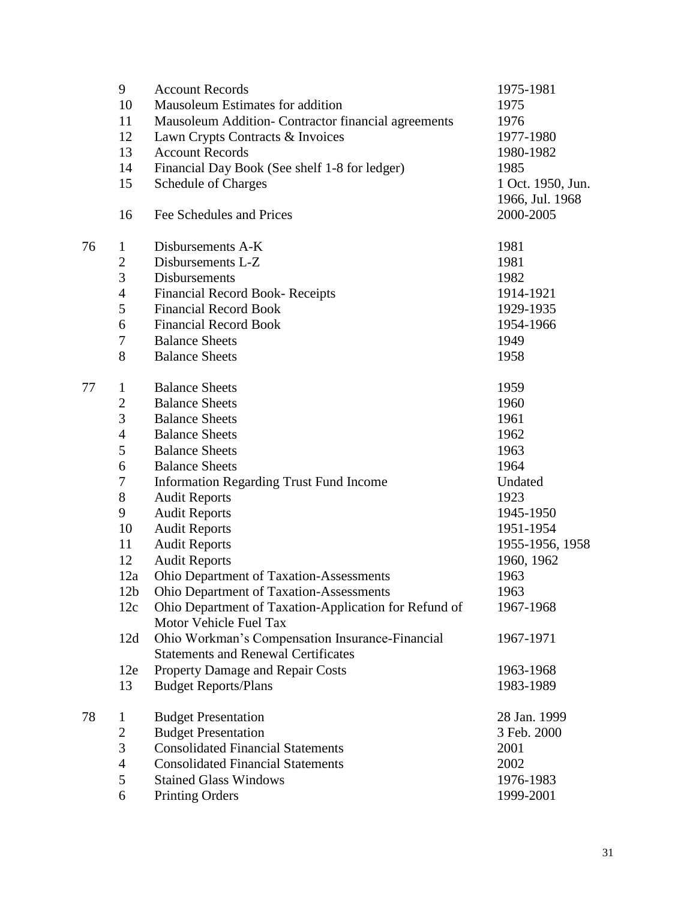| Box | Folder | Description | Date |
|---|---|---|---|
| | 9 | Account Records | 1975-1981 |
| | 10 | Mausoleum Estimates for addition | 1975 |
| | 11 | Mausoleum Addition- Contractor financial agreements | 1976 |
| | 12 | Lawn Crypts Contracts & Invoices | 1977-1980 |
| | 13 | Account Records | 1980-1982 |
| | 14 | Financial Day Book (See shelf 1-8 for ledger) | 1985 |
| | 15 | Schedule of Charges | 1 Oct. 1950, Jun. 1966, Jul. 1968 |
| | 16 | Fee Schedules and Prices | 2000-2005 |
| 76 | 1 | Disbursements A-K | 1981 |
| | 2 | Disbursements L-Z | 1981 |
| | 3 | Disbursements | 1982 |
| | 4 | Financial Record Book- Receipts | 1914-1921 |
| | 5 | Financial Record Book | 1929-1935 |
| | 6 | Financial Record Book | 1954-1966 |
| | 7 | Balance Sheets | 1949 |
| | 8 | Balance Sheets | 1958 |
| 77 | 1 | Balance Sheets | 1959 |
| | 2 | Balance Sheets | 1960 |
| | 3 | Balance Sheets | 1961 |
| | 4 | Balance Sheets | 1962 |
| | 5 | Balance Sheets | 1963 |
| | 6 | Balance Sheets | 1964 |
| | 7 | Information Regarding Trust Fund Income | Undated |
| | 8 | Audit Reports | 1923 |
| | 9 | Audit Reports | 1945-1950 |
| | 10 | Audit Reports | 1951-1954 |
| | 11 | Audit Reports | 1955-1956, 1958 |
| | 12 | Audit Reports | 1960, 1962 |
| | 12a | Ohio Department of Taxation-Assessments | 1963 |
| | 12b | Ohio Department of Taxation-Assessments | 1963 |
| | 12c | Ohio Department of Taxation-Application for Refund of Motor Vehicle Fuel Tax | 1967-1968 |
| | 12d | Ohio Workman's Compensation Insurance-Financial Statements and Renewal Certificates | 1967-1971 |
| | 12e | Property Damage and Repair Costs | 1963-1968 |
| | 13 | Budget Reports/Plans | 1983-1989 |
| 78 | 1 | Budget Presentation | 28 Jan. 1999 |
| | 2 | Budget Presentation | 3 Feb. 2000 |
| | 3 | Consolidated Financial Statements | 2001 |
| | 4 | Consolidated Financial Statements | 2002 |
| | 5 | Stained Glass Windows | 1976-1983 |
| | 6 | Printing Orders | 1999-2001 |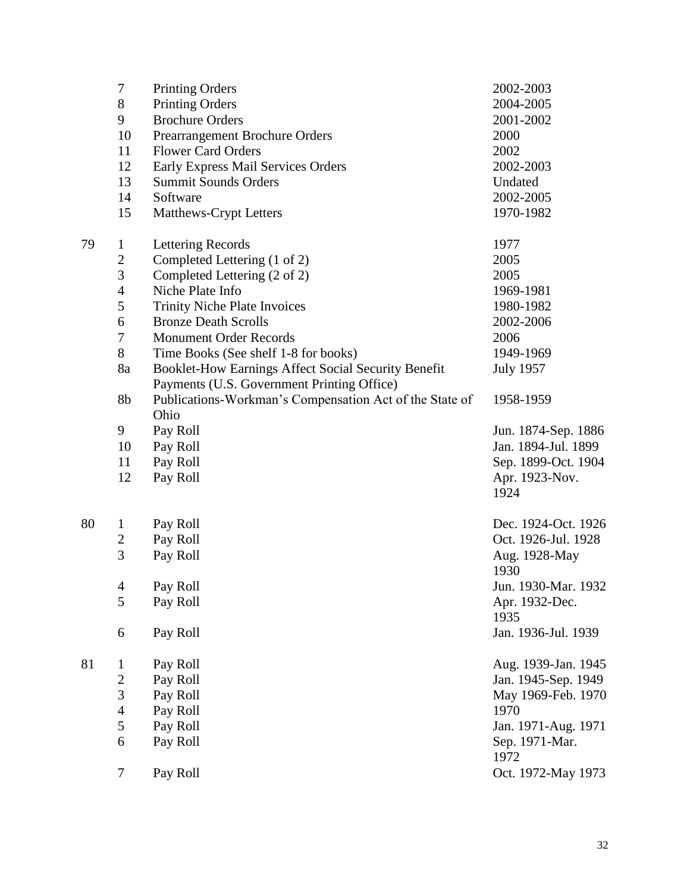| Box | Folder | Title | Date |
|---|---|---|---|
| | 7 | Printing Orders | 2002-2003 |
| | 8 | Printing Orders | 2004-2005 |
| | 9 | Brochure Orders | 2001-2002 |
| | 10 | Prearrangement Brochure Orders | 2000 |
| | 11 | Flower Card Orders | 2002 |
| | 12 | Early Express Mail Services Orders | 2002-2003 |
| | 13 | Summit Sounds Orders | Undated |
| | 14 | Software | 2002-2005 |
| | 15 | Matthews-Crypt Letters | 1970-1982 |
| 79 | 1 | Lettering Records | 1977 |
| | 2 | Completed Lettering (1 of 2) | 2005 |
| | 3 | Completed Lettering (2 of 2) | 2005 |
| | 4 | Niche Plate Info | 1969-1981 |
| | 5 | Trinity Niche Plate Invoices | 1980-1982 |
| | 6 | Bronze Death Scrolls | 2002-2006 |
| | 7 | Monument Order Records | 2006 |
| | 8 | Time Books (See shelf 1-8 for books) | 1949-1969 |
| | 8a | Booklet-How Earnings Affect Social Security Benefit Payments (U.S. Government Printing Office) | July 1957 |
| | 8b | Publications-Workman's Compensation Act of the State of Ohio | 1958-1959 |
| | 9 | Pay Roll | Jun. 1874-Sep. 1886 |
| | 10 | Pay Roll | Jan. 1894-Jul. 1899 |
| | 11 | Pay Roll | Sep. 1899-Oct. 1904 |
| | 12 | Pay Roll | Apr. 1923-Nov. 1924 |
| 80 | 1 | Pay Roll | Dec. 1924-Oct. 1926 |
| | 2 | Pay Roll | Oct. 1926-Jul. 1928 |
| | 3 | Pay Roll | Aug. 1928-May 1930 |
| | 4 | Pay Roll | Jun. 1930-Mar. 1932 |
| | 5 | Pay Roll | Apr. 1932-Dec. 1935 |
| | 6 | Pay Roll | Jan. 1936-Jul. 1939 |
| 81 | 1 | Pay Roll | Aug. 1939-Jan. 1945 |
| | 2 | Pay Roll | Jan. 1945-Sep. 1949 |
| | 3 | Pay Roll | May 1969-Feb. 1970 |
| | 4 | Pay Roll | 1970 |
| | 5 | Pay Roll | Jan. 1971-Aug. 1971 |
| | 6 | Pay Roll | Sep. 1971-Mar. 1972 |
| | 7 | Pay Roll | Oct. 1972-May 1973 |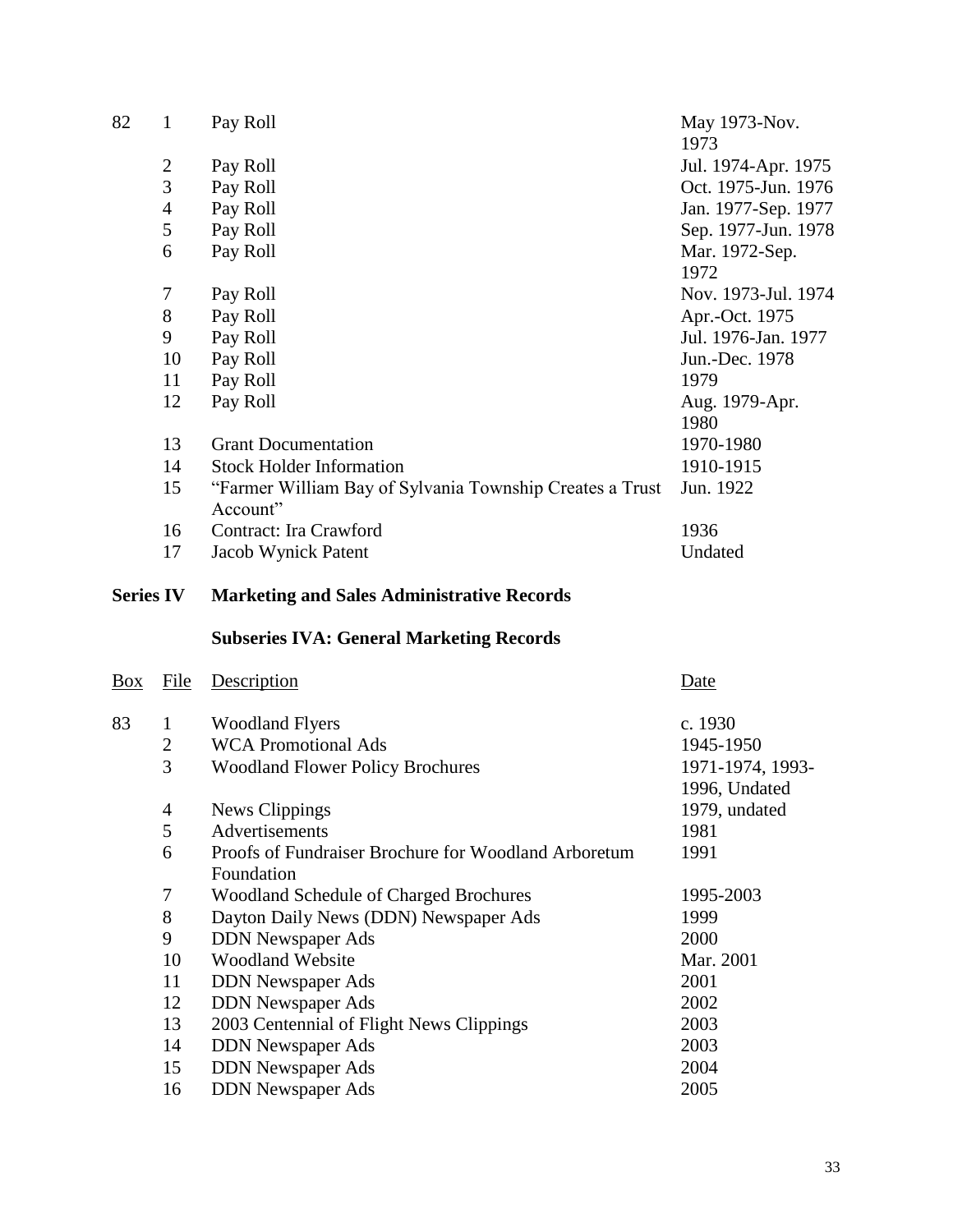| Box | File | Description | Date |
|---|---|---|---|
| 82 | 1 | Pay Roll | May 1973-Nov. 1973 |
| | 2 | Pay Roll | Jul. 1974-Apr. 1975 |
| | 3 | Pay Roll | Oct. 1975-Jun. 1976 |
| | 4 | Pay Roll | Jan. 1977-Sep. 1977 |
| | 5 | Pay Roll | Sep. 1977-Jun. 1978 |
| | 6 | Pay Roll | Mar. 1972-Sep. 1972 |
| | 7 | Pay Roll | Nov. 1973-Jul. 1974 |
| | 8 | Pay Roll | Apr.-Oct. 1975 |
| | 9 | Pay Roll | Jul. 1976-Jan. 1977 |
| | 10 | Pay Roll | Jun.-Dec. 1978 |
| | 11 | Pay Roll | 1979 |
| | 12 | Pay Roll | Aug. 1979-Apr. 1980 |
| | 13 | Grant Documentation | 1970-1980 |
| | 14 | Stock Holder Information | 1910-1915 |
| | 15 | "Farmer William Bay of Sylvania Township Creates a Trust Account" | Jun. 1922 |
| | 16 | Contract: Ira Crawford | 1936 |
| | 17 | Jacob Wynick Patent | Undated |

## Series IV Marketing and Sales Administrative Records

### Subseries IVA: General Marketing Records

| Box | File | Description | Date |
|---|---|---|---|
| 83 | 1 | Woodland Flyers | c. 1930 |
| | 2 | WCA Promotional Ads | 1945-1950 |
| | 3 | Woodland Flower Policy Brochures | 1971-1974, 1993-1996, Undated |
| | 4 | News Clippings | 1979, undated |
| | 5 | Advertisements | 1981 |
| | 6 | Proofs of Fundraiser Brochure for Woodland Arboretum Foundation | 1991 |
| | 7 | Woodland Schedule of Charged Brochures | 1995-2003 |
| | 8 | Dayton Daily News (DDN) Newspaper Ads | 1999 |
| | 9 | DDN Newspaper Ads | 2000 |
| | 10 | Woodland Website | Mar. 2001 |
| | 11 | DDN Newspaper Ads | 2001 |
| | 12 | DDN Newspaper Ads | 2002 |
| | 13 | 2003 Centennial of Flight News Clippings | 2003 |
| | 14 | DDN Newspaper Ads | 2003 |
| | 15 | DDN Newspaper Ads | 2004 |
| | 16 | DDN Newspaper Ads | 2005 |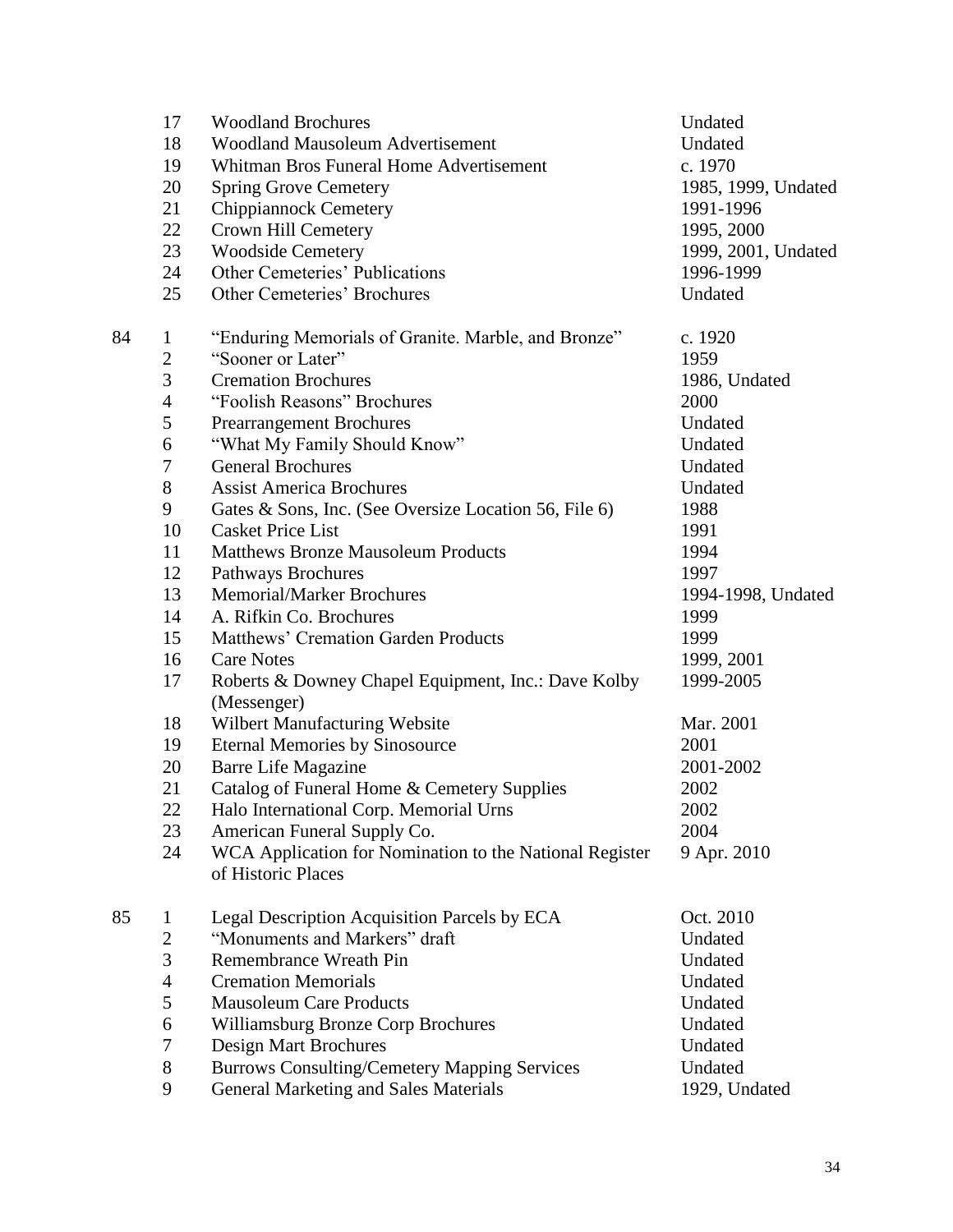| Box | Folder | Title | Date |
|---|---|---|---|
| | 17 | Woodland Brochures | Undated |
| | 18 | Woodland Mausoleum Advertisement | Undated |
| | 19 | Whitman Bros Funeral Home Advertisement | c. 1970 |
| | 20 | Spring Grove Cemetery | 1985, 1999, Undated |
| | 21 | Chippiannock Cemetery | 1991-1996 |
| | 22 | Crown Hill Cemetery | 1995, 2000 |
| | 23 | Woodside Cemetery | 1999, 2001, Undated |
| | 24 | Other Cemeteries' Publications | 1996-1999 |
| | 25 | Other Cemeteries' Brochures | Undated |
| 84 | 1 | "Enduring Memorials of Granite. Marble, and Bronze" | c. 1920 |
| | 2 | "Sooner or Later" | 1959 |
| | 3 | Cremation Brochures | 1986, Undated |
| | 4 | "Foolish Reasons" Brochures | 2000 |
| | 5 | Prearrangement Brochures | Undated |
| | 6 | "What My Family Should Know" | Undated |
| | 7 | General Brochures | Undated |
| | 8 | Assist America Brochures | Undated |
| | 9 | Gates & Sons, Inc. (See Oversize Location 56, File 6) | 1988 |
| | 10 | Casket Price List | 1991 |
| | 11 | Matthews Bronze Mausoleum Products | 1994 |
| | 12 | Pathways Brochures | 1997 |
| | 13 | Memorial/Marker Brochures | 1994-1998, Undated |
| | 14 | A. Rifkin Co. Brochures | 1999 |
| | 15 | Matthews' Cremation Garden Products | 1999 |
| | 16 | Care Notes | 1999, 2001 |
| | 17 | Roberts & Downey Chapel Equipment, Inc.: Dave Kolby (Messenger) | 1999-2005 |
| | 18 | Wilbert Manufacturing Website | Mar. 2001 |
| | 19 | Eternal Memories by Sinosource | 2001 |
| | 20 | Barre Life Magazine | 2001-2002 |
| | 21 | Catalog of Funeral Home & Cemetery Supplies | 2002 |
| | 22 | Halo International Corp. Memorial Urns | 2002 |
| | 23 | American Funeral Supply Co. | 2004 |
| | 24 | WCA Application for Nomination to the National Register of Historic Places | 9 Apr. 2010 |
| 85 | 1 | Legal Description Acquisition Parcels by ECA | Oct. 2010 |
| | 2 | "Monuments and Markers" draft | Undated |
| | 3 | Remembrance Wreath Pin | Undated |
| | 4 | Cremation Memorials | Undated |
| | 5 | Mausoleum Care Products | Undated |
| | 6 | Williamsburg Bronze Corp Brochures | Undated |
| | 7 | Design Mart Brochures | Undated |
| | 8 | Burrows Consulting/Cemetery Mapping Services | Undated |
| | 9 | General Marketing and Sales Materials | 1929, Undated |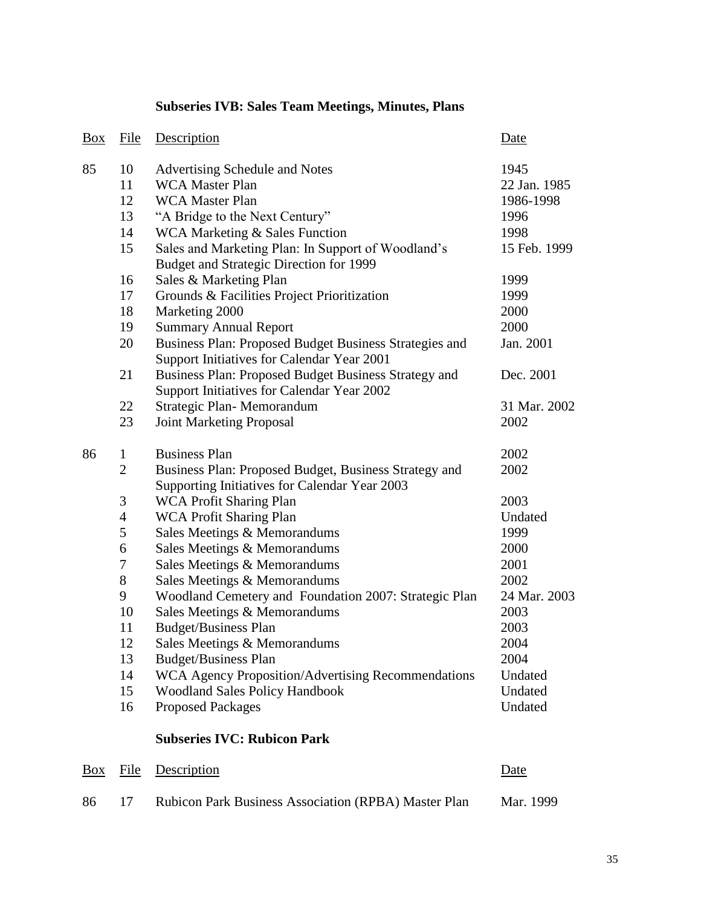### Subseries IVB: Sales Team Meetings, Minutes, Plans

| Box | File | Description | Date |
|---|---|---|---|
| 85 | 10 | Advertising Schedule and Notes | 1945 |
| | 11 | WCA Master Plan | 22 Jan. 1985 |
| | 12 | WCA Master Plan | 1986-1998 |
| | 13 | "A Bridge to the Next Century" | 1996 |
| | 14 | WCA Marketing & Sales Function | 1998 |
| | 15 | Sales and Marketing Plan: In Support of Woodland's Budget and Strategic Direction for 1999 | 15 Feb. 1999 |
| | 16 | Sales & Marketing Plan | 1999 |
| | 17 | Grounds & Facilities Project Prioritization | 1999 |
| | 18 | Marketing 2000 | 2000 |
| | 19 | Summary Annual Report | 2000 |
| | 20 | Business Plan: Proposed Budget Business Strategies and Support Initiatives for Calendar Year 2001 | Jan. 2001 |
| | 21 | Business Plan: Proposed Budget Business Strategy and Support Initiatives for Calendar Year 2002 | Dec. 2001 |
| | 22 | Strategic Plan- Memorandum | 31 Mar. 2002 |
| | 23 | Joint Marketing Proposal | 2002 |
| 86 | 1 | Business Plan | 2002 |
| | 2 | Business Plan: Proposed Budget, Business Strategy and Supporting Initiatives for Calendar Year 2003 | 2002 |
| | 3 | WCA Profit Sharing Plan | 2003 |
| | 4 | WCA Profit Sharing Plan | Undated |
| | 5 | Sales Meetings & Memorandums | 1999 |
| | 6 | Sales Meetings & Memorandums | 2000 |
| | 7 | Sales Meetings & Memorandums | 2001 |
| | 8 | Sales Meetings & Memorandums | 2002 |
| | 9 | Woodland Cemetery and Foundation 2007: Strategic Plan | 24 Mar. 2003 |
| | 10 | Sales Meetings & Memorandums | 2003 |
| | 11 | Budget/Business Plan | 2003 |
| | 12 | Sales Meetings & Memorandums | 2004 |
| | 13 | Budget/Business Plan | 2004 |
| | 14 | WCA Agency Proposition/Advertising Recommendations | Undated |
| | 15 | Woodland Sales Policy Handbook | Undated |
| | 16 | Proposed Packages | Undated |

### Subseries IVC: Rubicon Park

| Box | File | Description | Date |
|---|---|---|---|
| 86 | 17 | Rubicon Park Business Association (RPBA) Master Plan | Mar. 1999 |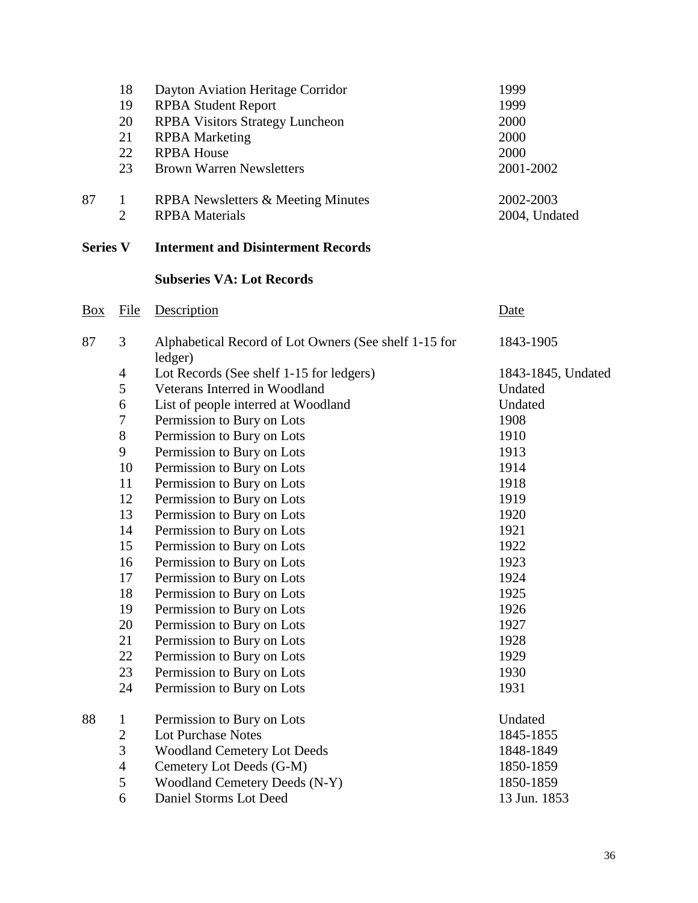| Box | File | Description | Date |
|---|---|---|---|
| | 18 | Dayton Aviation Heritage Corridor | 1999 |
| | 19 | RPBA Student Report | 1999 |
| | 20 | RPBA Visitors Strategy Luncheon | 2000 |
| | 21 | RPBA Marketing | 2000 |
| | 22 | RPBA House | 2000 |
| | 23 | Brown Warren Newsletters | 2001-2002 |
| 87 | 1 | RPBA Newsletters & Meeting Minutes | 2002-2003 |
| | 2 | RPBA Materials | 2004, Undated |

**Series V Interment and Disinterment Records**

**Subseries VA: Lot Records**

| Box | File | Description | Date |
|---|---|---|---|
| 87 | 3 | Alphabetical Record of Lot Owners (See shelf 1-15 for ledger) | 1843-1905 |
| | 4 | Lot Records (See shelf 1-15 for ledgers) | 1843-1845, Undated |
| | 5 | Veterans Interred in Woodland | Undated |
| | 6 | List of people interred at Woodland | Undated |
| | 7 | Permission to Bury on Lots | 1908 |
| | 8 | Permission to Bury on Lots | 1910 |
| | 9 | Permission to Bury on Lots | 1913 |
| | 10 | Permission to Bury on Lots | 1914 |
| | 11 | Permission to Bury on Lots | 1918 |
| | 12 | Permission to Bury on Lots | 1919 |
| | 13 | Permission to Bury on Lots | 1920 |
| | 14 | Permission to Bury on Lots | 1921 |
| | 15 | Permission to Bury on Lots | 1922 |
| | 16 | Permission to Bury on Lots | 1923 |
| | 17 | Permission to Bury on Lots | 1924 |
| | 18 | Permission to Bury on Lots | 1925 |
| | 19 | Permission to Bury on Lots | 1926 |
| | 20 | Permission to Bury on Lots | 1927 |
| | 21 | Permission to Bury on Lots | 1928 |
| | 22 | Permission to Bury on Lots | 1929 |
| | 23 | Permission to Bury on Lots | 1930 |
| | 24 | Permission to Bury on Lots | 1931 |
| 88 | 1 | Permission to Bury on Lots | Undated |
| | 2 | Lot Purchase Notes | 1845-1855 |
| | 3 | Woodland Cemetery Lot Deeds | 1848-1849 |
| | 4 | Cemetery Lot Deeds (G-M) | 1850-1859 |
| | 5 | Woodland Cemetery Deeds (N-Y) | 1850-1859 |
| | 6 | Daniel Storms Lot Deed | 13 Jun. 1853 |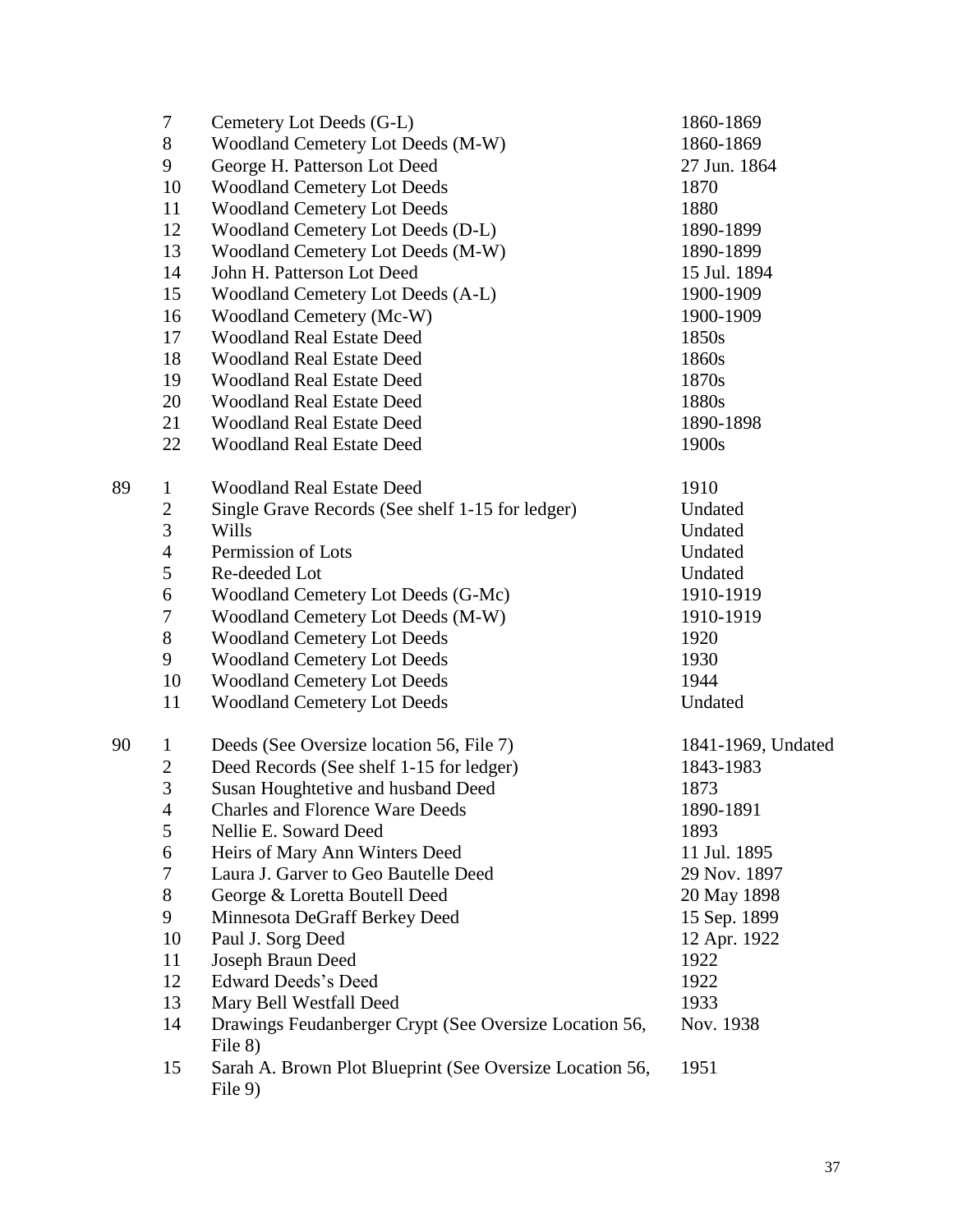| Box | Folder | Title | Date |
|---|---|---|---|
| | 7 | Cemetery Lot Deeds (G-L) | 1860-1869 |
| | 8 | Woodland Cemetery Lot Deeds (M-W) | 1860-1869 |
| | 9 | George H. Patterson Lot Deed | 27 Jun. 1864 |
| | 10 | Woodland Cemetery Lot Deeds | 1870 |
| | 11 | Woodland Cemetery Lot Deeds | 1880 |
| | 12 | Woodland Cemetery Lot Deeds (D-L) | 1890-1899 |
| | 13 | Woodland Cemetery Lot Deeds (M-W) | 1890-1899 |
| | 14 | John H. Patterson Lot Deed | 15 Jul. 1894 |
| | 15 | Woodland Cemetery Lot Deeds (A-L) | 1900-1909 |
| | 16 | Woodland Cemetery (Mc-W) | 1900-1909 |
| | 17 | Woodland Real Estate Deed | 1850s |
| | 18 | Woodland Real Estate Deed | 1860s |
| | 19 | Woodland Real Estate Deed | 1870s |
| | 20 | Woodland Real Estate Deed | 1880s |
| | 21 | Woodland Real Estate Deed | 1890-1898 |
| | 22 | Woodland Real Estate Deed | 1900s |
| 89 | 1 | Woodland Real Estate Deed | 1910 |
| | 2 | Single Grave Records (See shelf 1-15 for ledger) | Undated |
| | 3 | Wills | Undated |
| | 4 | Permission of Lots | Undated |
| | 5 | Re-deeded Lot | Undated |
| | 6 | Woodland Cemetery Lot Deeds (G-Mc) | 1910-1919 |
| | 7 | Woodland Cemetery Lot Deeds (M-W) | 1910-1919 |
| | 8 | Woodland Cemetery Lot Deeds | 1920 |
| | 9 | Woodland Cemetery Lot Deeds | 1930 |
| | 10 | Woodland Cemetery Lot Deeds | 1944 |
| | 11 | Woodland Cemetery Lot Deeds | Undated |
| 90 | 1 | Deeds (See Oversize location 56, File 7) | 1841-1969, Undated |
| | 2 | Deed Records (See shelf 1-15 for ledger) | 1843-1983 |
| | 3 | Susan Houghtetive and husband Deed | 1873 |
| | 4 | Charles and Florence Ware Deeds | 1890-1891 |
| | 5 | Nellie E. Soward Deed | 1893 |
| | 6 | Heirs of Mary Ann Winters Deed | 11 Jul. 1895 |
| | 7 | Laura J. Garver to Geo Bautelle Deed | 29 Nov. 1897 |
| | 8 | George & Loretta Boutell Deed | 20 May 1898 |
| | 9 | Minnesota DeGraff Berkey Deed | 15 Sep. 1899 |
| | 10 | Paul J. Sorg Deed | 12 Apr. 1922 |
| | 11 | Joseph Braun Deed | 1922 |
| | 12 | Edward Deeds's Deed | 1922 |
| | 13 | Mary Bell Westfall Deed | 1933 |
| | 14 | Drawings Feudanberger Crypt (See Oversize Location 56, File 8) | Nov. 1938 |
| | 15 | Sarah A. Brown Plot Blueprint (See Oversize Location 56, File 9) | 1951 |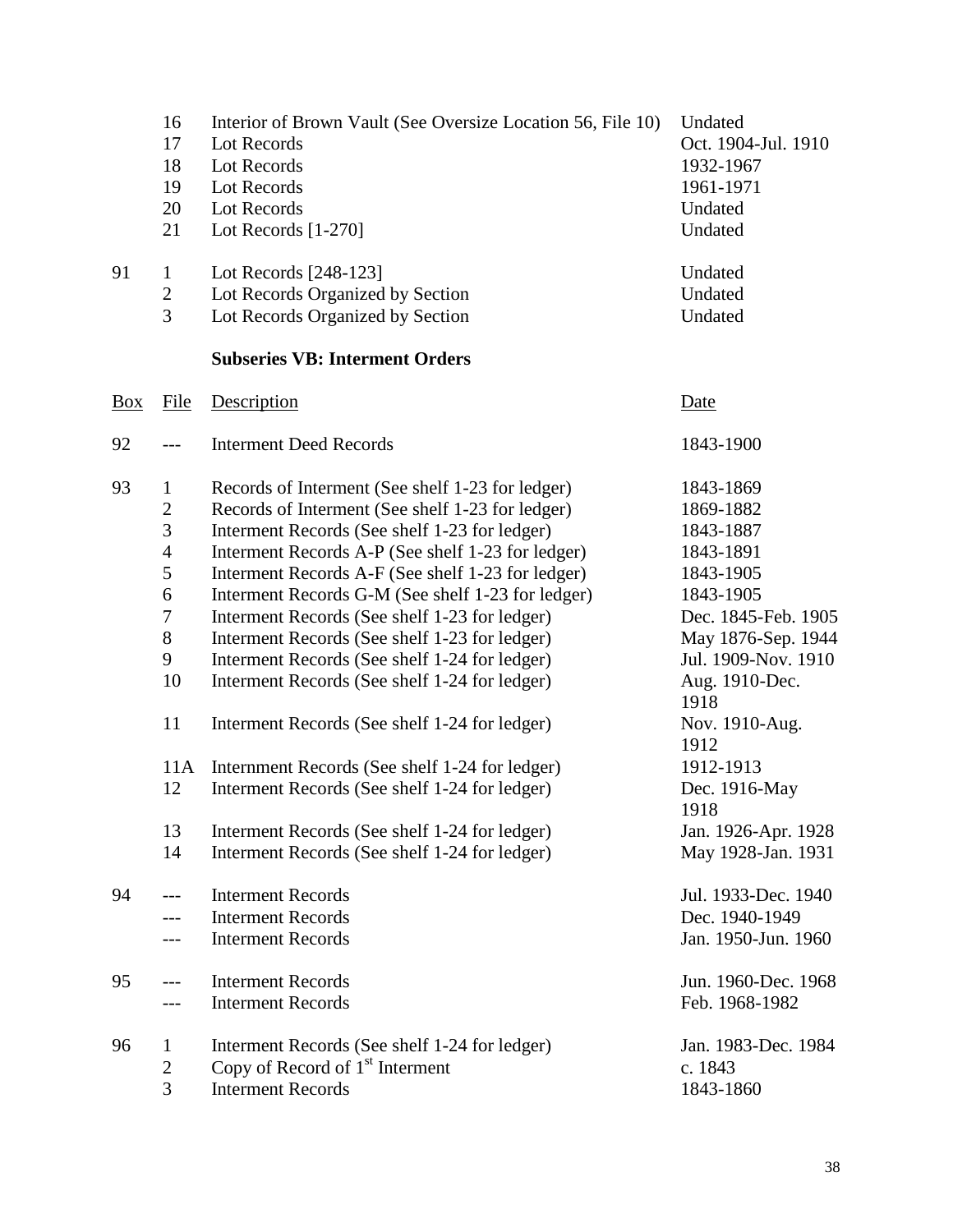| Box | File | Description | Date |
|---|---|---|---|
| | 16 | Interior of Brown Vault (See Oversize Location 56, File 10) | Undated |
| | 17 | Lot Records | Oct. 1904-Jul. 1910 |
| | 18 | Lot Records | 1932-1967 |
| | 19 | Lot Records | 1961-1971 |
| | 20 | Lot Records | Undated |
| | 21 | Lot Records [1-270] | Undated |
| 91 | 1 | Lot Records [248-123] | Undated |
| | 2 | Lot Records Organized by Section | Undated |
| | 3 | Lot Records Organized by Section | Undated |

**Subseries VB: Interment Orders**

| Box | File | Description | Date |
|---|---|---|---|
| 92 | --- | Interment Deed Records | 1843-1900 |
| 93 | 1 | Records of Interment (See shelf 1-23 for ledger) | 1843-1869 |
| | 2 | Records of Interment (See shelf 1-23 for ledger) | 1869-1882 |
| | 3 | Interment Records (See shelf 1-23 for ledger) | 1843-1887 |
| | 4 | Interment Records A-P (See shelf 1-23 for ledger) | 1843-1891 |
| | 5 | Interment Records A-F (See shelf 1-23 for ledger) | 1843-1905 |
| | 6 | Interment Records G-M (See shelf 1-23 for ledger) | 1843-1905 |
| | 7 | Interment Records (See shelf 1-23 for ledger) | Dec. 1845-Feb. 1905 |
| | 8 | Interment Records (See shelf 1-23 for ledger) | May 1876-Sep. 1944 |
| | 9 | Interment Records (See shelf 1-24 for ledger) | Jul. 1909-Nov. 1910 |
| | 10 | Interment Records (See shelf 1-24 for ledger) | Aug. 1910-Dec. 1918 |
| | 11 | Interment Records (See shelf 1-24 for ledger) | Nov. 1910-Aug. 1912 |
| | 11A | Internment Records (See shelf 1-24 for ledger) | 1912-1913 |
| | 12 | Interment Records (See shelf 1-24 for ledger) | Dec. 1916-May 1918 |
| | 13 | Interment Records (See shelf 1-24 for ledger) | Jan. 1926-Apr. 1928 |
| | 14 | Interment Records (See shelf 1-24 for ledger) | May 1928-Jan. 1931 |
| 94 | --- | Interment Records | Jul. 1933-Dec. 1940 |
| | --- | Interment Records | Dec. 1940-1949 |
| | --- | Interment Records | Jan. 1950-Jun. 1960 |
| 95 | --- | Interment Records | Jun. 1960-Dec. 1968 |
| | --- | Interment Records | Feb. 1968-1982 |
| 96 | 1 | Interment Records (See shelf 1-24 for ledger) | Jan. 1983-Dec. 1984 |
| | 2 | Copy of Record of 1st Interment | c. 1843 |
| | 3 | Interment Records | 1843-1860 |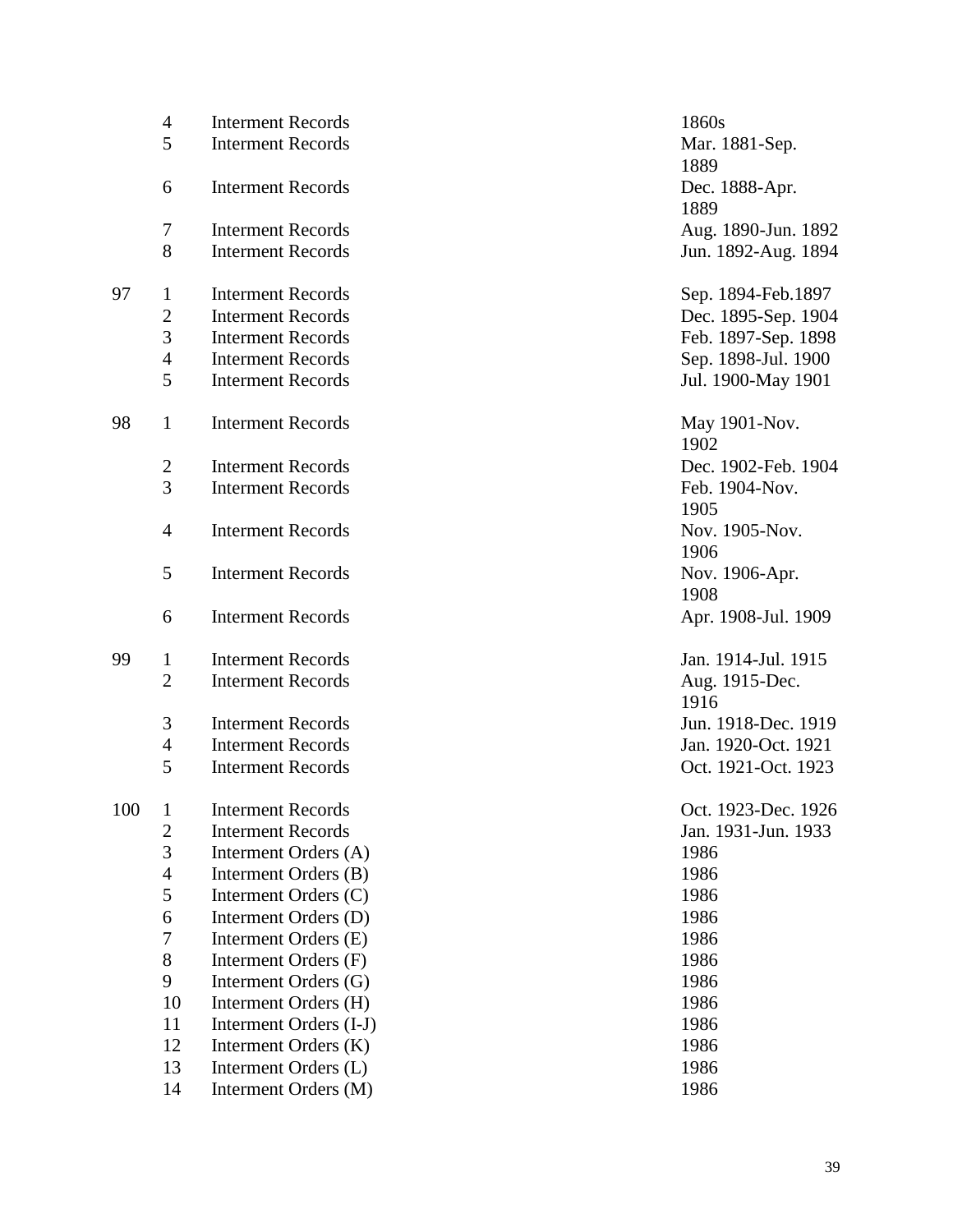| Box | Folder | Description | Date |
|---|---|---|---|
| | 4 | Interment Records | 1860s |
| | 5 | Interment Records | Mar. 1881-Sep. 1889 |
| | 6 | Interment Records | Dec. 1888-Apr. 1889 |
| | 7 | Interment Records | Aug. 1890-Jun. 1892 |
| | 8 | Interment Records | Jun. 1892-Aug. 1894 |
| 97 | 1 | Interment Records | Sep. 1894-Feb.1897 |
| | 2 | Interment Records | Dec. 1895-Sep. 1904 |
| | 3 | Interment Records | Feb. 1897-Sep. 1898 |
| | 4 | Interment Records | Sep. 1898-Jul. 1900 |
| | 5 | Interment Records | Jul. 1900-May 1901 |
| 98 | 1 | Interment Records | May 1901-Nov. 1902 |
| | 2 | Interment Records | Dec. 1902-Feb. 1904 |
| | 3 | Interment Records | Feb. 1904-Nov. 1905 |
| | 4 | Interment Records | Nov. 1905-Nov. 1906 |
| | 5 | Interment Records | Nov. 1906-Apr. 1908 |
| | 6 | Interment Records | Apr. 1908-Jul. 1909 |
| 99 | 1 | Interment Records | Jan. 1914-Jul. 1915 |
| | 2 | Interment Records | Aug. 1915-Dec. 1916 |
| | 3 | Interment Records | Jun. 1918-Dec. 1919 |
| | 4 | Interment Records | Jan. 1920-Oct. 1921 |
| | 5 | Interment Records | Oct. 1921-Oct. 1923 |
| 100 | 1 | Interment Records | Oct. 1923-Dec. 1926 |
| | 2 | Interment Records | Jan. 1931-Jun. 1933 |
| | 3 | Interment Orders (A) | 1986 |
| | 4 | Interment Orders (B) | 1986 |
| | 5 | Interment Orders (C) | 1986 |
| | 6 | Interment Orders (D) | 1986 |
| | 7 | Interment Orders (E) | 1986 |
| | 8 | Interment Orders (F) | 1986 |
| | 9 | Interment Orders (G) | 1986 |
| | 10 | Interment Orders (H) | 1986 |
| | 11 | Interment Orders (I-J) | 1986 |
| | 12 | Interment Orders (K) | 1986 |
| | 13 | Interment Orders (L) | 1986 |
| | 14 | Interment Orders (M) | 1986 |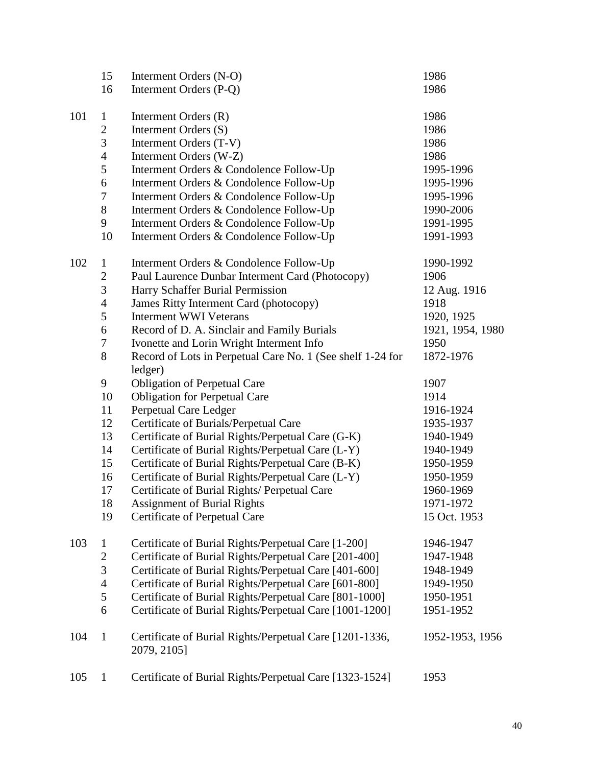| Box | Folder | Description | Date |
|---|---|---|---|
| | 15 | Interment Orders (N-O) | 1986 |
| | 16 | Interment Orders (P-Q) | 1986 |
| 101 | 1 | Interment Orders (R) | 1986 |
| | 2 | Interment Orders (S) | 1986 |
| | 3 | Interment Orders (T-V) | 1986 |
| | 4 | Interment Orders (W-Z) | 1986 |
| | 5 | Interment Orders & Condolence Follow-Up | 1995-1996 |
| | 6 | Interment Orders & Condolence Follow-Up | 1995-1996 |
| | 7 | Interment Orders & Condolence Follow-Up | 1995-1996 |
| | 8 | Interment Orders & Condolence Follow-Up | 1990-2006 |
| | 9 | Interment Orders & Condolence Follow-Up | 1991-1995 |
| | 10 | Interment Orders & Condolence Follow-Up | 1991-1993 |
| 102 | 1 | Interment Orders & Condolence Follow-Up | 1990-1992 |
| | 2 | Paul Laurence Dunbar Interment Card (Photocopy) | 1906 |
| | 3 | Harry Schaffer Burial Permission | 12 Aug. 1916 |
| | 4 | James Ritty Interment Card (photocopy) | 1918 |
| | 5 | Interment WWI Veterans | 1920, 1925 |
| | 6 | Record of D. A. Sinclair and Family Burials | 1921, 1954, 1980 |
| | 7 | Ivonette and Lorin Wright Interment Info | 1950 |
| | 8 | Record of Lots in Perpetual Care No. 1 (See shelf 1-24 for ledger) | 1872-1976 |
| | 9 | Obligation of Perpetual Care | 1907 |
| | 10 | Obligation for Perpetual Care | 1914 |
| | 11 | Perpetual Care Ledger | 1916-1924 |
| | 12 | Certificate of Burials/Perpetual Care | 1935-1937 |
| | 13 | Certificate of Burial Rights/Perpetual Care (G-K) | 1940-1949 |
| | 14 | Certificate of Burial Rights/Perpetual Care (L-Y) | 1940-1949 |
| | 15 | Certificate of Burial Rights/Perpetual Care (B-K) | 1950-1959 |
| | 16 | Certificate of Burial Rights/Perpetual Care (L-Y) | 1950-1959 |
| | 17 | Certificate of Burial Rights/ Perpetual Care | 1960-1969 |
| | 18 | Assignment of Burial Rights | 1971-1972 |
| | 19 | Certificate of Perpetual Care | 15 Oct. 1953 |
| 103 | 1 | Certificate of Burial Rights/Perpetual Care [1-200] | 1946-1947 |
| | 2 | Certificate of Burial Rights/Perpetual Care [201-400] | 1947-1948 |
| | 3 | Certificate of Burial Rights/Perpetual Care [401-600] | 1948-1949 |
| | 4 | Certificate of Burial Rights/Perpetual Care [601-800] | 1949-1950 |
| | 5 | Certificate of Burial Rights/Perpetual Care [801-1000] | 1950-1951 |
| | 6 | Certificate of Burial Rights/Perpetual Care [1001-1200] | 1951-1952 |
| 104 | 1 | Certificate of Burial Rights/Perpetual Care [1201-1336, 2079, 2105] | 1952-1953, 1956 |
| 105 | 1 | Certificate of Burial Rights/Perpetual Care [1323-1524] | 1953 |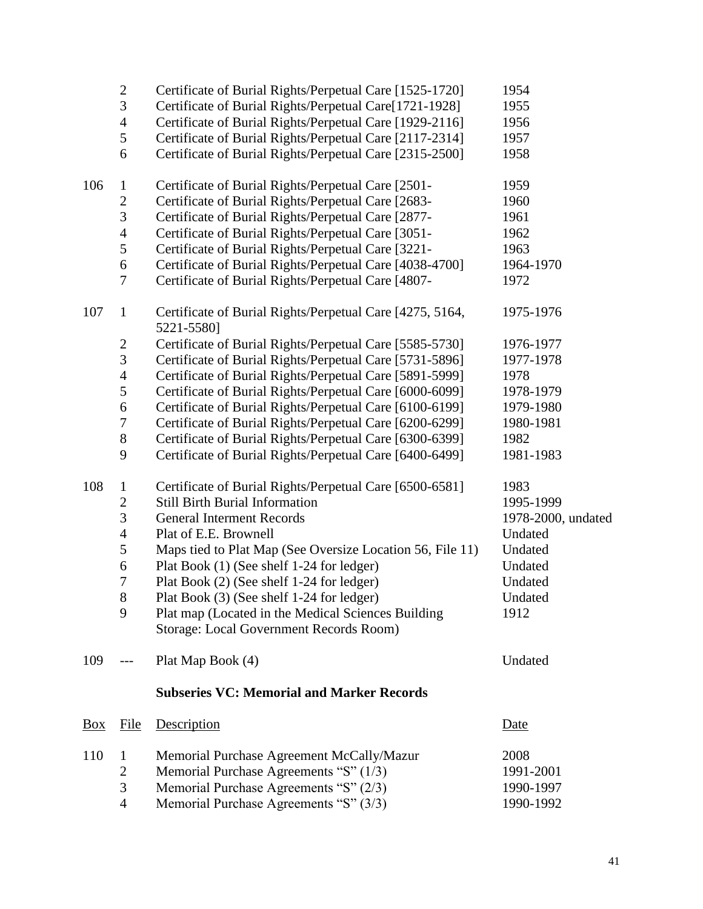| Box | File | Description | Date |
|---|---|---|---|
| | 2 | Certificate of Burial Rights/Perpetual Care [1525-1720] | 1954 |
| | 3 | Certificate of Burial Rights/Perpetual Care[1721-1928] | 1955 |
| | 4 | Certificate of Burial Rights/Perpetual Care [1929-2116] | 1956 |
| | 5 | Certificate of Burial Rights/Perpetual Care [2117-2314] | 1957 |
| | 6 | Certificate of Burial Rights/Perpetual Care [2315-2500] | 1958 |
| 106 | 1 | Certificate of Burial Rights/Perpetual Care [2501- | 1959 |
| | 2 | Certificate of Burial Rights/Perpetual Care [2683- | 1960 |
| | 3 | Certificate of Burial Rights/Perpetual Care [2877- | 1961 |
| | 4 | Certificate of Burial Rights/Perpetual Care [3051- | 1962 |
| | 5 | Certificate of Burial Rights/Perpetual Care [3221- | 1963 |
| | 6 | Certificate of Burial Rights/Perpetual Care [4038-4700] | 1964-1970 |
| | 7 | Certificate of Burial Rights/Perpetual Care [4807- | 1972 |
| 107 | 1 | Certificate of Burial Rights/Perpetual Care [4275, 5164, 5221-5580] | 1975-1976 |
| | 2 | Certificate of Burial Rights/Perpetual Care [5585-5730] | 1976-1977 |
| | 3 | Certificate of Burial Rights/Perpetual Care [5731-5896] | 1977-1978 |
| | 4 | Certificate of Burial Rights/Perpetual Care [5891-5999] | 1978 |
| | 5 | Certificate of Burial Rights/Perpetual Care [6000-6099] | 1978-1979 |
| | 6 | Certificate of Burial Rights/Perpetual Care [6100-6199] | 1979-1980 |
| | 7 | Certificate of Burial Rights/Perpetual Care [6200-6299] | 1980-1981 |
| | 8 | Certificate of Burial Rights/Perpetual Care [6300-6399] | 1982 |
| | 9 | Certificate of Burial Rights/Perpetual Care [6400-6499] | 1981-1983 |
| 108 | 1 | Certificate of Burial Rights/Perpetual Care [6500-6581] | 1983 |
| | 2 | Still Birth Burial Information | 1995-1999 |
| | 3 | General Interment Records | 1978-2000, undated |
| | 4 | Plat of E.E. Brownell | Undated |
| | 5 | Maps tied to Plat Map (See Oversize Location 56, File 11) | Undated |
| | 6 | Plat Book (1) (See shelf 1-24 for ledger) | Undated |
| | 7 | Plat Book (2) (See shelf 1-24 for ledger) | Undated |
| | 8 | Plat Book (3) (See shelf 1-24 for ledger) | Undated |
| | 9 | Plat map (Located in the Medical Sciences Building Storage: Local Government Records Room) | 1912 |
| 109 | --- | Plat Map Book (4) | Undated |

**Subseries VC: Memorial and Marker Records**

| Box | File | Description | Date |
|---|---|---|---|
| 110 | 1 | Memorial Purchase Agreement McCally/Mazur | 2008 |
| | 2 | Memorial Purchase Agreements "S" (1/3) | 1991-2001 |
| | 3 | Memorial Purchase Agreements "S" (2/3) | 1990-1997 |
| | 4 | Memorial Purchase Agreements "S" (3/3) | 1990-1992 |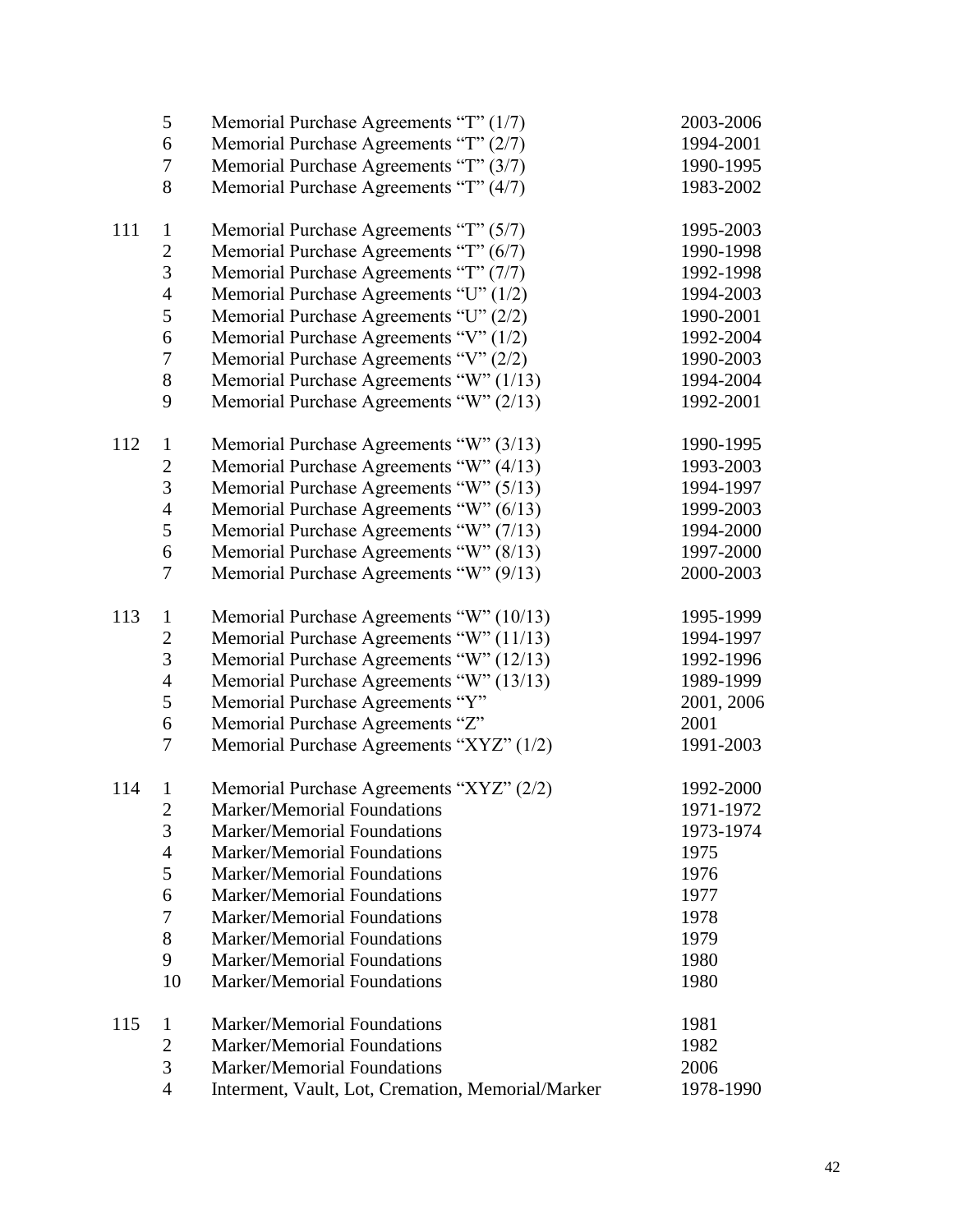| Box | Folder | Title | Date |
|---|---|---|---|
| | 5 | Memorial Purchase Agreements “T” (1/7) | 2003-2006 |
| | 6 | Memorial Purchase Agreements “T” (2/7) | 1994-2001 |
| | 7 | Memorial Purchase Agreements “T” (3/7) | 1990-1995 |
| | 8 | Memorial Purchase Agreements “T” (4/7) | 1983-2002 |
| 111 | 1 | Memorial Purchase Agreements “T” (5/7) | 1995-2003 |
| | 2 | Memorial Purchase Agreements “T” (6/7) | 1990-1998 |
| | 3 | Memorial Purchase Agreements “T” (7/7) | 1992-1998 |
| | 4 | Memorial Purchase Agreements “U” (1/2) | 1994-2003 |
| | 5 | Memorial Purchase Agreements “U” (2/2) | 1990-2001 |
| | 6 | Memorial Purchase Agreements “V” (1/2) | 1992-2004 |
| | 7 | Memorial Purchase Agreements “V” (2/2) | 1990-2003 |
| | 8 | Memorial Purchase Agreements “W” (1/13) | 1994-2004 |
| | 9 | Memorial Purchase Agreements “W” (2/13) | 1992-2001 |
| 112 | 1 | Memorial Purchase Agreements “W” (3/13) | 1990-1995 |
| | 2 | Memorial Purchase Agreements “W” (4/13) | 1993-2003 |
| | 3 | Memorial Purchase Agreements “W” (5/13) | 1994-1997 |
| | 4 | Memorial Purchase Agreements “W” (6/13) | 1999-2003 |
| | 5 | Memorial Purchase Agreements “W” (7/13) | 1994-2000 |
| | 6 | Memorial Purchase Agreements “W” (8/13) | 1997-2000 |
| | 7 | Memorial Purchase Agreements “W” (9/13) | 2000-2003 |
| 113 | 1 | Memorial Purchase Agreements “W” (10/13) | 1995-1999 |
| | 2 | Memorial Purchase Agreements “W” (11/13) | 1994-1997 |
| | 3 | Memorial Purchase Agreements “W” (12/13) | 1992-1996 |
| | 4 | Memorial Purchase Agreements “W” (13/13) | 1989-1999 |
| | 5 | Memorial Purchase Agreements “Y” | 2001, 2006 |
| | 6 | Memorial Purchase Agreements “Z” | 2001 |
| | 7 | Memorial Purchase Agreements “XYZ” (1/2) | 1991-2003 |
| 114 | 1 | Memorial Purchase Agreements “XYZ” (2/2) | 1992-2000 |
| | 2 | Marker/Memorial Foundations | 1971-1972 |
| | 3 | Marker/Memorial Foundations | 1973-1974 |
| | 4 | Marker/Memorial Foundations | 1975 |
| | 5 | Marker/Memorial Foundations | 1976 |
| | 6 | Marker/Memorial Foundations | 1977 |
| | 7 | Marker/Memorial Foundations | 1978 |
| | 8 | Marker/Memorial Foundations | 1979 |
| | 9 | Marker/Memorial Foundations | 1980 |
| | 10 | Marker/Memorial Foundations | 1980 |
| 115 | 1 | Marker/Memorial Foundations | 1981 |
| | 2 | Marker/Memorial Foundations | 1982 |
| | 3 | Marker/Memorial Foundations | 2006 |
| | 4 | Interment, Vault, Lot, Cremation, Memorial/Marker | 1978-1990 |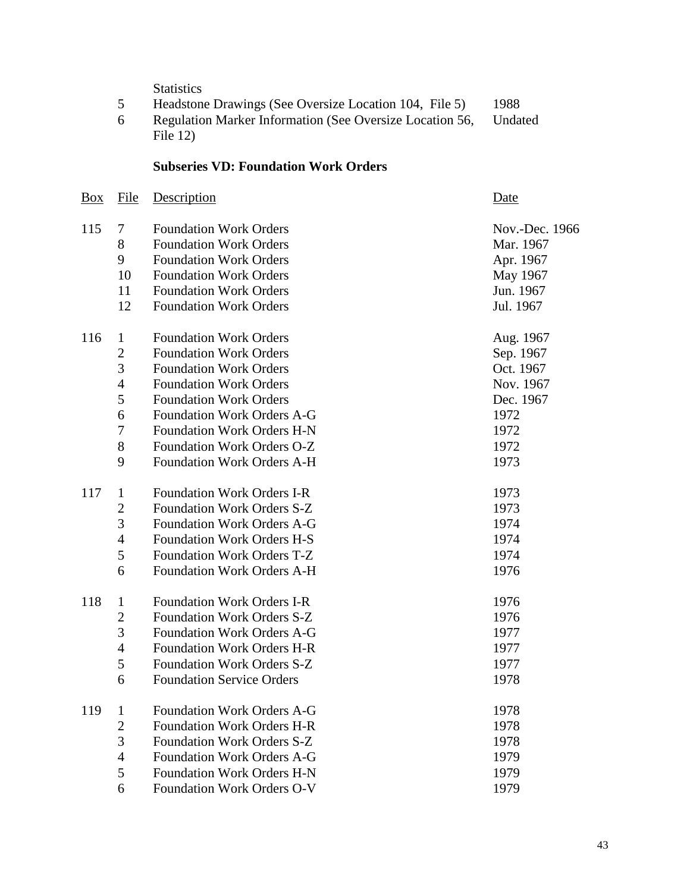| Box | File | Description | Date |
|---|---|---|---|
| | | Statistics | |
| | 5 | Headstone Drawings (See Oversize Location 104, File 5) | 1988 |
| | 6 | Regulation Marker Information (See Oversize Location 56, File 12) | Undated |

### Subseries VD: Foundation Work Orders

| Box | File | Description | Date |
|---|---|---|---|
| 115 | 7 | Foundation Work Orders | Nov.-Dec. 1966 |
| | 8 | Foundation Work Orders | Mar. 1967 |
| | 9 | Foundation Work Orders | Apr. 1967 |
| | 10 | Foundation Work Orders | May 1967 |
| | 11 | Foundation Work Orders | Jun. 1967 |
| | 12 | Foundation Work Orders | Jul. 1967 |
| 116 | 1 | Foundation Work Orders | Aug. 1967 |
| | 2 | Foundation Work Orders | Sep. 1967 |
| | 3 | Foundation Work Orders | Oct. 1967 |
| | 4 | Foundation Work Orders | Nov. 1967 |
| | 5 | Foundation Work Orders | Dec. 1967 |
| | 6 | Foundation Work Orders A-G | 1972 |
| | 7 | Foundation Work Orders H-N | 1972 |
| | 8 | Foundation Work Orders O-Z | 1972 |
| | 9 | Foundation Work Orders A-H | 1973 |
| 117 | 1 | Foundation Work Orders I-R | 1973 |
| | 2 | Foundation Work Orders S-Z | 1973 |
| | 3 | Foundation Work Orders A-G | 1974 |
| | 4 | Foundation Work Orders H-S | 1974 |
| | 5 | Foundation Work Orders T-Z | 1974 |
| | 6 | Foundation Work Orders A-H | 1976 |
| 118 | 1 | Foundation Work Orders I-R | 1976 |
| | 2 | Foundation Work Orders S-Z | 1976 |
| | 3 | Foundation Work Orders A-G | 1977 |
| | 4 | Foundation Work Orders H-R | 1977 |
| | 5 | Foundation Work Orders S-Z | 1977 |
| | 6 | Foundation Service Orders | 1978 |
| 119 | 1 | Foundation Work Orders A-G | 1978 |
| | 2 | Foundation Work Orders H-R | 1978 |
| | 3 | Foundation Work Orders S-Z | 1978 |
| | 4 | Foundation Work Orders A-G | 1979 |
| | 5 | Foundation Work Orders H-N | 1979 |
| | 6 | Foundation Work Orders O-V | 1979 |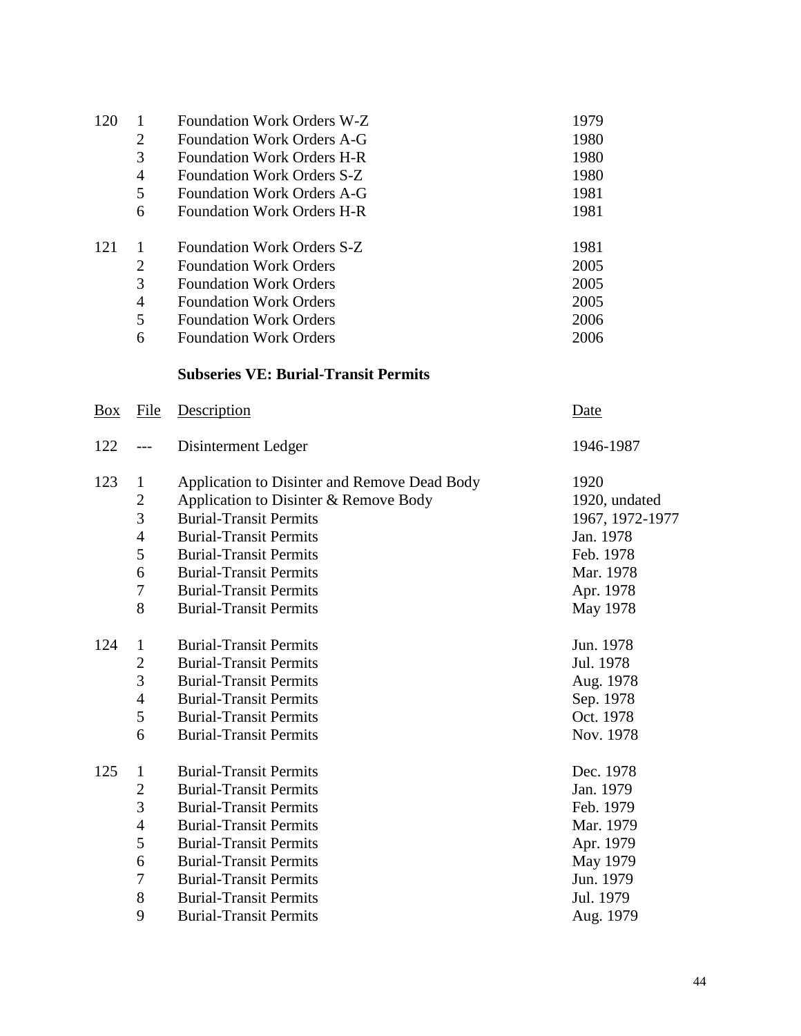| Box | File | Description | Date |
|---|---|---|---|
| 120 | 1 | Foundation Work Orders W-Z | 1979 |
| | 2 | Foundation Work Orders A-G | 1980 |
| | 3 | Foundation Work Orders H-R | 1980 |
| | 4 | Foundation Work Orders S-Z | 1980 |
| | 5 | Foundation Work Orders A-G | 1981 |
| | 6 | Foundation Work Orders H-R | 1981 |
| 121 | 1 | Foundation Work Orders S-Z | 1981 |
| | 2 | Foundation Work Orders | 2005 |
| | 3 | Foundation Work Orders | 2005 |
| | 4 | Foundation Work Orders | 2005 |
| | 5 | Foundation Work Orders | 2006 |
| | 6 | Foundation Work Orders | 2006 |

**Subseries VE: Burial-Transit Permits**

| Box | File | Description | Date |
|---|---|---|---|
| 122 | --- | Disinterment Ledger | 1946-1987 |
| 123 | 1 | Application to Disinter and Remove Dead Body | 1920 |
| | 2 | Application to Disinter & Remove Body | 1920, undated |
| | 3 | Burial-Transit Permits | 1967, 1972-1977 |
| | 4 | Burial-Transit Permits | Jan. 1978 |
| | 5 | Burial-Transit Permits | Feb. 1978 |
| | 6 | Burial-Transit Permits | Mar. 1978 |
| | 7 | Burial-Transit Permits | Apr. 1978 |
| | 8 | Burial-Transit Permits | May 1978 |
| 124 | 1 | Burial-Transit Permits | Jun. 1978 |
| | 2 | Burial-Transit Permits | Jul. 1978 |
| | 3 | Burial-Transit Permits | Aug. 1978 |
| | 4 | Burial-Transit Permits | Sep. 1978 |
| | 5 | Burial-Transit Permits | Oct. 1978 |
| | 6 | Burial-Transit Permits | Nov. 1978 |
| 125 | 1 | Burial-Transit Permits | Dec. 1978 |
| | 2 | Burial-Transit Permits | Jan. 1979 |
| | 3 | Burial-Transit Permits | Feb. 1979 |
| | 4 | Burial-Transit Permits | Mar. 1979 |
| | 5 | Burial-Transit Permits | Apr. 1979 |
| | 6 | Burial-Transit Permits | May 1979 |
| | 7 | Burial-Transit Permits | Jun. 1979 |
| | 8 | Burial-Transit Permits | Jul. 1979 |
| | 9 | Burial-Transit Permits | Aug. 1979 |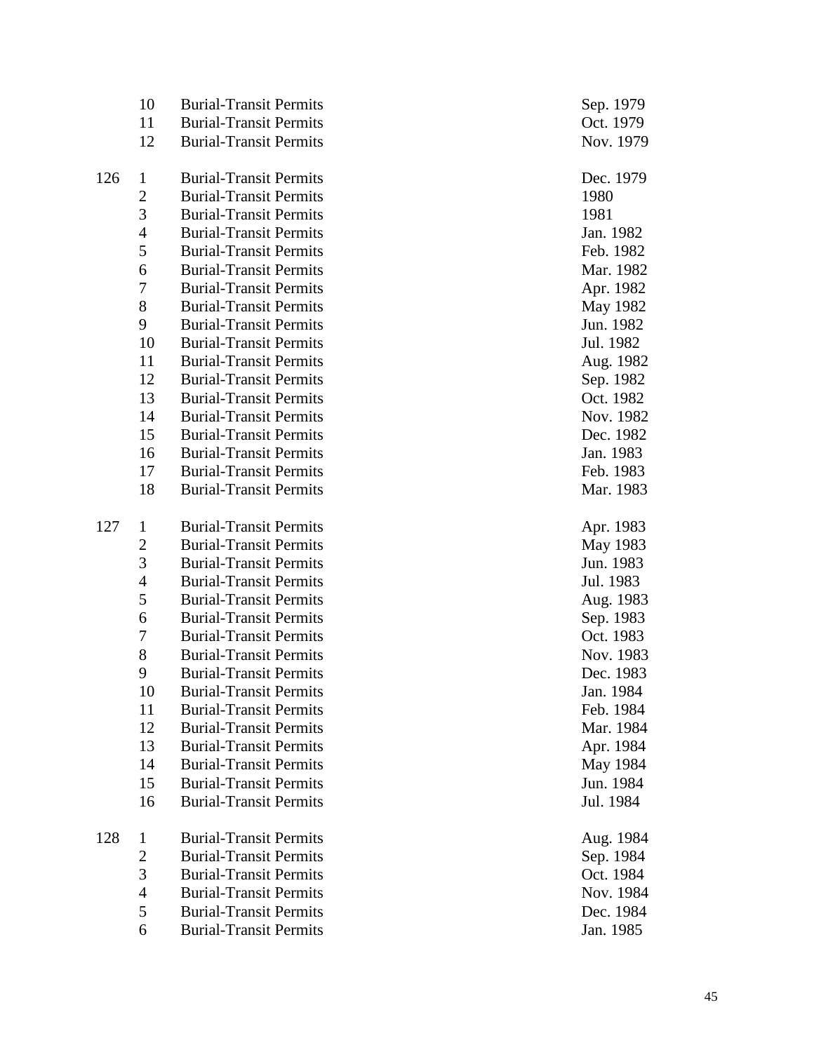| Box | Folder | Description | Date |
|---|---|---|---|
| | 10 | Burial-Transit Permits | Sep. 1979 |
| | 11 | Burial-Transit Permits | Oct. 1979 |
| | 12 | Burial-Transit Permits | Nov. 1979 |
| 126 | 1 | Burial-Transit Permits | Dec. 1979 |
| | 2 | Burial-Transit Permits | 1980 |
| | 3 | Burial-Transit Permits | 1981 |
| | 4 | Burial-Transit Permits | Jan. 1982 |
| | 5 | Burial-Transit Permits | Feb. 1982 |
| | 6 | Burial-Transit Permits | Mar. 1982 |
| | 7 | Burial-Transit Permits | Apr. 1982 |
| | 8 | Burial-Transit Permits | May 1982 |
| | 9 | Burial-Transit Permits | Jun. 1982 |
| | 10 | Burial-Transit Permits | Jul. 1982 |
| | 11 | Burial-Transit Permits | Aug. 1982 |
| | 12 | Burial-Transit Permits | Sep. 1982 |
| | 13 | Burial-Transit Permits | Oct. 1982 |
| | 14 | Burial-Transit Permits | Nov. 1982 |
| | 15 | Burial-Transit Permits | Dec. 1982 |
| | 16 | Burial-Transit Permits | Jan. 1983 |
| | 17 | Burial-Transit Permits | Feb. 1983 |
| | 18 | Burial-Transit Permits | Mar. 1983 |
| 127 | 1 | Burial-Transit Permits | Apr. 1983 |
| | 2 | Burial-Transit Permits | May 1983 |
| | 3 | Burial-Transit Permits | Jun. 1983 |
| | 4 | Burial-Transit Permits | Jul. 1983 |
| | 5 | Burial-Transit Permits | Aug. 1983 |
| | 6 | Burial-Transit Permits | Sep. 1983 |
| | 7 | Burial-Transit Permits | Oct. 1983 |
| | 8 | Burial-Transit Permits | Nov. 1983 |
| | 9 | Burial-Transit Permits | Dec. 1983 |
| | 10 | Burial-Transit Permits | Jan. 1984 |
| | 11 | Burial-Transit Permits | Feb. 1984 |
| | 12 | Burial-Transit Permits | Mar. 1984 |
| | 13 | Burial-Transit Permits | Apr. 1984 |
| | 14 | Burial-Transit Permits | May 1984 |
| | 15 | Burial-Transit Permits | Jun. 1984 |
| | 16 | Burial-Transit Permits | Jul. 1984 |
| 128 | 1 | Burial-Transit Permits | Aug. 1984 |
| | 2 | Burial-Transit Permits | Sep. 1984 |
| | 3 | Burial-Transit Permits | Oct. 1984 |
| | 4 | Burial-Transit Permits | Nov. 1984 |
| | 5 | Burial-Transit Permits | Dec. 1984 |
| | 6 | Burial-Transit Permits | Jan. 1985 |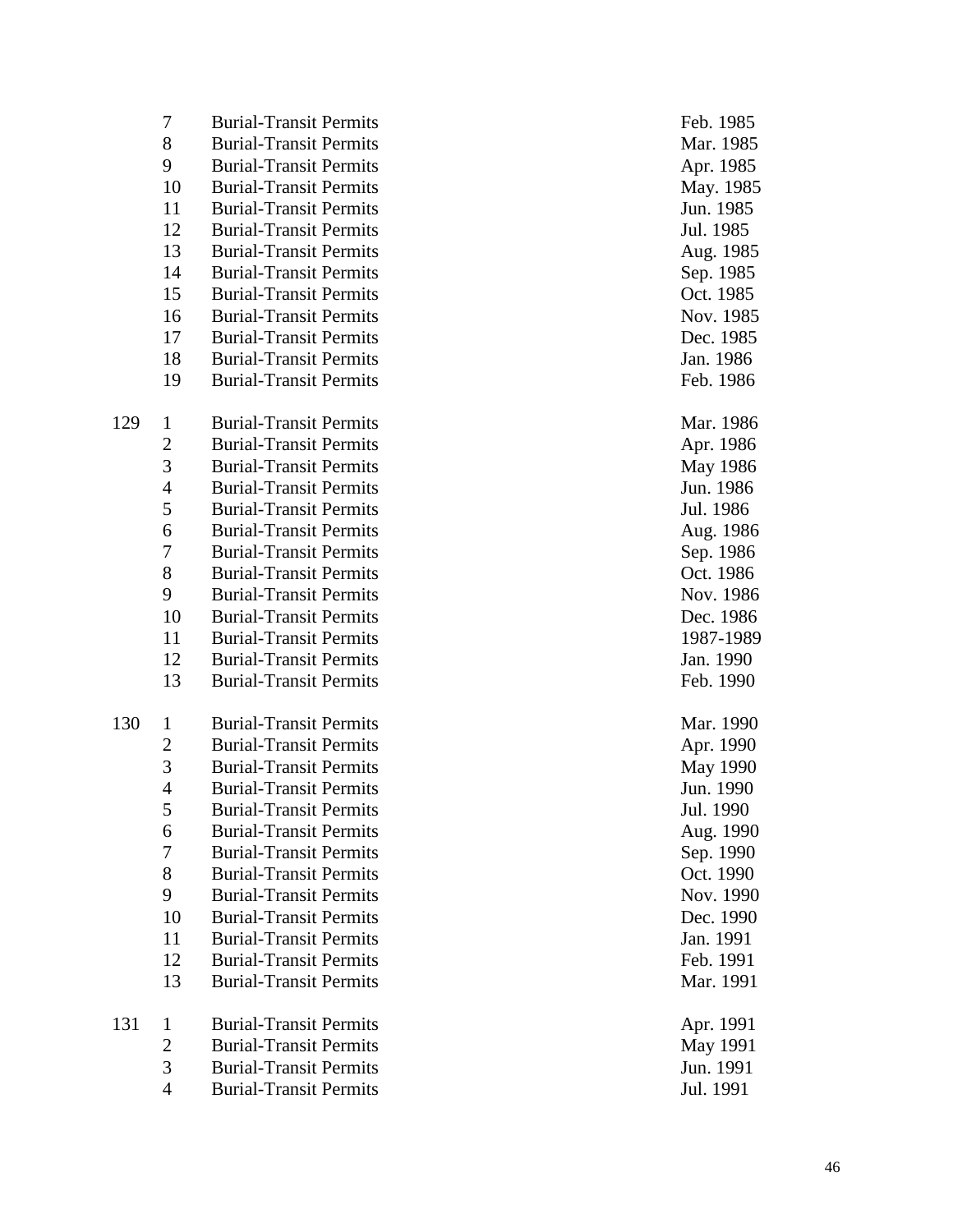| Box | Folder | Description | Date |
|---|---|---|---|
| | 7 | Burial-Transit Permits | Feb. 1985 |
| | 8 | Burial-Transit Permits | Mar. 1985 |
| | 9 | Burial-Transit Permits | Apr. 1985 |
| | 10 | Burial-Transit Permits | May. 1985 |
| | 11 | Burial-Transit Permits | Jun. 1985 |
| | 12 | Burial-Transit Permits | Jul. 1985 |
| | 13 | Burial-Transit Permits | Aug. 1985 |
| | 14 | Burial-Transit Permits | Sep. 1985 |
| | 15 | Burial-Transit Permits | Oct. 1985 |
| | 16 | Burial-Transit Permits | Nov. 1985 |
| | 17 | Burial-Transit Permits | Dec. 1985 |
| | 18 | Burial-Transit Permits | Jan. 1986 |
| | 19 | Burial-Transit Permits | Feb. 1986 |
| 129 | 1 | Burial-Transit Permits | Mar. 1986 |
| | 2 | Burial-Transit Permits | Apr. 1986 |
| | 3 | Burial-Transit Permits | May 1986 |
| | 4 | Burial-Transit Permits | Jun. 1986 |
| | 5 | Burial-Transit Permits | Jul. 1986 |
| | 6 | Burial-Transit Permits | Aug. 1986 |
| | 7 | Burial-Transit Permits | Sep. 1986 |
| | 8 | Burial-Transit Permits | Oct. 1986 |
| | 9 | Burial-Transit Permits | Nov. 1986 |
| | 10 | Burial-Transit Permits | Dec. 1986 |
| | 11 | Burial-Transit Permits | 1987-1989 |
| | 12 | Burial-Transit Permits | Jan. 1990 |
| | 13 | Burial-Transit Permits | Feb. 1990 |
| 130 | 1 | Burial-Transit Permits | Mar. 1990 |
| | 2 | Burial-Transit Permits | Apr. 1990 |
| | 3 | Burial-Transit Permits | May 1990 |
| | 4 | Burial-Transit Permits | Jun. 1990 |
| | 5 | Burial-Transit Permits | Jul. 1990 |
| | 6 | Burial-Transit Permits | Aug. 1990 |
| | 7 | Burial-Transit Permits | Sep. 1990 |
| | 8 | Burial-Transit Permits | Oct. 1990 |
| | 9 | Burial-Transit Permits | Nov. 1990 |
| | 10 | Burial-Transit Permits | Dec. 1990 |
| | 11 | Burial-Transit Permits | Jan. 1991 |
| | 12 | Burial-Transit Permits | Feb. 1991 |
| | 13 | Burial-Transit Permits | Mar. 1991 |
| 131 | 1 | Burial-Transit Permits | Apr. 1991 |
| | 2 | Burial-Transit Permits | May 1991 |
| | 3 | Burial-Transit Permits | Jun. 1991 |
| | 4 | Burial-Transit Permits | Jul. 1991 |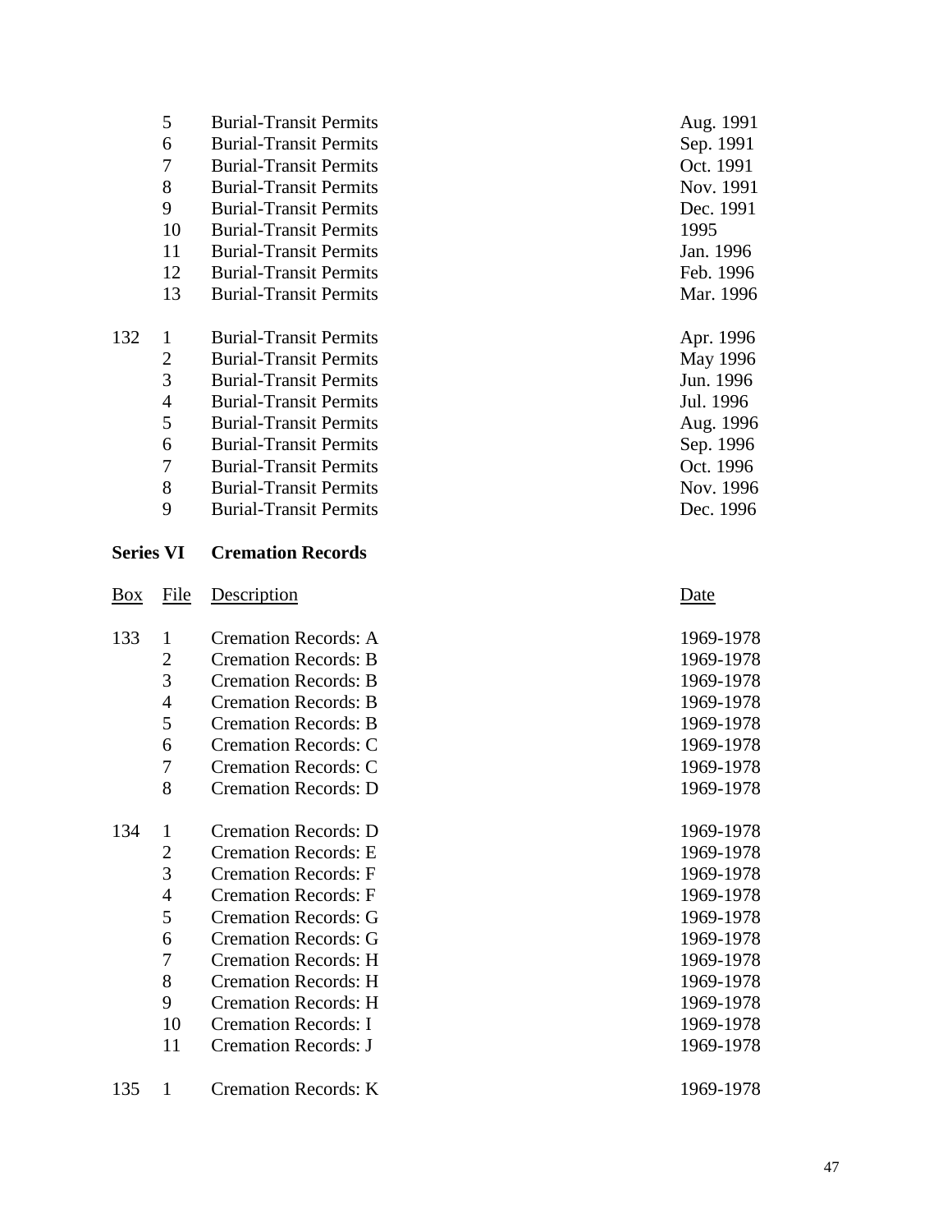| Box | File | Description | Date |
|---|---|---|---|
| | 5 | Burial-Transit Permits | Aug. 1991 |
| | 6 | Burial-Transit Permits | Sep. 1991 |
| | 7 | Burial-Transit Permits | Oct. 1991 |
| | 8 | Burial-Transit Permits | Nov. 1991 |
| | 9 | Burial-Transit Permits | Dec. 1991 |
| | 10 | Burial-Transit Permits | 1995 |
| | 11 | Burial-Transit Permits | Jan. 1996 |
| | 12 | Burial-Transit Permits | Feb. 1996 |
| | 13 | Burial-Transit Permits | Mar. 1996 |
| 132 | 1 | Burial-Transit Permits | Apr. 1996 |
| | 2 | Burial-Transit Permits | May 1996 |
| | 3 | Burial-Transit Permits | Jun. 1996 |
| | 4 | Burial-Transit Permits | Jul. 1996 |
| | 5 | Burial-Transit Permits | Aug. 1996 |
| | 6 | Burial-Transit Permits | Sep. 1996 |
| | 7 | Burial-Transit Permits | Oct. 1996 |
| | 8 | Burial-Transit Permits | Nov. 1996 |
| | 9 | Burial-Transit Permits | Dec. 1996 |

## Series VI Cremation Records

| Box | File | Description | Date |
|---|---|---|---|
| 133 | 1 | Cremation Records: A | 1969-1978 |
| | 2 | Cremation Records: B | 1969-1978 |
| | 3 | Cremation Records: B | 1969-1978 |
| | 4 | Cremation Records: B | 1969-1978 |
| | 5 | Cremation Records: B | 1969-1978 |
| | 6 | Cremation Records: C | 1969-1978 |
| | 7 | Cremation Records: C | 1969-1978 |
| | 8 | Cremation Records: D | 1969-1978 |
| 134 | 1 | Cremation Records: D | 1969-1978 |
| | 2 | Cremation Records: E | 1969-1978 |
| | 3 | Cremation Records: F | 1969-1978 |
| | 4 | Cremation Records: F | 1969-1978 |
| | 5 | Cremation Records: G | 1969-1978 |
| | 6 | Cremation Records: G | 1969-1978 |
| | 7 | Cremation Records: H | 1969-1978 |
| | 8 | Cremation Records: H | 1969-1978 |
| | 9 | Cremation Records: H | 1969-1978 |
| | 10 | Cremation Records: I | 1969-1978 |
| | 11 | Cremation Records: J | 1969-1978 |
| 135 | 1 | Cremation Records: K | 1969-1978 |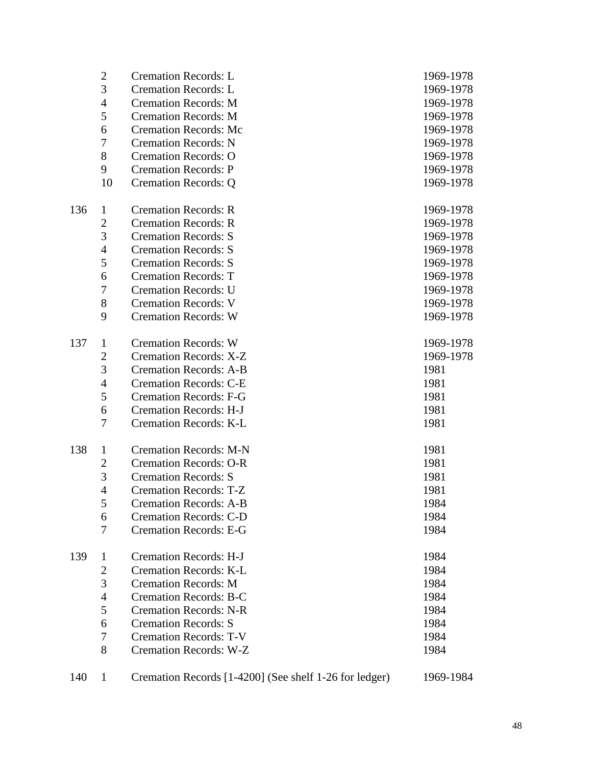| Box | Folder | Title | Date |
|---|---|---|---|
| | 2 | Cremation Records: L | 1969-1978 |
| | 3 | Cremation Records: L | 1969-1978 |
| | 4 | Cremation Records: M | 1969-1978 |
| | 5 | Cremation Records: M | 1969-1978 |
| | 6 | Cremation Records: Mc | 1969-1978 |
| | 7 | Cremation Records: N | 1969-1978 |
| | 8 | Cremation Records: O | 1969-1978 |
| | 9 | Cremation Records: P | 1969-1978 |
| | 10 | Cremation Records: Q | 1969-1978 |
| 136 | 1 | Cremation Records: R | 1969-1978 |
| | 2 | Cremation Records: R | 1969-1978 |
| | 3 | Cremation Records: S | 1969-1978 |
| | 4 | Cremation Records: S | 1969-1978 |
| | 5 | Cremation Records: S | 1969-1978 |
| | 6 | Cremation Records: T | 1969-1978 |
| | 7 | Cremation Records: U | 1969-1978 |
| | 8 | Cremation Records: V | 1969-1978 |
| | 9 | Cremation Records: W | 1969-1978 |
| 137 | 1 | Cremation Records: W | 1969-1978 |
| | 2 | Cremation Records: X-Z | 1969-1978 |
| | 3 | Cremation Records: A-B | 1981 |
| | 4 | Cremation Records: C-E | 1981 |
| | 5 | Cremation Records: F-G | 1981 |
| | 6 | Cremation Records: H-J | 1981 |
| | 7 | Cremation Records: K-L | 1981 |
| 138 | 1 | Cremation Records: M-N | 1981 |
| | 2 | Cremation Records: O-R | 1981 |
| | 3 | Cremation Records: S | 1981 |
| | 4 | Cremation Records: T-Z | 1981 |
| | 5 | Cremation Records: A-B | 1984 |
| | 6 | Cremation Records: C-D | 1984 |
| | 7 | Cremation Records: E-G | 1984 |
| 139 | 1 | Cremation Records: H-J | 1984 |
| | 2 | Cremation Records: K-L | 1984 |
| | 3 | Cremation Records: M | 1984 |
| | 4 | Cremation Records: B-C | 1984 |
| | 5 | Cremation Records: N-R | 1984 |
| | 6 | Cremation Records: S | 1984 |
| | 7 | Cremation Records: T-V | 1984 |
| | 8 | Cremation Records: W-Z | 1984 |
| 140 | 1 | Cremation Records [1-4200] (See shelf 1-26 for ledger) | 1969-1984 |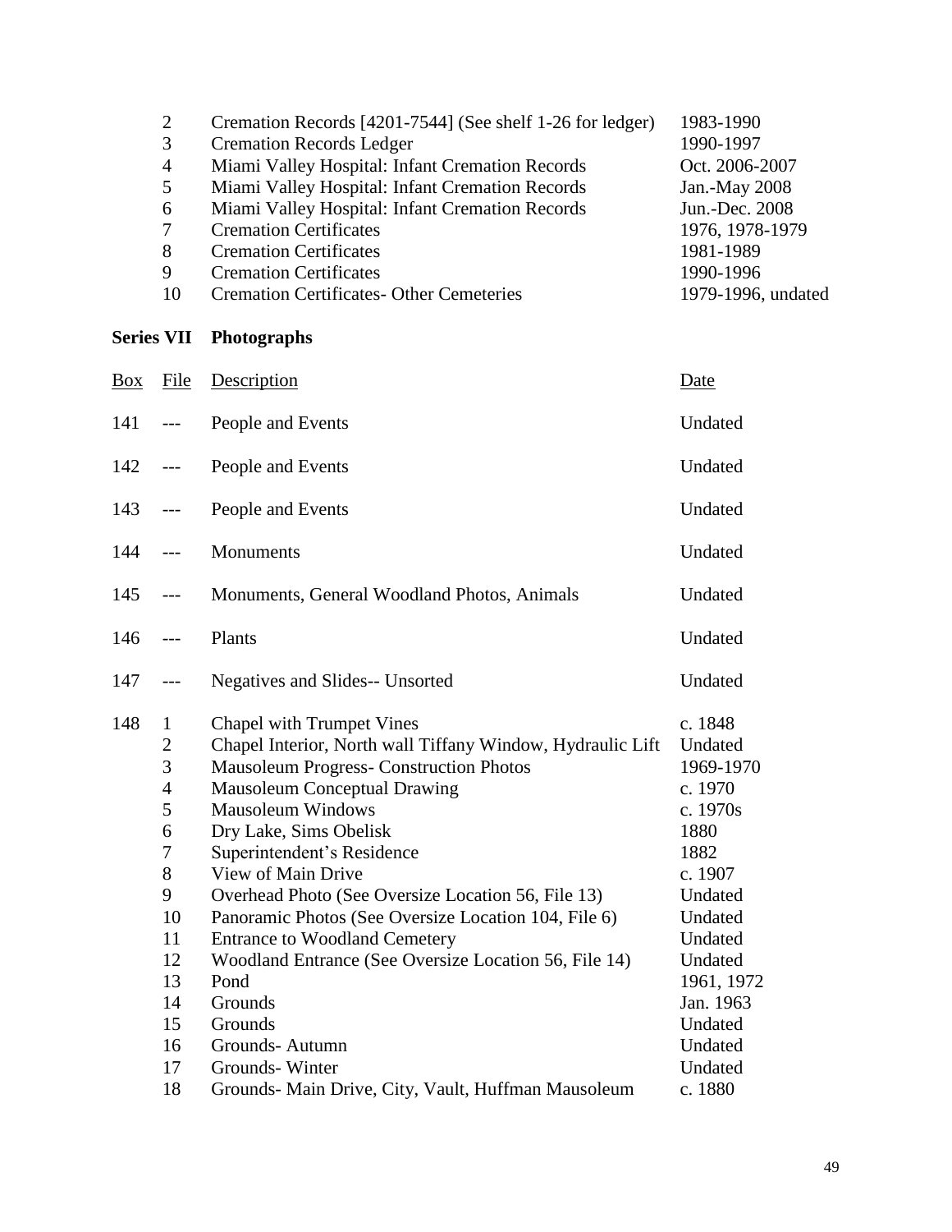| Box | File | Description | Date |
|---|---|---|---|
| | 2 | Cremation Records [4201-7544] (See shelf 1-26 for ledger) | 1983-1990 |
| | 3 | Cremation Records Ledger | 1990-1997 |
| | 4 | Miami Valley Hospital: Infant Cremation Records | Oct. 2006-2007 |
| | 5 | Miami Valley Hospital: Infant Cremation Records | Jan.-May 2008 |
| | 6 | Miami Valley Hospital: Infant Cremation Records | Jun.-Dec. 2008 |
| | 7 | Cremation Certificates | 1976, 1978-1979 |
| | 8 | Cremation Certificates | 1981-1989 |
| | 9 | Cremation Certificates | 1990-1996 |
| | 10 | Cremation Certificates- Other Cemeteries | 1979-1996, undated |

## Series VII Photographs

| Box | File | Description | Date |
|---|---|---|---|
| 141 | --- | People and Events | Undated |
| 142 | --- | People and Events | Undated |
| 143 | --- | People and Events | Undated |
| 144 | --- | Monuments | Undated |
| 145 | --- | Monuments, General Woodland Photos, Animals | Undated |
| 146 | --- | Plants | Undated |
| 147 | --- | Negatives and Slides-- Unsorted | Undated |
| 148 | 1 | Chapel with Trumpet Vines | c. 1848 |
| | 2 | Chapel Interior, North wall Tiffany Window, Hydraulic Lift | Undated |
| | 3 | Mausoleum Progress- Construction Photos | 1969-1970 |
| | 4 | Mausoleum Conceptual Drawing | c. 1970 |
| | 5 | Mausoleum Windows | c. 1970s |
| | 6 | Dry Lake, Sims Obelisk | 1880 |
| | 7 | Superintendent's Residence | 1882 |
| | 8 | View of Main Drive | c. 1907 |
| | 9 | Overhead Photo (See Oversize Location 56, File 13) | Undated |
| | 10 | Panoramic Photos (See Oversize Location 104, File 6) | Undated |
| | 11 | Entrance to Woodland Cemetery | Undated |
| | 12 | Woodland Entrance (See Oversize Location 56, File 14) | Undated |
| | 13 | Pond | 1961, 1972 |
| | 14 | Grounds | Jan. 1963 |
| | 15 | Grounds | Undated |
| | 16 | Grounds- Autumn | Undated |
| | 17 | Grounds- Winter | Undated |
| | 18 | Grounds- Main Drive, City, Vault, Huffman Mausoleum | c. 1880 |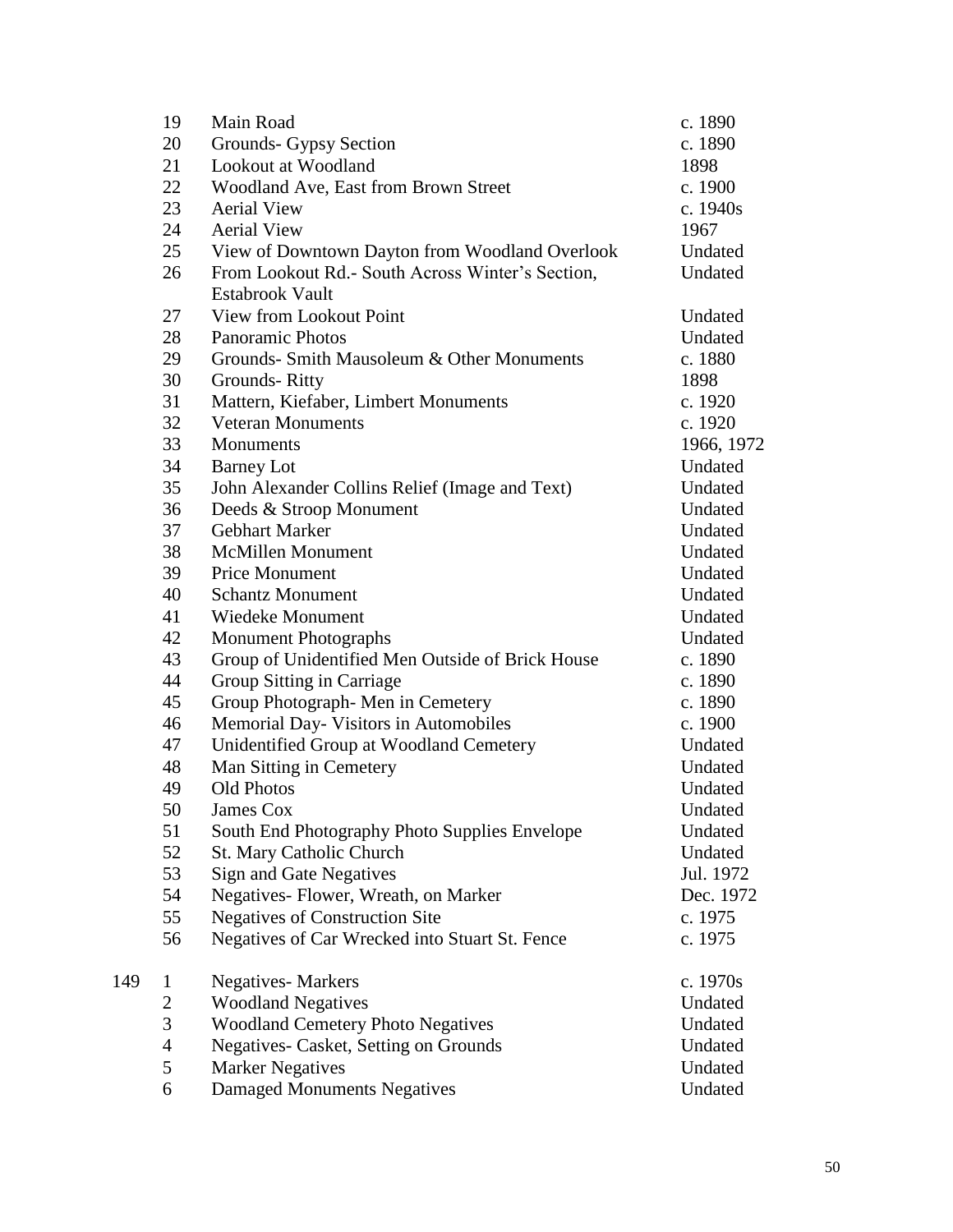| Box | Folder | Title | Date |
|---|---|---|---|
| | 19 | Main Road | c. 1890 |
| | 20 | Grounds- Gypsy Section | c. 1890 |
| | 21 | Lookout at Woodland | 1898 |
| | 22 | Woodland Ave, East from Brown Street | c. 1900 |
| | 23 | Aerial View | c. 1940s |
| | 24 | Aerial View | 1967 |
| | 25 | View of Downtown Dayton from Woodland Overlook | Undated |
| | 26 | From Lookout Rd.- South Across Winter's Section, Estabrook Vault | Undated |
| | 27 | View from Lookout Point | Undated |
| | 28 | Panoramic Photos | Undated |
| | 29 | Grounds- Smith Mausoleum & Other Monuments | c. 1880 |
| | 30 | Grounds- Ritty | 1898 |
| | 31 | Mattern, Kiefaber, Limbert Monuments | c. 1920 |
| | 32 | Veteran Monuments | c. 1920 |
| | 33 | Monuments | 1966, 1972 |
| | 34 | Barney Lot | Undated |
| | 35 | John Alexander Collins Relief (Image and Text) | Undated |
| | 36 | Deeds & Stroop Monument | Undated |
| | 37 | Gebhart Marker | Undated |
| | 38 | McMillen Monument | Undated |
| | 39 | Price Monument | Undated |
| | 40 | Schantz Monument | Undated |
| | 41 | Wiedeke Monument | Undated |
| | 42 | Monument Photographs | Undated |
| | 43 | Group of Unidentified Men Outside of Brick House | c. 1890 |
| | 44 | Group Sitting in Carriage | c. 1890 |
| | 45 | Group Photograph- Men in Cemetery | c. 1890 |
| | 46 | Memorial Day- Visitors in Automobiles | c. 1900 |
| | 47 | Unidentified Group at Woodland Cemetery | Undated |
| | 48 | Man Sitting in Cemetery | Undated |
| | 49 | Old Photos | Undated |
| | 50 | James Cox | Undated |
| | 51 | South End Photography Photo Supplies Envelope | Undated |
| | 52 | St. Mary Catholic Church | Undated |
| | 53 | Sign and Gate Negatives | Jul. 1972 |
| | 54 | Negatives- Flower, Wreath, on Marker | Dec. 1972 |
| | 55 | Negatives of Construction Site | c. 1975 |
| | 56 | Negatives of Car Wrecked into Stuart St. Fence | c. 1975 |
| 149 | 1 | Negatives- Markers | c. 1970s |
| | 2 | Woodland Negatives | Undated |
| | 3 | Woodland Cemetery Photo Negatives | Undated |
| | 4 | Negatives- Casket, Setting on Grounds | Undated |
| | 5 | Marker Negatives | Undated |
| | 6 | Damaged Monuments Negatives | Undated |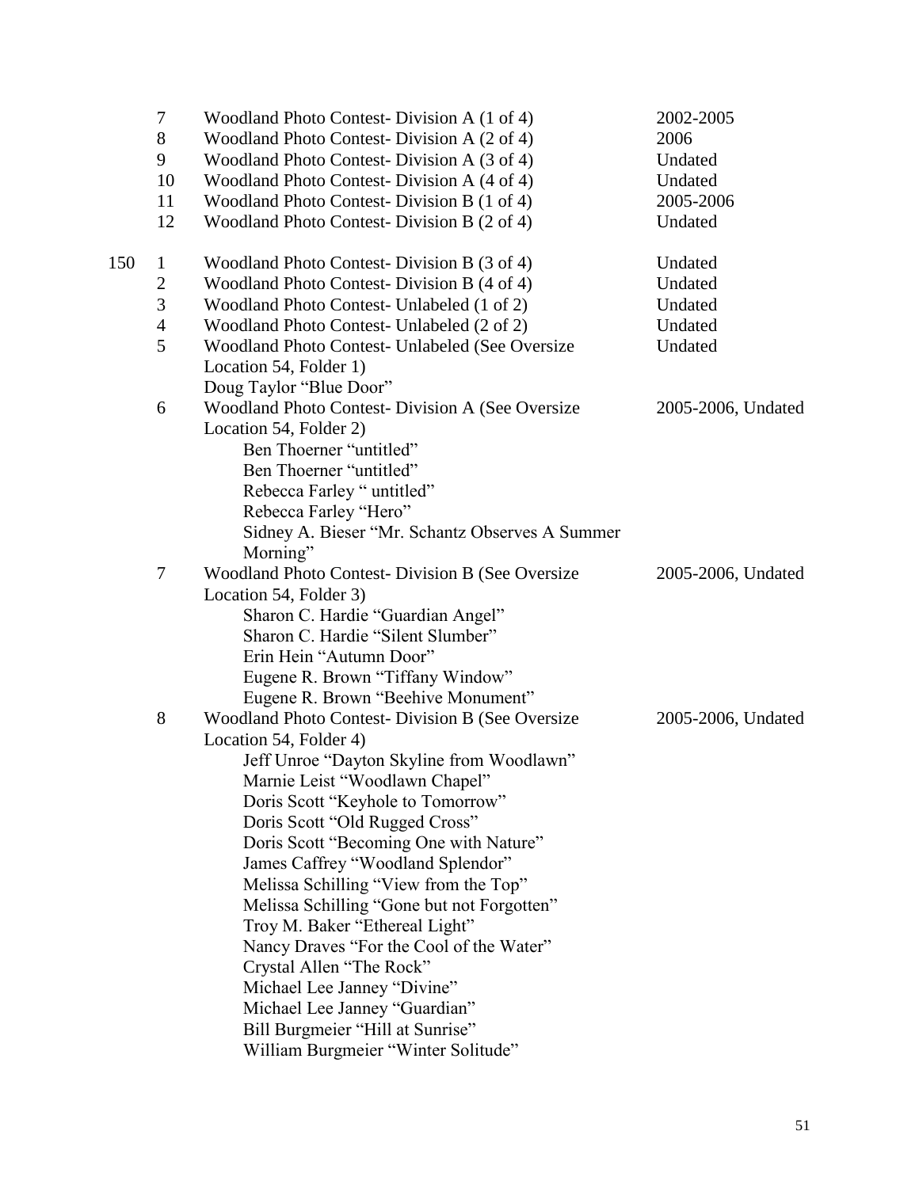| Box | Folder | Description | Date |
|---|---|---|---|
| | 7 | Woodland Photo Contest- Division A (1 of 4) | 2002-2005 |
| | 8 | Woodland Photo Contest- Division A (2 of 4) | 2006 |
| | 9 | Woodland Photo Contest- Division A (3 of 4) | Undated |
| | 10 | Woodland Photo Contest- Division A (4 of 4) | Undated |
| | 11 | Woodland Photo Contest- Division B (1 of 4) | 2005-2006 |
| | 12 | Woodland Photo Contest- Division B (2 of 4) | Undated |
| 150 | 1 | Woodland Photo Contest- Division B (3 of 4) | Undated |
| | 2 | Woodland Photo Contest- Division B (4 of 4) | Undated |
| | 3 | Woodland Photo Contest- Unlabeled (1 of 2) | Undated |
| | 4 | Woodland Photo Contest- Unlabeled (2 of 2) | Undated |
| | 5 | Woodland Photo Contest- Unlabeled (See Oversize Location 54, Folder 1)<br>Doug Taylor "Blue Door" | Undated |
| | 6 | Woodland Photo Contest- Division A (See Oversize Location 54, Folder 2)<br>Ben Thoerner "untitled"<br>Ben Thoerner "untitled"<br>Rebecca Farley " untitled"<br>Rebecca Farley "Hero"<br>Sidney A. Bieser "Mr. Schantz Observes A Summer Morning" | 2005-2006, Undated |
| | 7 | Woodland Photo Contest- Division B (See Oversize Location 54, Folder 3)<br>Sharon C. Hardie "Guardian Angel"<br>Sharon C. Hardie "Silent Slumber"<br>Erin Hein "Autumn Door"<br>Eugene R. Brown "Tiffany Window"<br>Eugene R. Brown "Beehive Monument" | 2005-2006, Undated |
| | 8 | Woodland Photo Contest- Division B (See Oversize Location 54, Folder 4)<br>Jeff Unroe "Dayton Skyline from Woodlawn"<br>Marnie Leist "Woodlawn Chapel"<br>Doris Scott "Keyhole to Tomorrow"<br>Doris Scott "Old Rugged Cross"<br>Doris Scott "Becoming One with Nature"<br>James Caffrey "Woodland Splendor"<br>Melissa Schilling "View from the Top"<br>Melissa Schilling "Gone but not Forgotten"<br>Troy M. Baker "Ethereal Light"<br>Nancy Draves "For the Cool of the Water"<br>Crystal Allen "The Rock"<br>Michael Lee Janney "Divine"<br>Michael Lee Janney "Guardian"<br>Bill Burgmeier "Hill at Sunrise"<br>William Burgmeier "Winter Solitude" | 2005-2006, Undated |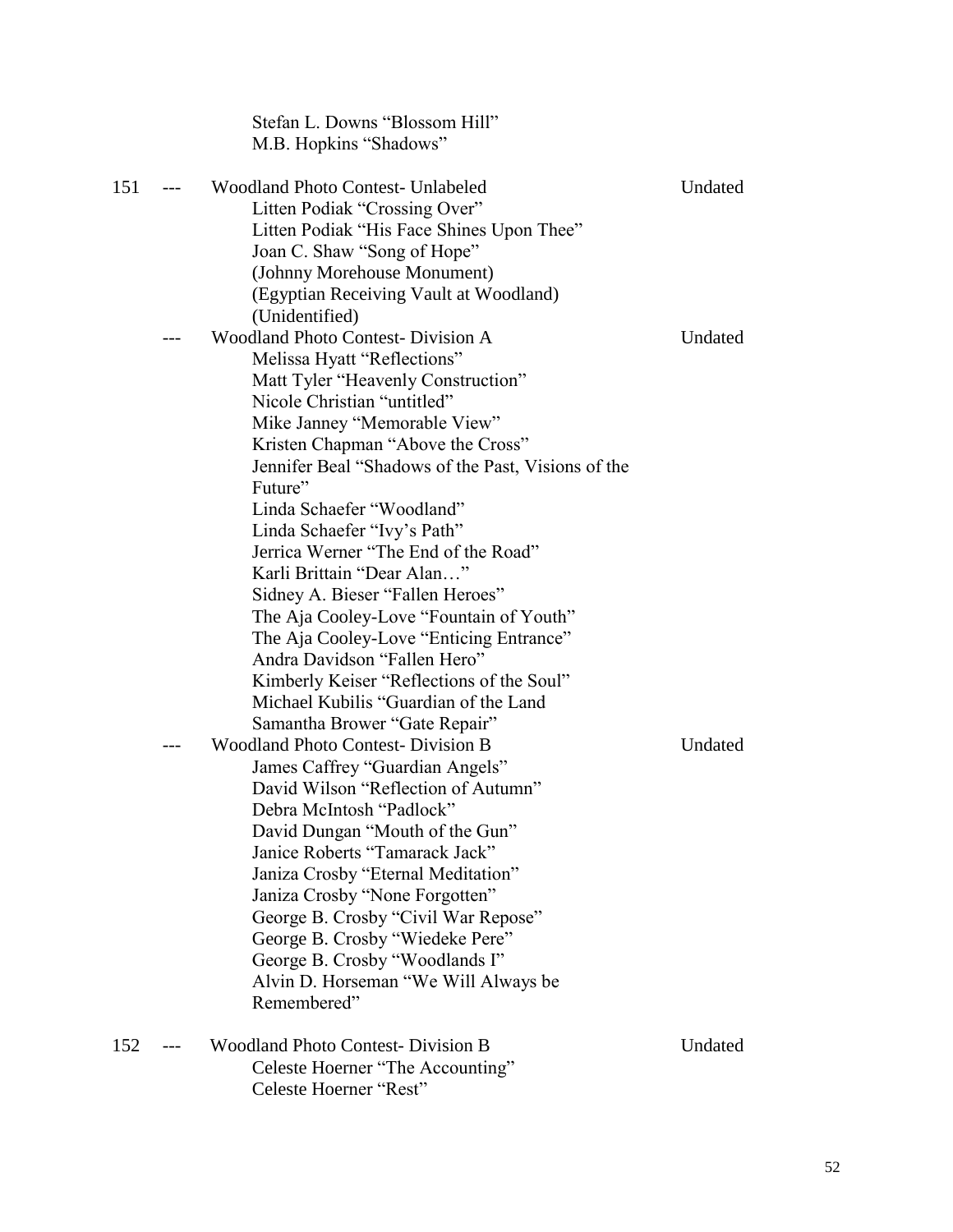Stefan L. Downs "Blossom Hill"
M.B. Hopkins "Shadows"

| Box | Folder | Description | Date |
|---|---|---|---|
| 151 | --- | Woodland Photo Contest- Unlabeled<br>Litten Podiak "Crossing Over"<br>Litten Podiak "His Face Shines Upon Thee"<br>Joan C. Shaw "Song of Hope"<br>(Johnny Morehouse Monument)<br>(Egyptian Receiving Vault at Woodland)<br>(Unidentified) | Undated |
| | --- | Woodland Photo Contest- Division A<br>Melissa Hyatt "Reflections"<br>Matt Tyler "Heavenly Construction"<br>Nicole Christian "untitled"<br>Mike Janney "Memorable View"<br>Kristen Chapman "Above the Cross"<br>Jennifer Beal "Shadows of the Past, Visions of the Future"<br>Linda Schaefer "Woodland"<br>Linda Schaefer "Ivy's Path"<br>Jerrica Werner "The End of the Road"<br>Karli Brittain "Dear Alan…"<br>Sidney A. Bieser "Fallen Heroes"<br>The Aja Cooley-Love "Fountain of Youth"<br>The Aja Cooley-Love "Enticing Entrance"<br>Andra Davidson "Fallen Hero"<br>Kimberly Keiser "Reflections of the Soul"<br>Michael Kubilis "Guardian of the Land<br>Samantha Brower "Gate Repair" | Undated |
| | --- | Woodland Photo Contest- Division B<br>James Caffrey "Guardian Angels"<br>David Wilson "Reflection of Autumn"<br>Debra McIntosh "Padlock"<br>David Dungan "Mouth of the Gun"<br>Janice Roberts "Tamarack Jack"<br>Janiza Crosby "Eternal Meditation"<br>Janiza Crosby "None Forgotten"<br>George B. Crosby "Civil War Repose"<br>George B. Crosby "Wiedeke Pere"<br>George B. Crosby "Woodlands I"<br>Alvin D. Horseman "We Will Always be Remembered" | Undated |
| 152 | --- | Woodland Photo Contest- Division B<br>Celeste Hoerner "The Accounting"<br>Celeste Hoerner "Rest" | Undated |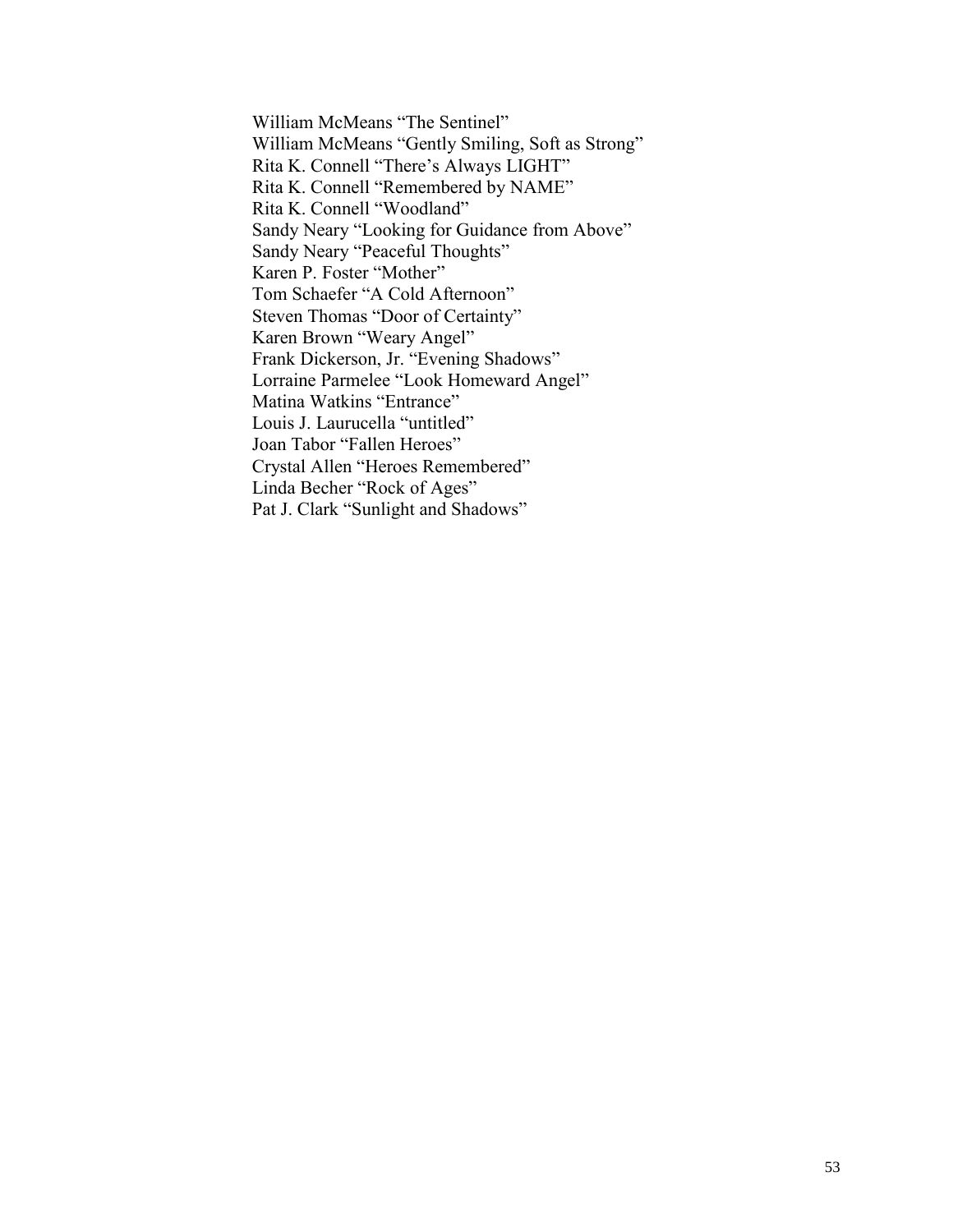William McMeans "The Sentinel"
William McMeans "Gently Smiling, Soft as Strong"
Rita K. Connell "There's Always LIGHT"
Rita K. Connell "Remembered by NAME"
Rita K. Connell "Woodland"
Sandy Neary "Looking for Guidance from Above"
Sandy Neary "Peaceful Thoughts"
Karen P. Foster "Mother"
Tom Schaefer "A Cold Afternoon"
Steven Thomas "Door of Certainty"
Karen Brown "Weary Angel"
Frank Dickerson, Jr. "Evening Shadows"
Lorraine Parmelee "Look Homeward Angel"
Matina Watkins "Entrance"
Louis J. Laurucella "untitled"
Joan Tabor "Fallen Heroes"
Crystal Allen "Heroes Remembered"
Linda Becher "Rock of Ages"
Pat J. Clark "Sunlight and Shadows"